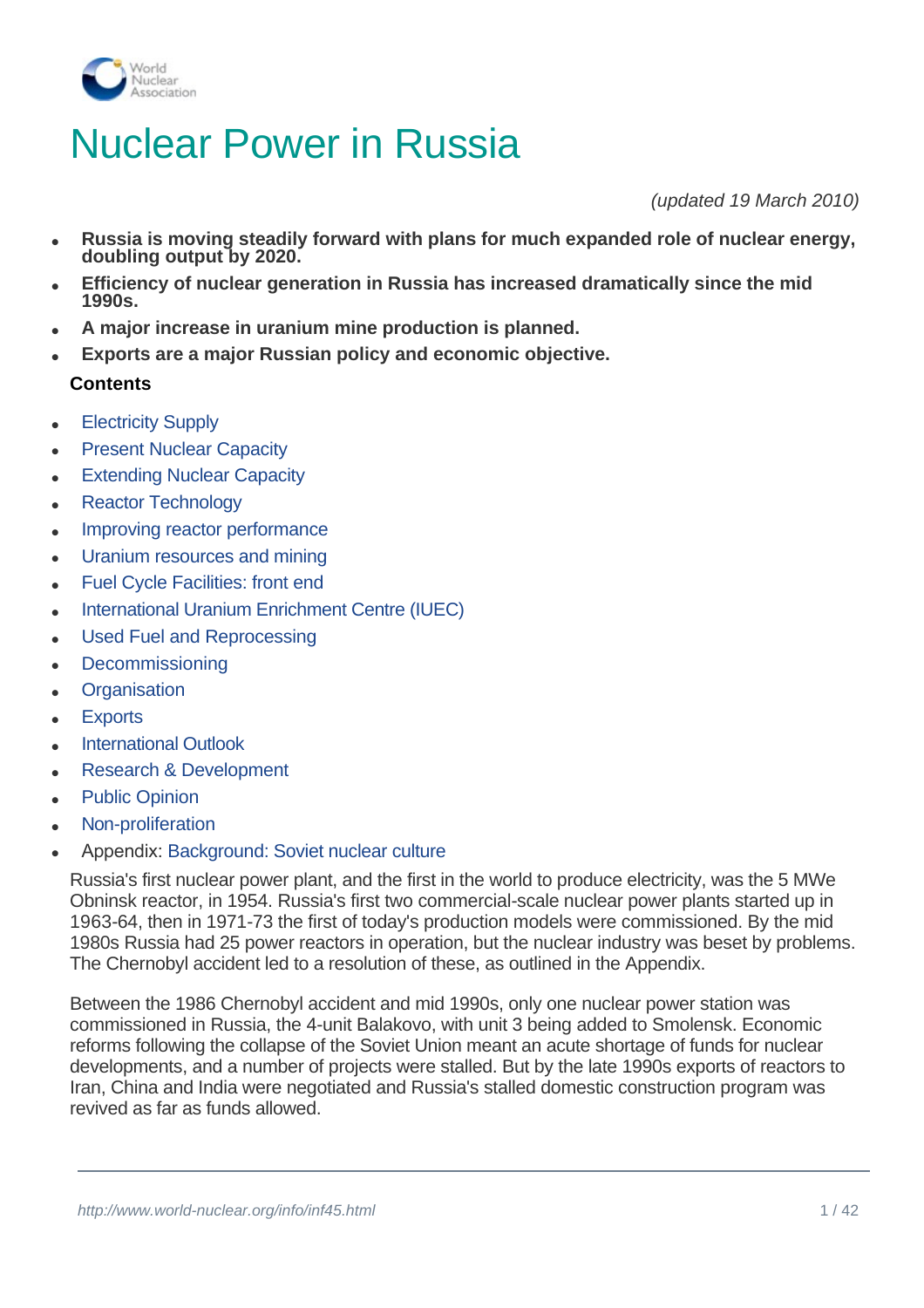# Nuclear Power in Russia

*(updated 19 March 2010)*

- **Russia is moving steadily forward with plans for much expanded role of nuclear energy, doubling output by 2020.**
- **Efficiency of nuclear generation in Russia has increased dramatically since the mid 1990s.**
- **A major increase in uranium mine production is planned.**
- **Exports are a major Russian policy and economic objective.**

**Contents**

- Electricity Supply
- Present Nuclear Capacity
- Extending Nuclear Capacity
- Reactor Technology
- Improving reactor performance
- Uranium resources and mining
- Fuel Cycle Facilities: front end
- International Uranium Enrichment Centre (IUEC)
- Used Fuel and Reprocessing
- Decommissioning
- Organisation
- Exports
- International Outlook
- Research & Development
- Public Opinion
- Non-proliferation
- Appendix: Background: Soviet nuclear culture

Russia's first nuclear power plant, and the first in the world to produce electricity, was the 5 MWe Obninsk reactor, in 1954. Russia's first two commercial-scale nuclear power plants started up in 1963-64, then in 1971-73 the first of today's production models were commissioned. By the mid 1980s Russia had 25 power reactors in operation, but the nuclear industry was beset by problems. The Chernobyl accident led to a resolution of these, as outlined in the Appendix.

Between the 1986 Chernobyl accident and mid 1990s, only one nuclear power station was commissioned in Russia, the 4-unit Balakovo, with unit 3 being added to Smolensk. Economic reforms following the collapse of the Soviet Union meant an acute shortage of funds for nuclear developments, and a number of projects were stalled. But by the late 1990s exports of reactors to Iran, China and India were negotiated and Russia's stalled domestic construction program was revived as far as funds allowed.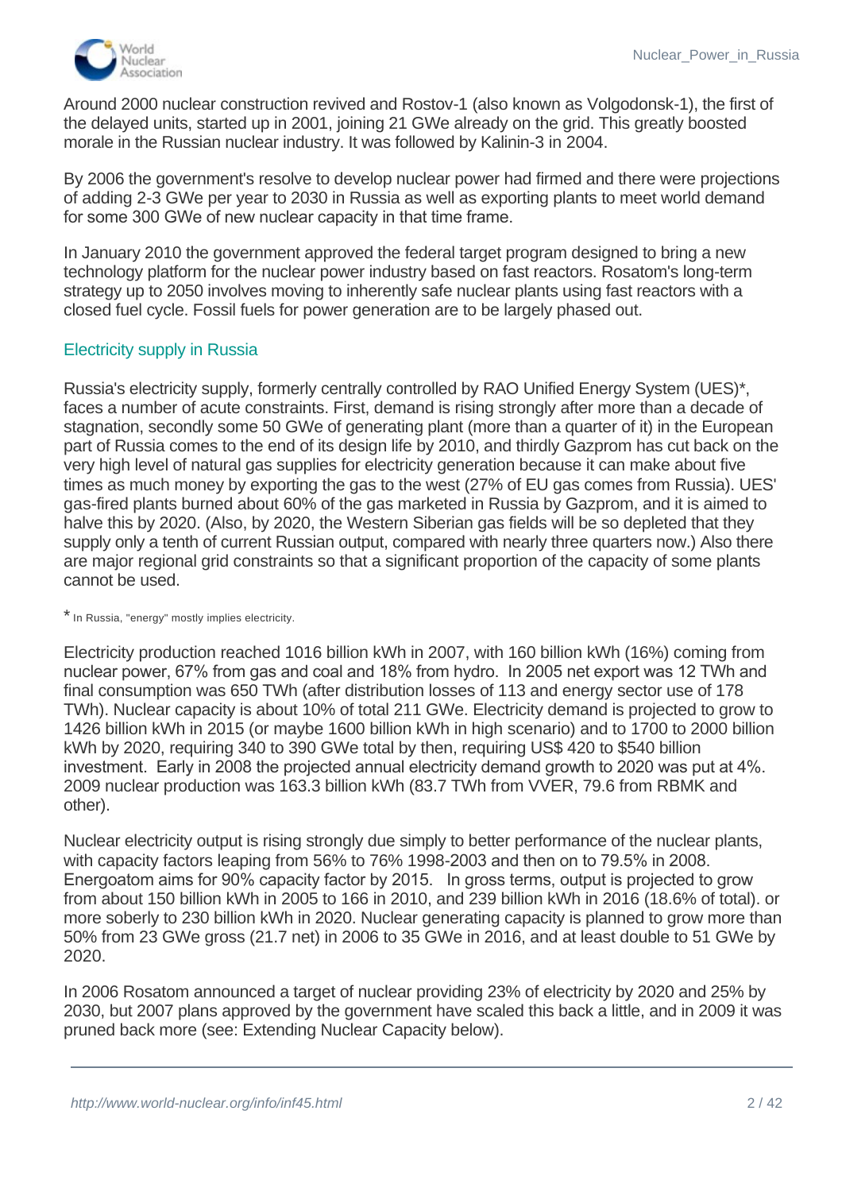Around 2000 nuclear construction revived and Rostov-1 (also known as Volgodonsk-1), the first of the delayed units, started up in 2001, joining 21 GWe already on the grid. This greatly boosted morale in the Russian nuclear industry. It was followed by Kalinin-3 in 2004.

By 2006 the government's resolve to develop nuclear power had firmed and there were projections of adding 2-3 GWe per year to 2030 in Russia as well as exporting plants to meet world demand for some 300 GWe of new nuclear capacity in that time frame.

In January 2010 the government approved the federal target program designed to bring a new technology platform for the nuclear power industry based on fast reactors. Rosatom's long-term strategy up to 2050 involves moving to inherently safe nuclear plants using fast reactors with a closed fuel cycle. Fossil fuels for power generation are to be largely phased out.

## Electricity supply in Russia

Russia's electricity supply, formerly centrally controlled by RAO Unified Energy System (UES)*, faces a number of acute constraints. First, demand is rising strongly after more than a decade of stagnation, secondly some 50 GWe of generating plant (more than a quarter of it) in the European part of Russia comes to the end of its design life by 2010, and thirdly Gazprom has cut back on the very high level of natural gas supplies for electricity generation because it can make about five times as much money by exporting the gas to the west (27% of EU gas comes from Russia). UES' gas-fired plants burned about 60% of the gas marketed in Russia by Gazprom, and it is aimed to halve this by 2020. (Also, by 2020, the Western Siberian gas fields will be so depleted that they supply only a tenth of current Russian output, compared with nearly three quarters now.) Also there are major regional grid constraints so that a significant proportion of the capacity of some plants cannot be used.

* In Russia, "energy" mostly implies electricity.

Electricity production reached 1016 billion kWh in 2007, with 160 billion kWh (16%) coming from nuclear power, 67% from gas and coal and 18% from hydro. In 2005 net export was 12 TWh and final consumption was 650 TWh (after distribution losses of 113 and energy sector use of 178 TWh). Nuclear capacity is about 10% of total 211 GWe. Electricity demand is projected to grow to 1426 billion kWh in 2015 (or maybe 1600 billion kWh in high scenario) and to 1700 to 2000 billion kWh by 2020, requiring 340 to 390 GWe total by then, requiring US$ 420 to $540 billion investment. Early in 2008 the projected annual electricity demand growth to 2020 was put at 4%. 2009 nuclear production was 163.3 billion kWh (83.7 TWh from VVER, 79.6 from RBMK and other).

Nuclear electricity output is rising strongly due simply to better performance of the nuclear plants, with capacity factors leaping from 56% to 76% 1998-2003 and then on to 79.5% in 2008. Energoatom aims for 90% capacity factor by 2015. In gross terms, output is projected to grow from about 150 billion kWh in 2005 to 166 in 2010, and 239 billion kWh in 2016 (18.6% of total). or more soberly to 230 billion kWh in 2020. Nuclear generating capacity is planned to grow more than 50% from 23 GWe gross (21.7 net) in 2006 to 35 GWe in 2016, and at least double to 51 GWe by 2020.

In 2006 Rosatom announced a target of nuclear providing 23% of electricity by 2020 and 25% by 2030, but 2007 plans approved by the government have scaled this back a little, and in 2009 it was pruned back more (see: Extending Nuclear Capacity below).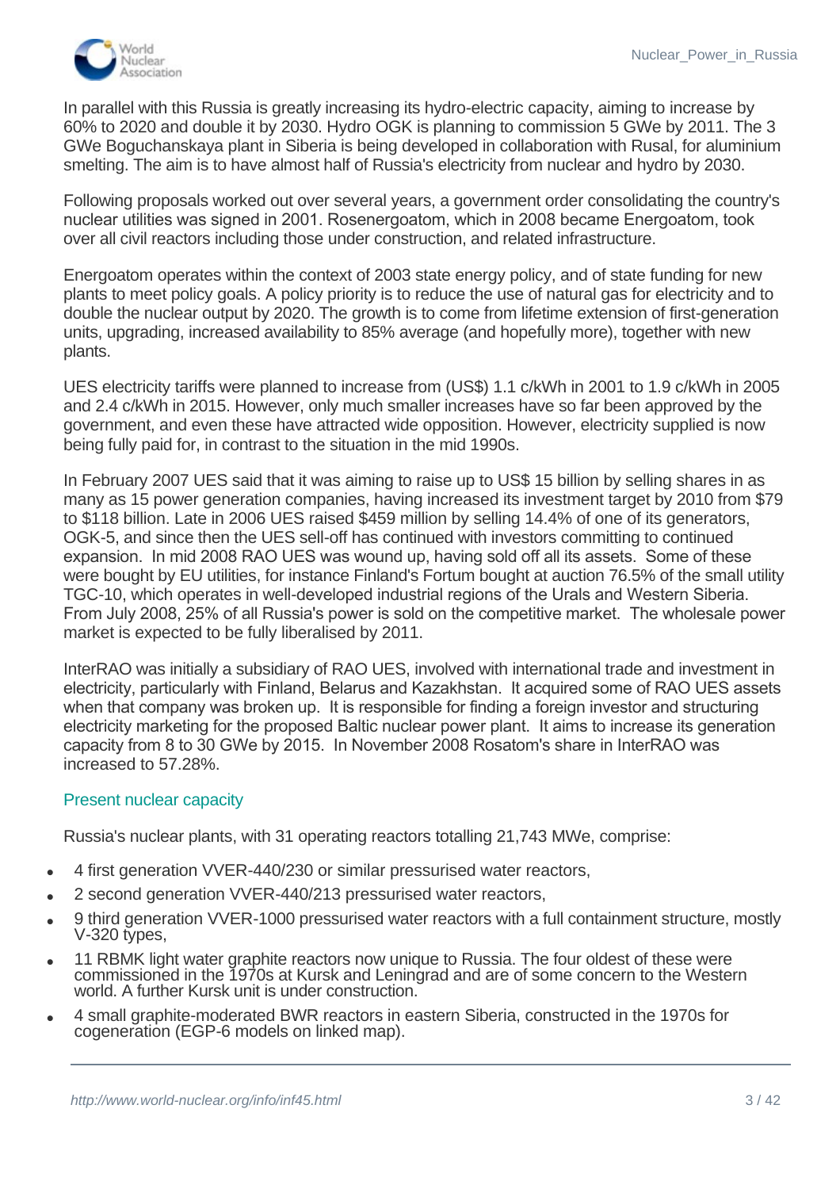In parallel with this Russia is greatly increasing its hydro-electric capacity, aiming to increase by 60% to 2020 and double it by 2030. Hydro OGK is planning to commission 5 GWe by 2011. The 3 GWe Boguchanskaya plant in Siberia is being developed in collaboration with Rusal, for aluminium smelting. The aim is to have almost half of Russia's electricity from nuclear and hydro by 2030.

Following proposals worked out over several years, a government order consolidating the country's nuclear utilities was signed in 2001. Rosenergoatom, which in 2008 became Energoatom, took over all civil reactors including those under construction, and related infrastructure.

Energoatom operates within the context of 2003 state energy policy, and of state funding for new plants to meet policy goals. A policy priority is to reduce the use of natural gas for electricity and to double the nuclear output by 2020. The growth is to come from lifetime extension of first-generation units, upgrading, increased availability to 85% average (and hopefully more), together with new plants.

UES electricity tariffs were planned to increase from (US$) 1.1 c/kWh in 2001 to 1.9 c/kWh in 2005 and 2.4 c/kWh in 2015. However, only much smaller increases have so far been approved by the government, and even these have attracted wide opposition. However, electricity supplied is now being fully paid for, in contrast to the situation in the mid 1990s.

In February 2007 UES said that it was aiming to raise up to US$ 15 billion by selling shares in as many as 15 power generation companies, having increased its investment target by 2010 from $79 to $118 billion. Late in 2006 UES raised $459 million by selling 14.4% of one of its generators, OGK-5, and since then the UES sell-off has continued with investors committing to continued expansion. In mid 2008 RAO UES was wound up, having sold off all its assets. Some of these were bought by EU utilities, for instance Finland's Fortum bought at auction 76.5% of the small utility TGC-10, which operates in well-developed industrial regions of the Urals and Western Siberia. From July 2008, 25% of all Russia's power is sold on the competitive market. The wholesale power market is expected to be fully liberalised by 2011.

InterRAO was initially a subsidiary of RAO UES, involved with international trade and investment in electricity, particularly with Finland, Belarus and Kazakhstan. It acquired some of RAO UES assets when that company was broken up. It is responsible for finding a foreign investor and structuring electricity marketing for the proposed Baltic nuclear power plant. It aims to increase its generation capacity from 8 to 30 GWe by 2015. In November 2008 Rosatom's share in InterRAO was increased to 57.28%.

## Present nuclear capacity

Russia's nuclear plants, with 31 operating reactors totalling 21,743 MWe, comprise:

- 4 first generation VVER-440/230 or similar pressurised water reactors,
- 2 second generation VVER-440/213 pressurised water reactors,
- 9 third generation VVER-1000 pressurised water reactors with a full containment structure, mostly V-320 types,
- 11 RBMK light water graphite reactors now unique to Russia. The four oldest of these were commissioned in the 1970s at Kursk and Leningrad and are of some concern to the Western world. A further Kursk unit is under construction.
- 4 small graphite-moderated BWR reactors in eastern Siberia, constructed in the 1970s for cogeneration (EGP-6 models on linked map).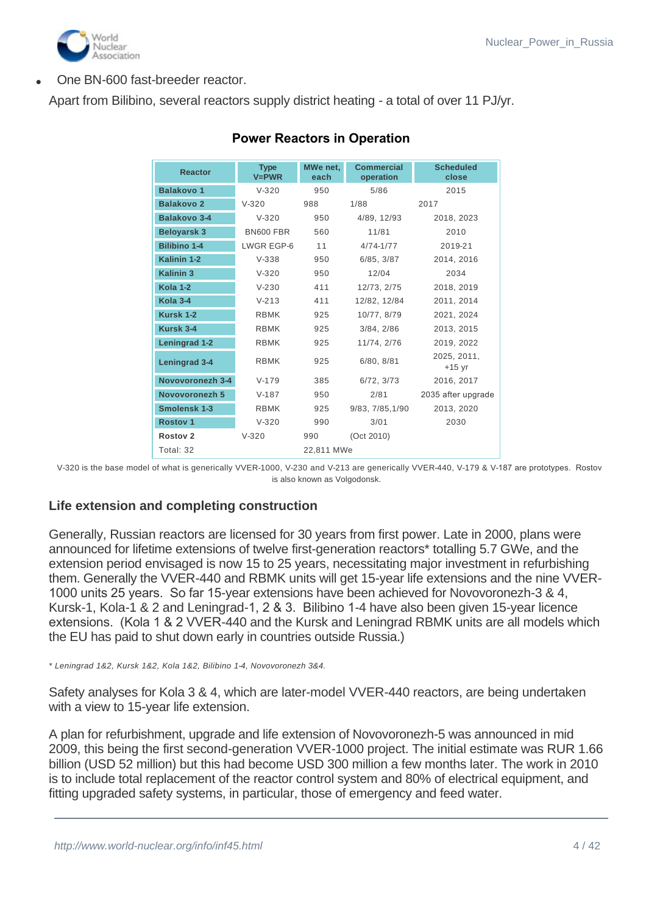- One BN-600 fast-breeder reactor.

Apart from Bilibino, several reactors supply district heating - a total of over 11 PJ/yr.

### Power Reactors in Operation

| Reactor | Type V=PWR | MWe net, each | Commercial operation | Scheduled close |
|---|---|---|---|---|
| Balakovo 1 | V-320 | 950 | 5/86 | 2015 |
| Balakovo 2 | V-320 | 988 | 1/88 | 2017 |
| Balakovo 3-4 | V-320 | 950 | 4/89, 12/93 | 2018, 2023 |
| Beloyarsk 3 | BN600 FBR | 560 | 11/81 | 2010 |
| Bilibino 1-4 | LWGR EGP-6 | 11 | 4/74-1/77 | 2019-21 |
| Kalinin 1-2 | V-338 | 950 | 6/85, 3/87 | 2014, 2016 |
| Kalinin 3 | V-320 | 950 | 12/04 | 2034 |
| Kola 1-2 | V-230 | 411 | 12/73, 2/75 | 2018, 2019 |
| Kola 3-4 | V-213 | 411 | 12/82, 12/84 | 2011, 2014 |
| Kursk 1-2 | RBMK | 925 | 10/77, 8/79 | 2021, 2024 |
| Kursk 3-4 | RBMK | 925 | 3/84, 2/86 | 2013, 2015 |
| Leningrad 1-2 | RBMK | 925 | 11/74, 2/76 | 2019, 2022 |
| Leningrad 3-4 | RBMK | 925 | 6/80, 8/81 | 2025, 2011, +15 yr |
| Novovoronezh 3-4 | V-179 | 385 | 6/72, 3/73 | 2016, 2017 |
| Novovoronezh 5 | V-187 | 950 | 2/81 | 2035 after upgrade |
| Smolensk 1-3 | RBMK | 925 | 9/83, 7/85,1/90 | 2013, 2020 |
| Rostov 1 | V-320 | 990 | 3/01 | 2030 |
| Rostov 2 | V-320 | 990 | (Oct 2010) | |
| Total: 32 | | 22,811 MWe | | |

V-320 is the base model of what is generically VVER-1000, V-230 and V-213 are generically VVER-440, V-179 & V-187 are prototypes. Rostov is also known as Volgodonsk.

## Life extension and completing construction

Generally, Russian reactors are licensed for 30 years from first power. Late in 2000, plans were announced for lifetime extensions of twelve first-generation reactors* totalling 5.7 GWe, and the extension period envisaged is now 15 to 25 years, necessitating major investment in refurbishing them. Generally the VVER-440 and RBMK units will get 15-year life extensions and the nine VVER-1000 units 25 years. So far 15-year extensions have been achieved for Novovoronezh-3 & 4, Kursk-1, Kola-1 & 2 and Leningrad-1, 2 & 3. Bilibino 1-4 have also been given 15-year licence extensions. (Kola 1 & 2 VVER-440 and the Kursk and Leningrad RBMK units are all models which the EU has paid to shut down early in countries outside Russia.)

*\* Leningrad 1&2, Kursk 1&2, Kola 1&2, Bilibino 1-4, Novovoronezh 3&4.*

Safety analyses for Kola 3 & 4, which are later-model VVER-440 reactors, are being undertaken with a view to 15-year life extension.

A plan for refurbishment, upgrade and life extension of Novovoronezh-5 was announced in mid 2009, this being the first second-generation VVER-1000 project. The initial estimate was RUR 1.66 billion (USD 52 million) but this had become USD 300 million a few months later. The work in 2010 is to include total replacement of the reactor control system and 80% of electrical equipment, and fitting upgraded safety systems, in particular, those of emergency and feed water.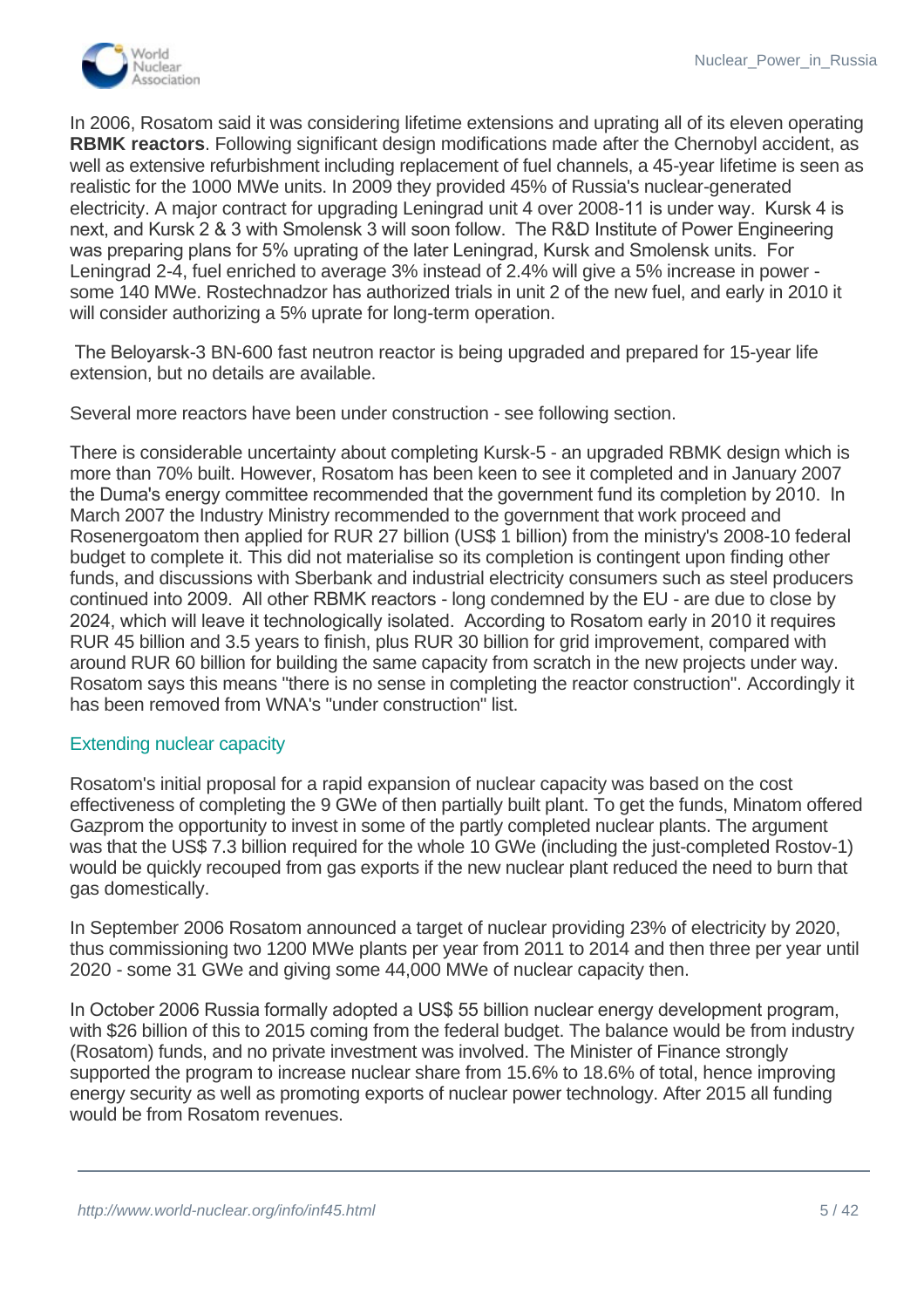In 2006, Rosatom said it was considering lifetime extensions and uprating all of its eleven operating **RBMK reactors**. Following significant design modifications made after the Chernobyl accident, as well as extensive refurbishment including replacement of fuel channels, a 45-year lifetime is seen as realistic for the 1000 MWe units. In 2009 they provided 45% of Russia's nuclear-generated electricity. A major contract for upgrading Leningrad unit 4 over 2008-11 is under way. Kursk 4 is next, and Kursk 2 & 3 with Smolensk 3 will soon follow. The R&D Institute of Power Engineering was preparing plans for 5% uprating of the later Leningrad, Kursk and Smolensk units. For Leningrad 2-4, fuel enriched to average 3% instead of 2.4% will give a 5% increase in power - some 140 MWe. Rostechnadzor has authorized trials in unit 2 of the new fuel, and early in 2010 it will consider authorizing a 5% uprate for long-term operation.

The Beloyarsk-3 BN-600 fast neutron reactor is being upgraded and prepared for 15-year life extension, but no details are available.

Several more reactors have been under construction - see following section.

There is considerable uncertainty about completing Kursk-5 - an upgraded RBMK design which is more than 70% built. However, Rosatom has been keen to see it completed and in January 2007 the Duma's energy committee recommended that the government fund its completion by 2010. In March 2007 the Industry Ministry recommended to the government that work proceed and Rosenergoatom then applied for RUR 27 billion (US$ 1 billion) from the ministry's 2008-10 federal budget to complete it. This did not materialise so its completion is contingent upon finding other funds, and discussions with Sberbank and industrial electricity consumers such as steel producers continued into 2009. All other RBMK reactors - long condemned by the EU - are due to close by 2024, which will leave it technologically isolated. According to Rosatom early in 2010 it requires RUR 45 billion and 3.5 years to finish, plus RUR 30 billion for grid improvement, compared with around RUR 60 billion for building the same capacity from scratch in the new projects under way. Rosatom says this means "there is no sense in completing the reactor construction". Accordingly it has been removed from WNA's "under construction" list.

## Extending nuclear capacity

Rosatom's initial proposal for a rapid expansion of nuclear capacity was based on the cost effectiveness of completing the 9 GWe of then partially built plant. To get the funds, Minatom offered Gazprom the opportunity to invest in some of the partly completed nuclear plants. The argument was that the US$ 7.3 billion required for the whole 10 GWe (including the just-completed Rostov-1) would be quickly recouped from gas exports if the new nuclear plant reduced the need to burn that gas domestically.

In September 2006 Rosatom announced a target of nuclear providing 23% of electricity by 2020, thus commissioning two 1200 MWe plants per year from 2011 to 2014 and then three per year until 2020 - some 31 GWe and giving some 44,000 MWe of nuclear capacity then.

In October 2006 Russia formally adopted a US$ 55 billion nuclear energy development program, with $26 billion of this to 2015 coming from the federal budget. The balance would be from industry (Rosatom) funds, and no private investment was involved. The Minister of Finance strongly supported the program to increase nuclear share from 15.6% to 18.6% of total, hence improving energy security as well as promoting exports of nuclear power technology. After 2015 all funding would be from Rosatom revenues.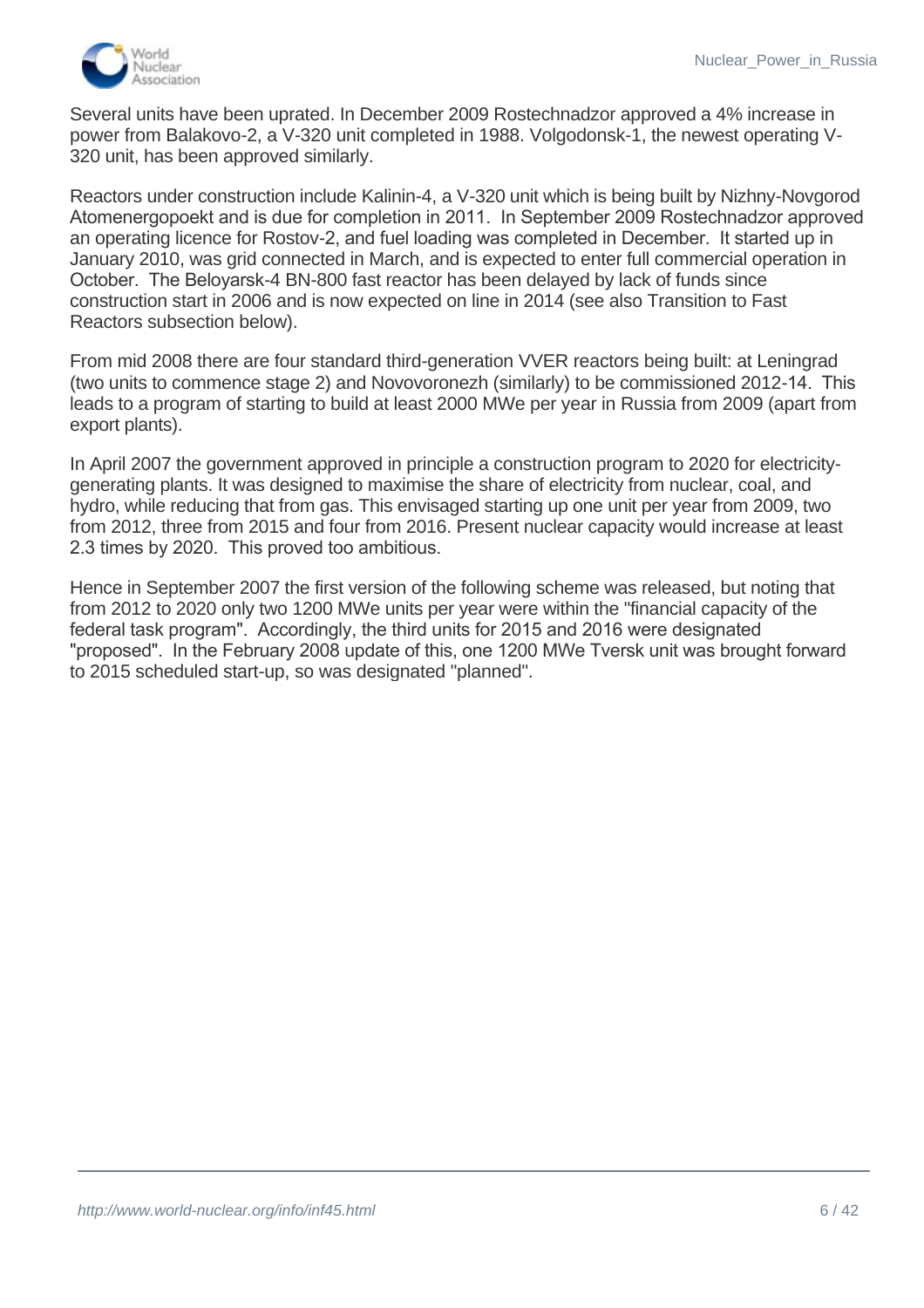Several units have been uprated. In December 2009 Rostechnadzor approved a 4% increase in power from Balakovo-2, a V-320 unit completed in 1988. Volgodonsk-1, the newest operating V-320 unit, has been approved similarly.

Reactors under construction include Kalinin-4, a V-320 unit which is being built by Nizhny-Novgorod Atomenergopoekt and is due for completion in 2011. In September 2009 Rostechnadzor approved an operating licence for Rostov-2, and fuel loading was completed in December. It started up in January 2010, was grid connected in March, and is expected to enter full commercial operation in October. The Beloyarsk-4 BN-800 fast reactor has been delayed by lack of funds since construction start in 2006 and is now expected on line in 2014 (see also Transition to Fast Reactors subsection below).

From mid 2008 there are four standard third-generation VVER reactors being built: at Leningrad (two units to commence stage 2) and Novovoronezh (similarly) to be commissioned 2012-14. This leads to a program of starting to build at least 2000 MWe per year in Russia from 2009 (apart from export plants).

In April 2007 the government approved in principle a construction program to 2020 for electricity-generating plants. It was designed to maximise the share of electricity from nuclear, coal, and hydro, while reducing that from gas. This envisaged starting up one unit per year from 2009, two from 2012, three from 2015 and four from 2016. Present nuclear capacity would increase at least 2.3 times by 2020. This proved too ambitious.

Hence in September 2007 the first version of the following scheme was released, but noting that from 2012 to 2020 only two 1200 MWe units per year were within the "financial capacity of the federal task program". Accordingly, the third units for 2015 and 2016 were designated "proposed". In the February 2008 update of this, one 1200 MWe Tversk unit was brought forward to 2015 scheduled start-up, so was designated "planned".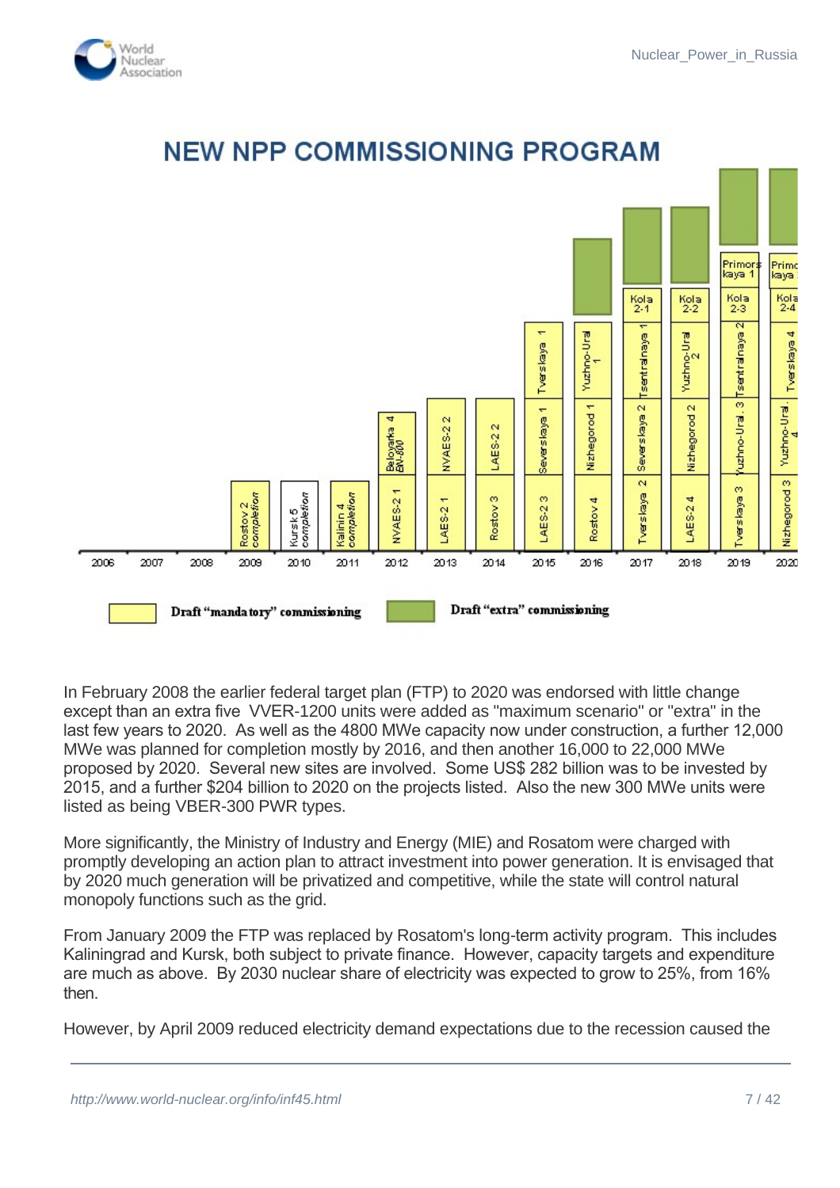## NEW NPP COMMISSIONING PROGRAM

Draft "mandatory" commissioning | Draft "extra" commissioning

In February 2008 the earlier federal target plan (FTP) to 2020 was endorsed with little change except than an extra five VVER-1200 units were added as "maximum scenario" or "extra" in the last few years to 2020. As well as the 4800 MWe capacity now under construction, a further 12,000 MWe was planned for completion mostly by 2016, and then another 16,000 to 22,000 MWe proposed by 2020. Several new sites are involved. Some US$ 282 billion was to be invested by 2015, and a further $204 billion to 2020 on the projects listed. Also the new 300 MWe units were listed as being VBER-300 PWR types.

More significantly, the Ministry of Industry and Energy (MIE) and Rosatom were charged with promptly developing an action plan to attract investment into power generation. It is envisaged that by 2020 much generation will be privatized and competitive, while the state will control natural monopoly functions such as the grid.

From January 2009 the FTP was replaced by Rosatom's long-term activity program. This includes Kaliningrad and Kursk, both subject to private finance. However, capacity targets and expenditure are much as above. By 2030 nuclear share of electricity was expected to grow to 25%, from 16% then.

However, by April 2009 reduced electricity demand expectations due to the recession caused the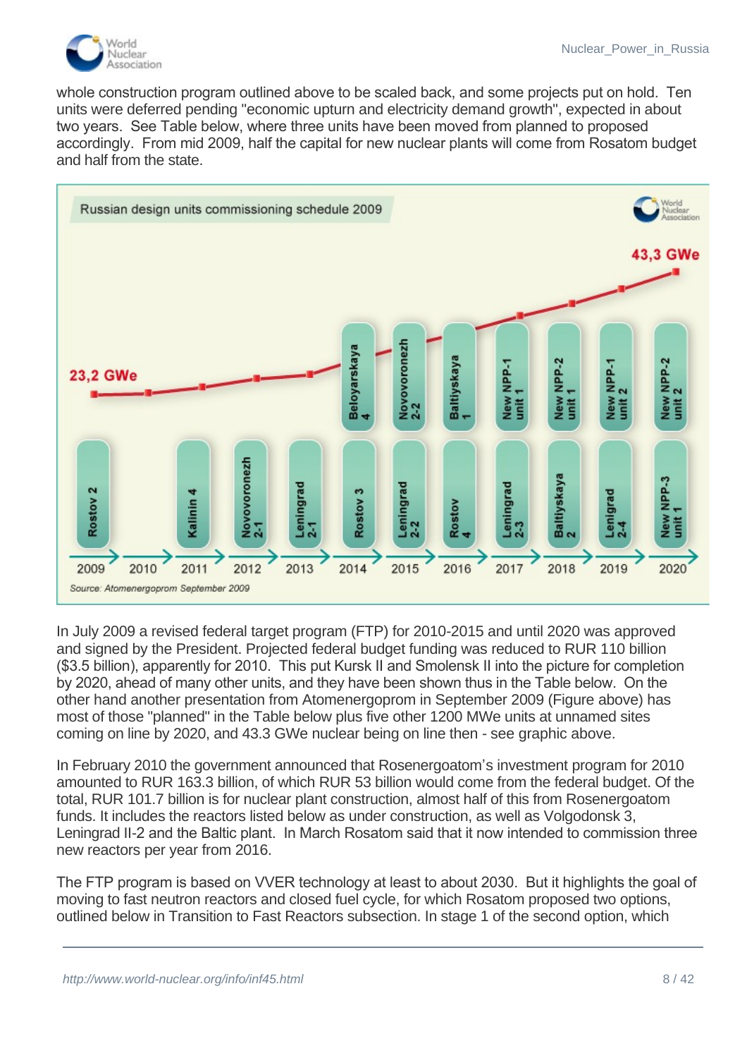whole construction program outlined above to be scaled back, and some projects put on hold. Ten units were deferred pending "economic upturn and electricity demand growth", expected in about two years. See Table below, where three units have been moved from planned to proposed accordingly. From mid 2009, half the capital for new nuclear plants will come from Rosatom budget and half from the state.

**Russian design units commissioning schedule 2009**

| Year | Units |
|---|---|
| 2009 | Rostov 2 |
| 2010 | |
| 2011 | Kalinin 4 |
| 2012 | Novovoronezh 2-1 |
| 2013 | Leningrad 2-1 |
| 2014 | Rostov 3, Beloyarskaya 4 |
| 2015 | Leningrad 2-2, Novovoronezh 2-2 |
| 2016 | Rostov 4, Baltiyskaya 1 |
| 2017 | Leningrad 2-3, New NPP-1 unit 1 |
| 2018 | Baltiyskaya 2, New NPP-2 unit 1 |
| 2019 | Lenigrad 2-4, New NPP-1 unit 2 |
| 2020 | New NPP-3 unit 1, New NPP-2 unit 2 |

23,2 GWe (2009) → 43,3 GWe (2020)

*Source: Atomenergoprom September 2009*

In July 2009 a revised federal target program (FTP) for 2010-2015 and until 2020 was approved and signed by the President. Projected federal budget funding was reduced to RUR 110 billion ($3.5 billion), apparently for 2010. This put Kursk II and Smolensk II into the picture for completion by 2020, ahead of many other units, and they have been shown thus in the Table below. On the other hand another presentation from Atomenergoprom in September 2009 (Figure above) has most of those "planned" in the Table below plus five other 1200 MWe units at unnamed sites coming on line by 2020, and 43.3 GWe nuclear being on line then - see graphic above.

In February 2010 the government announced that Rosenergoatom's investment program for 2010 amounted to RUR 163.3 billion, of which RUR 53 billion would come from the federal budget. Of the total, RUR 101.7 billion is for nuclear plant construction, almost half of this from Rosenergoatom funds. It includes the reactors listed below as under construction, as well as Volgodonsk 3, Leningrad II-2 and the Baltic plant. In March Rosatom said that it now intended to commission three new reactors per year from 2016.

The FTP program is based on VVER technology at least to about 2030. But it highlights the goal of moving to fast neutron reactors and closed fuel cycle, for which Rosatom proposed two options, outlined below in Transition to Fast Reactors subsection. In stage 1 of the second option, which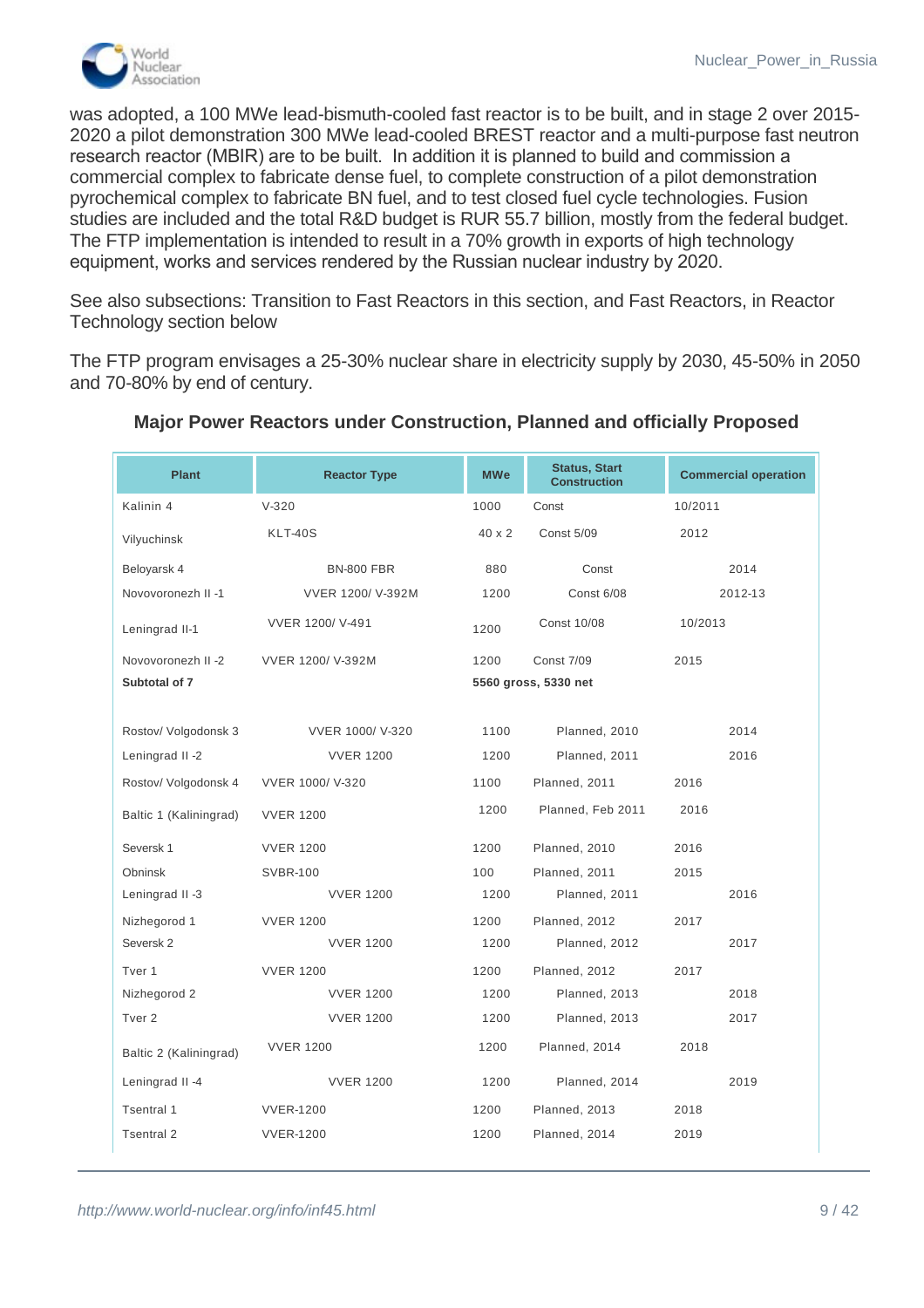was adopted, a 100 MWe lead-bismuth-cooled fast reactor is to be built, and in stage 2 over 2015-2020 a pilot demonstration 300 MWe lead-cooled BREST reactor and a multi-purpose fast neutron research reactor (MBIR) are to be built. In addition it is planned to build and commission a commercial complex to fabricate dense fuel, to complete construction of a pilot demonstration pyrochemical complex to fabricate BN fuel, and to test closed fuel cycle technologies. Fusion studies are included and the total R&D budget is RUR 55.7 billion, mostly from the federal budget. The FTP implementation is intended to result in a 70% growth in exports of high technology equipment, works and services rendered by the Russian nuclear industry by 2020.

See also subsections: Transition to Fast Reactors in this section, and Fast Reactors, in Reactor Technology section below

The FTP program envisages a 25-30% nuclear share in electricity supply by 2030, 45-50% in 2050 and 70-80% by end of century.

### Major Power Reactors under Construction, Planned and officially Proposed

| Plant | Reactor Type | MWe | Status, Start Construction | Commercial operation |
|---|---|---|---|---|
| Kalinin 4 | V-320 | 1000 | Const | 10/2011 |
| Vilyuchinsk | KLT-40S | 40 x 2 | Const 5/09 | 2012 |
| Beloyarsk 4 | BN-800 FBR | 880 | Const | 2014 |
| Novovoronezh II -1 | VVER 1200/ V-392M | 1200 | Const 6/08 | 2012-13 |
| Leningrad II-1 | VVER 1200/ V-491 | 1200 | Const 10/08 | 10/2013 |
| Novovoronezh II -2 | VVER 1200/ V-392M | 1200 | Const 7/09 | 2015 |
| **Subtotal of 7** | | **5560 gross, 5330 net** | | |
| | | | | |
| Rostov/ Volgodonsk 3 | VVER 1000/ V-320 | 1100 | Planned, 2010 | 2014 |
| Leningrad II -2 | VVER 1200 | 1200 | Planned, 2011 | 2016 |
| Rostov/ Volgodonsk 4 | VVER 1000/ V-320 | 1100 | Planned, 2011 | 2016 |
| Baltic 1 (Kaliningrad) | VVER 1200 | 1200 | Planned, Feb 2011 | 2016 |
| Seversk 1 | VVER 1200 | 1200 | Planned, 2010 | 2016 |
| Obninsk | SVBR-100 | 100 | Planned, 2011 | 2015 |
| Leningrad II -3 | VVER 1200 | 1200 | Planned, 2011 | 2016 |
| Nizhegorod 1 | VVER 1200 | 1200 | Planned, 2012 | 2017 |
| Seversk 2 | VVER 1200 | 1200 | Planned, 2012 | 2017 |
| Tver 1 | VVER 1200 | 1200 | Planned, 2012 | 2017 |
| Nizhegorod 2 | VVER 1200 | 1200 | Planned, 2013 | 2018 |
| Tver 2 | VVER 1200 | 1200 | Planned, 2013 | 2017 |
| Baltic 2 (Kaliningrad) | VVER 1200 | 1200 | Planned, 2014 | 2018 |
| Leningrad II -4 | VVER 1200 | 1200 | Planned, 2014 | 2019 |
| Tsentral 1 | VVER-1200 | 1200 | Planned, 2013 | 2018 |
| Tsentral 2 | VVER-1200 | 1200 | Planned, 2014 | 2019 |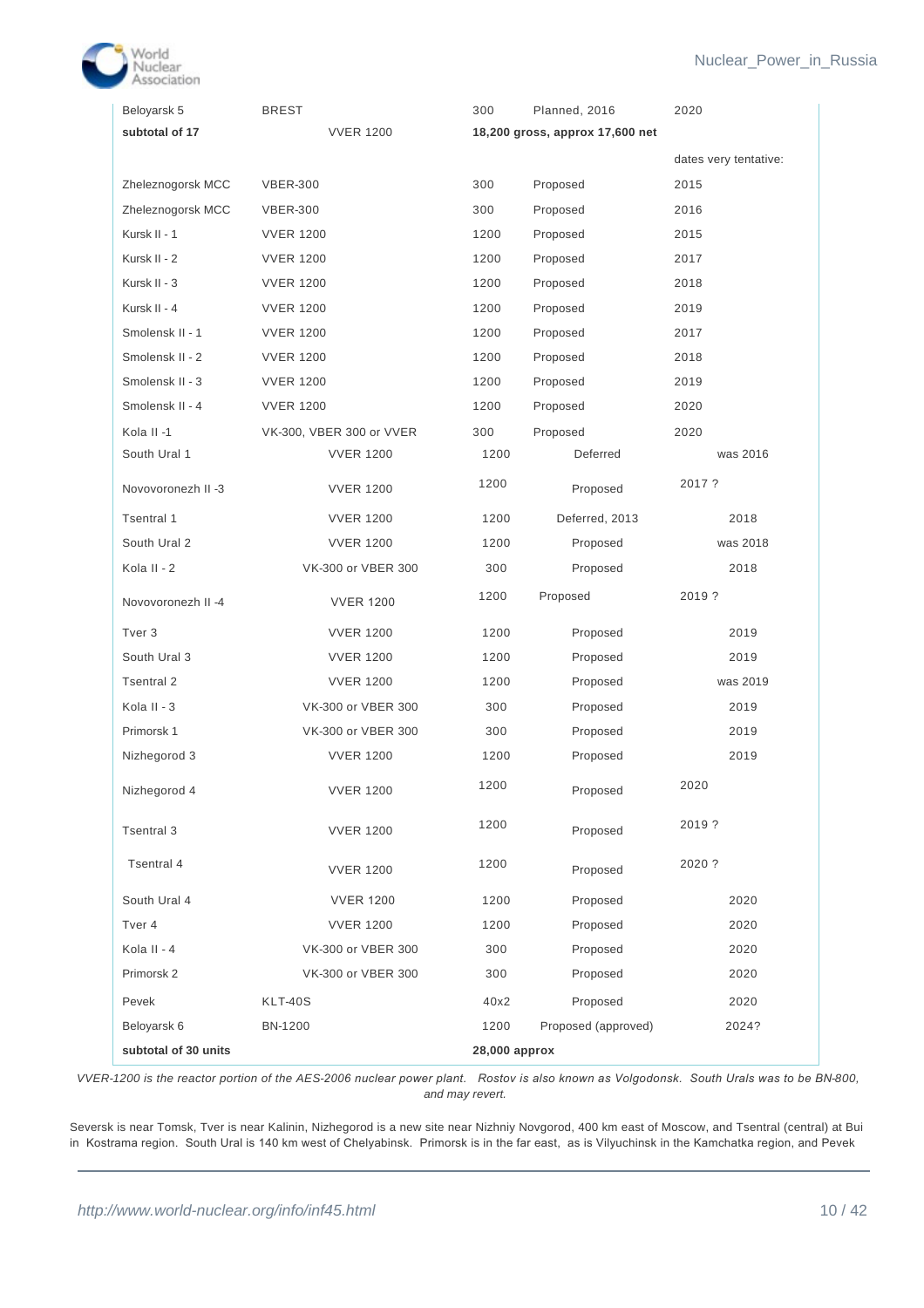| | | | | |
|---|---|---|---|---|
| Beloyarsk 5 | BREST | 300 | Planned, 2016 | 2020 |
| **subtotal of 17** | VVER 1200 | **18,200 gross, approx 17,600 net** | | |
| | | | | dates very tentative: |
| Zheleznogorsk MCC | VBER-300 | 300 | Proposed | 2015 |
| Zheleznogorsk MCC | VBER-300 | 300 | Proposed | 2016 |
| Kursk II - 1 | VVER 1200 | 1200 | Proposed | 2015 |
| Kursk II - 2 | VVER 1200 | 1200 | Proposed | 2017 |
| Kursk II - 3 | VVER 1200 | 1200 | Proposed | 2018 |
| Kursk II - 4 | VVER 1200 | 1200 | Proposed | 2019 |
| Smolensk II - 1 | VVER 1200 | 1200 | Proposed | 2017 |
| Smolensk II - 2 | VVER 1200 | 1200 | Proposed | 2018 |
| Smolensk II - 3 | VVER 1200 | 1200 | Proposed | 2019 |
| Smolensk II - 4 | VVER 1200 | 1200 | Proposed | 2020 |
| Kola II -1 | VK-300, VBER 300 or VVER | 300 | Proposed | 2020 |
| South Ural 1 | VVER 1200 | 1200 | Deferred | was 2016 |
| Novovoronezh II -3 | VVER 1200 | 1200 | Proposed | 2017 ? |
| Tsentral 1 | VVER 1200 | 1200 | Deferred, 2013 | 2018 |
| South Ural 2 | VVER 1200 | 1200 | Proposed | was 2018 |
| Kola II - 2 | VK-300 or VBER 300 | 300 | Proposed | 2018 |
| Novovoronezh II -4 | VVER 1200 | 1200 | Proposed | 2019 ? |
| Tver 3 | VVER 1200 | 1200 | Proposed | 2019 |
| South Ural 3 | VVER 1200 | 1200 | Proposed | 2019 |
| Tsentral 2 | VVER 1200 | 1200 | Proposed | was 2019 |
| Kola II - 3 | VK-300 or VBER 300 | 300 | Proposed | 2019 |
| Primorsk 1 | VK-300 or VBER 300 | 300 | Proposed | 2019 |
| Nizhegorod 3 | VVER 1200 | 1200 | Proposed | 2019 |
| Nizhegorod 4 | VVER 1200 | 1200 | Proposed | 2020 |
| Tsentral 3 | VVER 1200 | 1200 | Proposed | 2019 ? |
| Tsentral 4 | VVER 1200 | 1200 | Proposed | 2020 ? |
| South Ural 4 | VVER 1200 | 1200 | Proposed | 2020 |
| Tver 4 | VVER 1200 | 1200 | Proposed | 2020 |
| Kola II - 4 | VK-300 or VBER 300 | 300 | Proposed | 2020 |
| Primorsk 2 | VK-300 or VBER 300 | 300 | Proposed | 2020 |
| Pevek | KLT-40S | 40x2 | Proposed | 2020 |
| Beloyarsk 6 | BN-1200 | 1200 | Proposed (approved) | 2024? |
| **subtotal of 30 units** | | **28,000 approx** | | |

*VVER-1200 is the reactor portion of the AES-2006 nuclear power plant. Rostov is also known as Volgodonsk. South Urals was to be BN-800, and may revert.*

Seversk is near Tomsk, Tver is near Kalinin, Nizhegorod is a new site near Nizhniy Novgorod, 400 km east of Moscow, and Tsentral (central) at Bui in Kostrama region. South Ural is 140 km west of Chelyabinsk. Primorsk is in the far east, as is Vilyuchinsk in the Kamchatka region, and Pevek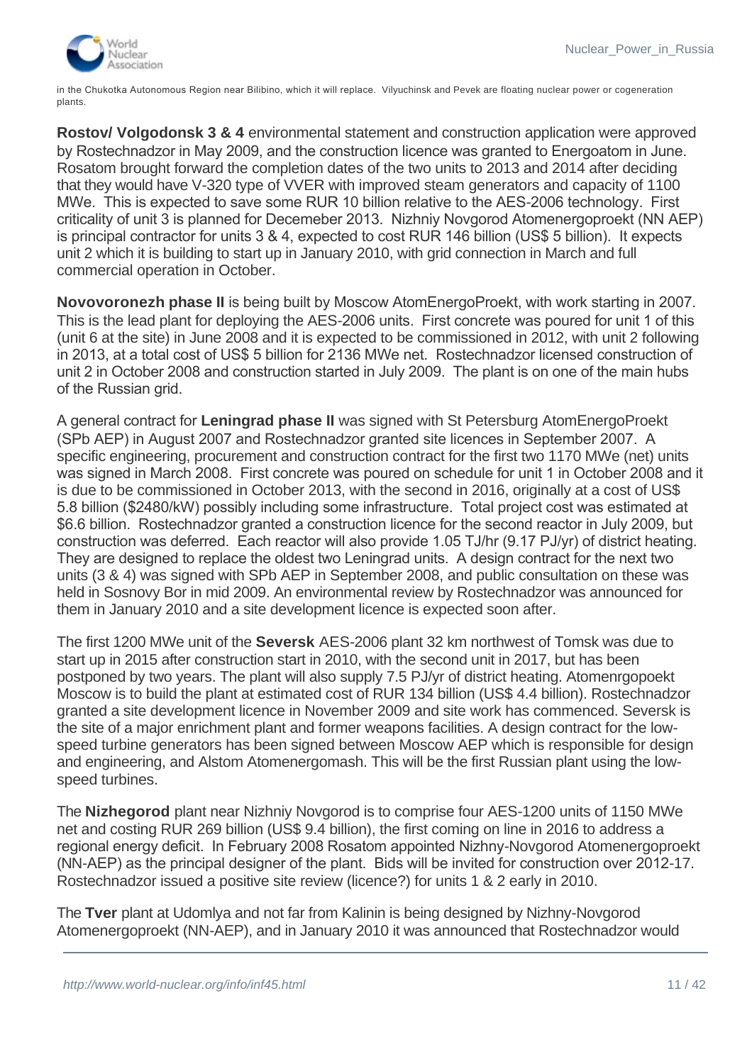in the Chukotka Autonomous Region near Bilibino, which it will replace. Vilyuchinsk and Pevek are floating nuclear power or cogeneration plants.

**Rostov/ Volgodonsk 3 & 4** environmental statement and construction application were approved by Rostechnadzor in May 2009, and the construction licence was granted to Energoatom in June. Rosatom brought forward the completion dates of the two units to 2013 and 2014 after deciding that they would have V-320 type of VVER with improved steam generators and capacity of 1100 MWe. This is expected to save some RUR 10 billion relative to the AES-2006 technology. First criticality of unit 3 is planned for Decemeber 2013. Nizhniy Novgorod Atomenergoproekt (NN AEP) is principal contractor for units 3 & 4, expected to cost RUR 146 billion (US$ 5 billion). It expects unit 2 which it is building to start up in January 2010, with grid connection in March and full commercial operation in October.

**Novovoronezh phase II** is being built by Moscow AtomEnergoProekt, with work starting in 2007. This is the lead plant for deploying the AES-2006 units. First concrete was poured for unit 1 of this (unit 6 at the site) in June 2008 and it is expected to be commissioned in 2012, with unit 2 following in 2013, at a total cost of US$ 5 billion for 2136 MWe net. Rostechnadzor licensed construction of unit 2 in October 2008 and construction started in July 2009. The plant is on one of the main hubs of the Russian grid.

A general contract for **Leningrad phase II** was signed with St Petersburg AtomEnergoProekt (SPb AEP) in August 2007 and Rostechnadzor granted site licences in September 2007. A specific engineering, procurement and construction contract for the first two 1170 MWe (net) units was signed in March 2008. First concrete was poured on schedule for unit 1 in October 2008 and it is due to be commissioned in October 2013, with the second in 2016, originally at a cost of US$ 5.8 billion ($2480/kW) possibly including some infrastructure. Total project cost was estimated at $6.6 billion. Rostechnadzor granted a construction licence for the second reactor in July 2009, but construction was deferred. Each reactor will also provide 1.05 TJ/hr (9.17 PJ/yr) of district heating. They are designed to replace the oldest two Leningrad units. A design contract for the next two units (3 & 4) was signed with SPb AEP in September 2008, and public consultation on these was held in Sosnovy Bor in mid 2009. An environmental review by Rostechnadzor was announced for them in January 2010 and a site development licence is expected soon after.

The first 1200 MWe unit of the **Seversk** AES-2006 plant 32 km northwest of Tomsk was due to start up in 2015 after construction start in 2010, with the second unit in 2017, but has been postponed by two years. The plant will also supply 7.5 PJ/yr of district heating. Atomenrgopoekt Moscow is to build the plant at estimated cost of RUR 134 billion (US$ 4.4 billion). Rostechnadzor granted a site development licence in November 2009 and site work has commenced. Seversk is the site of a major enrichment plant and former weapons facilities. A design contract for the low-speed turbine generators has been signed between Moscow AEP which is responsible for design and engineering, and Alstom Atomenergomash. This will be the first Russian plant using the low-speed turbines.

The **Nizhegorod** plant near Nizhniy Novgorod is to comprise four AES-1200 units of 1150 MWe net and costing RUR 269 billion (US$ 9.4 billion), the first coming on line in 2016 to address a regional energy deficit. In February 2008 Rosatom appointed Nizhny-Novgorod Atomenergoproekt (NN-AEP) as the principal designer of the plant. Bids will be invited for construction over 2012-17. Rostechnadzor issued a positive site review (licence?) for units 1 & 2 early in 2010.

The **Tver** plant at Udomlya and not far from Kalinin is being designed by Nizhny-Novgorod Atomenergoproekt (NN-AEP), and in January 2010 it was announced that Rostechnadzor would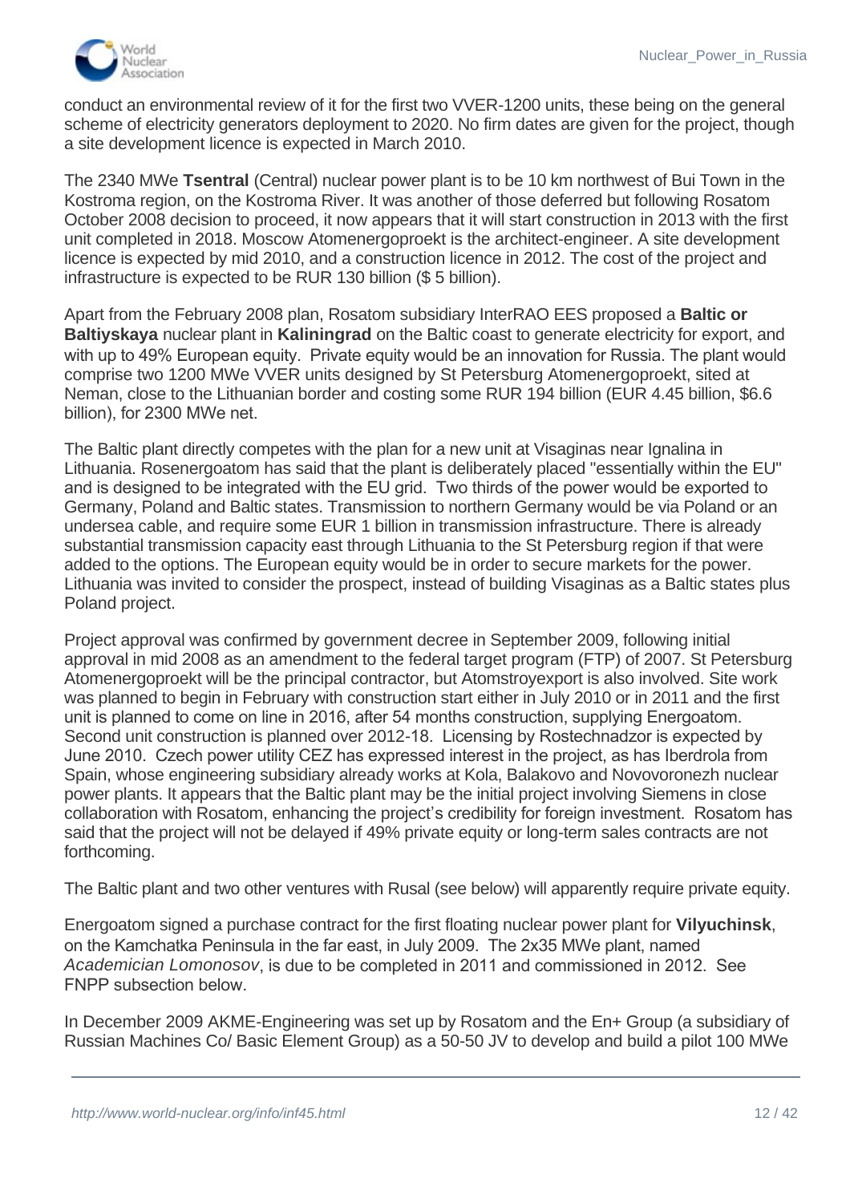conduct an environmental review of it for the first two VVER-1200 units, these being on the general scheme of electricity generators deployment to 2020. No firm dates are given for the project, though a site development licence is expected in March 2010.

The 2340 MWe **Tsentral** (Central) nuclear power plant is to be 10 km northwest of Bui Town in the Kostroma region, on the Kostroma River. It was another of those deferred but following Rosatom October 2008 decision to proceed, it now appears that it will start construction in 2013 with the first unit completed in 2018. Moscow Atomenergoproekt is the architect-engineer. A site development licence is expected by mid 2010, and a construction licence in 2012. The cost of the project and infrastructure is expected to be RUR 130 billion ($ 5 billion).

Apart from the February 2008 plan, Rosatom subsidiary InterRAO EES proposed a **Baltic or Baltiyskaya** nuclear plant in **Kaliningrad** on the Baltic coast to generate electricity for export, and with up to 49% European equity. Private equity would be an innovation for Russia. The plant would comprise two 1200 MWe VVER units designed by St Petersburg Atomenergoproekt, sited at Neman, close to the Lithuanian border and costing some RUR 194 billion (EUR 4.45 billion, $6.6 billion), for 2300 MWe net.

The Baltic plant directly competes with the plan for a new unit at Visaginas near Ignalina in Lithuania. Rosenergoatom has said that the plant is deliberately placed "essentially within the EU" and is designed to be integrated with the EU grid. Two thirds of the power would be exported to Germany, Poland and Baltic states. Transmission to northern Germany would be via Poland or an undersea cable, and require some EUR 1 billion in transmission infrastructure. There is already substantial transmission capacity east through Lithuania to the St Petersburg region if that were added to the options. The European equity would be in order to secure markets for the power. Lithuania was invited to consider the prospect, instead of building Visaginas as a Baltic states plus Poland project.

Project approval was confirmed by government decree in September 2009, following initial approval in mid 2008 as an amendment to the federal target program (FTP) of 2007. St Petersburg Atomenergoproekt will be the principal contractor, but Atomstroyexport is also involved. Site work was planned to begin in February with construction start either in July 2010 or in 2011 and the first unit is planned to come on line in 2016, after 54 months construction, supplying Energoatom. Second unit construction is planned over 2012-18. Licensing by Rostechnadzor is expected by June 2010. Czech power utility CEZ has expressed interest in the project, as has Iberdrola from Spain, whose engineering subsidiary already works at Kola, Balakovo and Novovoronezh nuclear power plants. It appears that the Baltic plant may be the initial project involving Siemens in close collaboration with Rosatom, enhancing the project's credibility for foreign investment. Rosatom has said that the project will not be delayed if 49% private equity or long-term sales contracts are not forthcoming.

The Baltic plant and two other ventures with Rusal (see below) will apparently require private equity.

Energoatom signed a purchase contract for the first floating nuclear power plant for **Vilyuchinsk**, on the Kamchatka Peninsula in the far east, in July 2009. The 2x35 MWe plant, named *Academician Lomonosov*, is due to be completed in 2011 and commissioned in 2012. See FNPP subsection below.

In December 2009 AKME-Engineering was set up by Rosatom and the En+ Group (a subsidiary of Russian Machines Co/ Basic Element Group) as a 50-50 JV to develop and build a pilot 100 MWe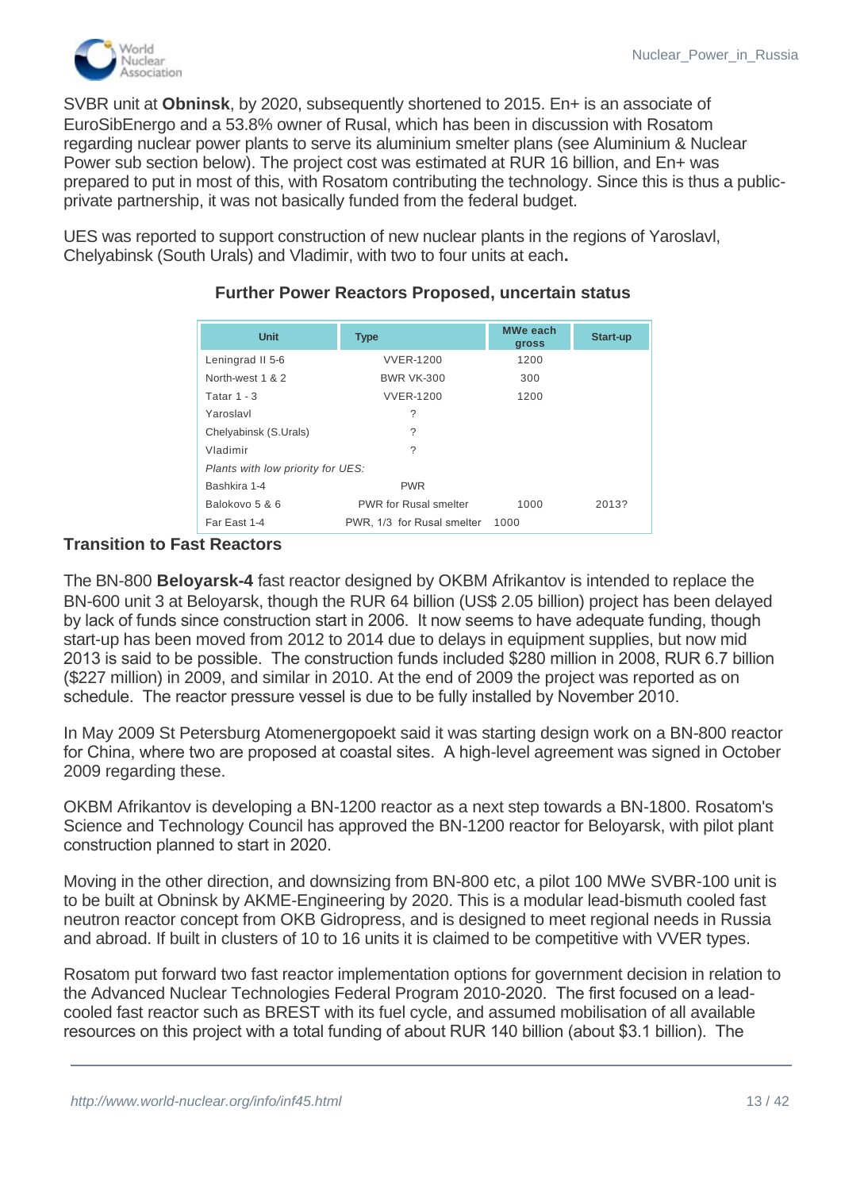SVBR unit at **Obninsk**, by 2020, subsequently shortened to 2015. En+ is an associate of EuroSibEnergo and a 53.8% owner of Rusal, which has been in discussion with Rosatom regarding nuclear power plants to serve its aluminium smelter plans (see Aluminium & Nuclear Power sub section below). The project cost was estimated at RUR 16 billion, and En+ was prepared to put in most of this, with Rosatom contributing the technology. Since this is thus a public-private partnership, it was not basically funded from the federal budget.

UES was reported to support construction of new nuclear plants in the regions of Yaroslavl, Chelyabinsk (South Urals) and Vladimir, with two to four units at each**.**

**Further Power Reactors Proposed, uncertain status**

| Unit | Type | MWe each gross | Start-up |
|---|---|---|---|
| Leningrad II 5-6 | VVER-1200 | 1200 | |
| North-west 1 & 2 | BWR VK-300 | 300 | |
| Tatar 1 - 3 | VVER-1200 | 1200 | |
| Yaroslavl | ? | | |
| Chelyabinsk (S.Urals) | ? | | |
| Vladimir | ? | | |
| *Plants with low priority for UES:* | | | |
| Bashkira 1-4 | PWR | | |
| Balokovo 5 & 6 | PWR for Rusal smelter | 1000 | 2013? |
| Far East 1-4 | PWR, 1/3 for Rusal smelter | 1000 | |

## Transition to Fast Reactors

The BN-800 **Beloyarsk-4** fast reactor designed by OKBM Afrikantov is intended to replace the BN-600 unit 3 at Beloyarsk, though the RUR 64 billion (US$ 2.05 billion) project has been delayed by lack of funds since construction start in 2006. It now seems to have adequate funding, though start-up has been moved from 2012 to 2014 due to delays in equipment supplies, but now mid 2013 is said to be possible. The construction funds included $280 million in 2008, RUR 6.7 billion ($227 million) in 2009, and similar in 2010. At the end of 2009 the project was reported as on schedule. The reactor pressure vessel is due to be fully installed by November 2010.

In May 2009 St Petersburg Atomenergopoekt said it was starting design work on a BN-800 reactor for China, where two are proposed at coastal sites. A high-level agreement was signed in October 2009 regarding these.

OKBM Afrikantov is developing a BN-1200 reactor as a next step towards a BN-1800. Rosatom's Science and Technology Council has approved the BN-1200 reactor for Beloyarsk, with pilot plant construction planned to start in 2020.

Moving in the other direction, and downsizing from BN-800 etc, a pilot 100 MWe SVBR-100 unit is to be built at Obninsk by AKME-Engineering by 2020. This is a modular lead-bismuth cooled fast neutron reactor concept from OKB Gidropress, and is designed to meet regional needs in Russia and abroad. If built in clusters of 10 to 16 units it is claimed to be competitive with VVER types.

Rosatom put forward two fast reactor implementation options for government decision in relation to the Advanced Nuclear Technologies Federal Program 2010-2020. The first focused on a lead-cooled fast reactor such as BREST with its fuel cycle, and assumed mobilisation of all available resources on this project with a total funding of about RUR 140 billion (about $3.1 billion). The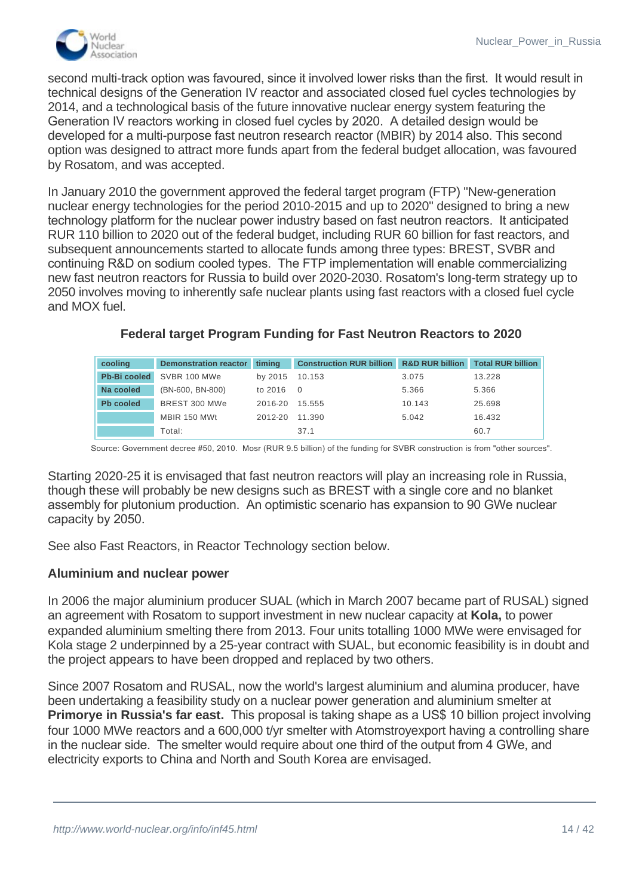second multi-track option was favoured, since it involved lower risks than the first. It would result in technical designs of the Generation IV reactor and associated closed fuel cycles technologies by 2014, and a technological basis of the future innovative nuclear energy system featuring the Generation IV reactors working in closed fuel cycles by 2020. A detailed design would be developed for a multi-purpose fast neutron research reactor (MBIR) by 2014 also. This second option was designed to attract more funds apart from the federal budget allocation, was favoured by Rosatom, and was accepted.

In January 2010 the government approved the federal target program (FTP) "New-generation nuclear energy technologies for the period 2010-2015 and up to 2020" designed to bring a new technology platform for the nuclear power industry based on fast neutron reactors. It anticipated RUR 110 billion to 2020 out of the federal budget, including RUR 60 billion for fast reactors, and subsequent announcements started to allocate funds among three types: BREST, SVBR and continuing R&D on sodium cooled types. The FTP implementation will enable commercializing new fast neutron reactors for Russia to build over 2020-2030. Rosatom's long-term strategy up to 2050 involves moving to inherently safe nuclear plants using fast reactors with a closed fuel cycle and MOX fuel.

**Federal target Program Funding for Fast Neutron Reactors to 2020**

| cooling | Demonstration reactor | timing | Construction RUR billion | R&D RUR billion | Total RUR billion |
|---|---|---|---|---|---|
| Pb-Bi cooled | SVBR 100 MWe | by 2015 | 10.153 | 3.075 | 13.228 |
| Na cooled | (BN-600, BN-800) | to 2016 | 0 | 5.366 | 5.366 |
| Pb cooled | BREST 300 MWe | 2016-20 | 15.555 | 10.143 | 25.698 |
| | MBIR 150 MWt | 2012-20 | 11.390 | 5.042 | 16.432 |
| | Total: | | 37.1 | | 60.7 |

Source: Government decree #50, 2010. Mosr (RUR 9.5 billion) of the funding for SVBR construction is from "other sources".

Starting 2020-25 it is envisaged that fast neutron reactors will play an increasing role in Russia, though these will probably be new designs such as BREST with a single core and no blanket assembly for plutonium production. An optimistic scenario has expansion to 90 GWe nuclear capacity by 2050.

See also Fast Reactors, in Reactor Technology section below.

**Aluminium and nuclear power**

In 2006 the major aluminium producer SUAL (which in March 2007 became part of RUSAL) signed an agreement with Rosatom to support investment in new nuclear capacity at **Kola,** to power expanded aluminium smelting there from 2013. Four units totalling 1000 MWe were envisaged for Kola stage 2 underpinned by a 25-year contract with SUAL, but economic feasibility is in doubt and the project appears to have been dropped and replaced by two others.

Since 2007 Rosatom and RUSAL, now the world's largest aluminium and alumina producer, have been undertaking a feasibility study on a nuclear power generation and aluminium smelter at **Primorye in Russia's far east.** This proposal is taking shape as a US$ 10 billion project involving four 1000 MWe reactors and a 600,000 t/yr smelter with Atomstroyexport having a controlling share in the nuclear side. The smelter would require about one third of the output from 4 GWe, and electricity exports to China and North and South Korea are envisaged.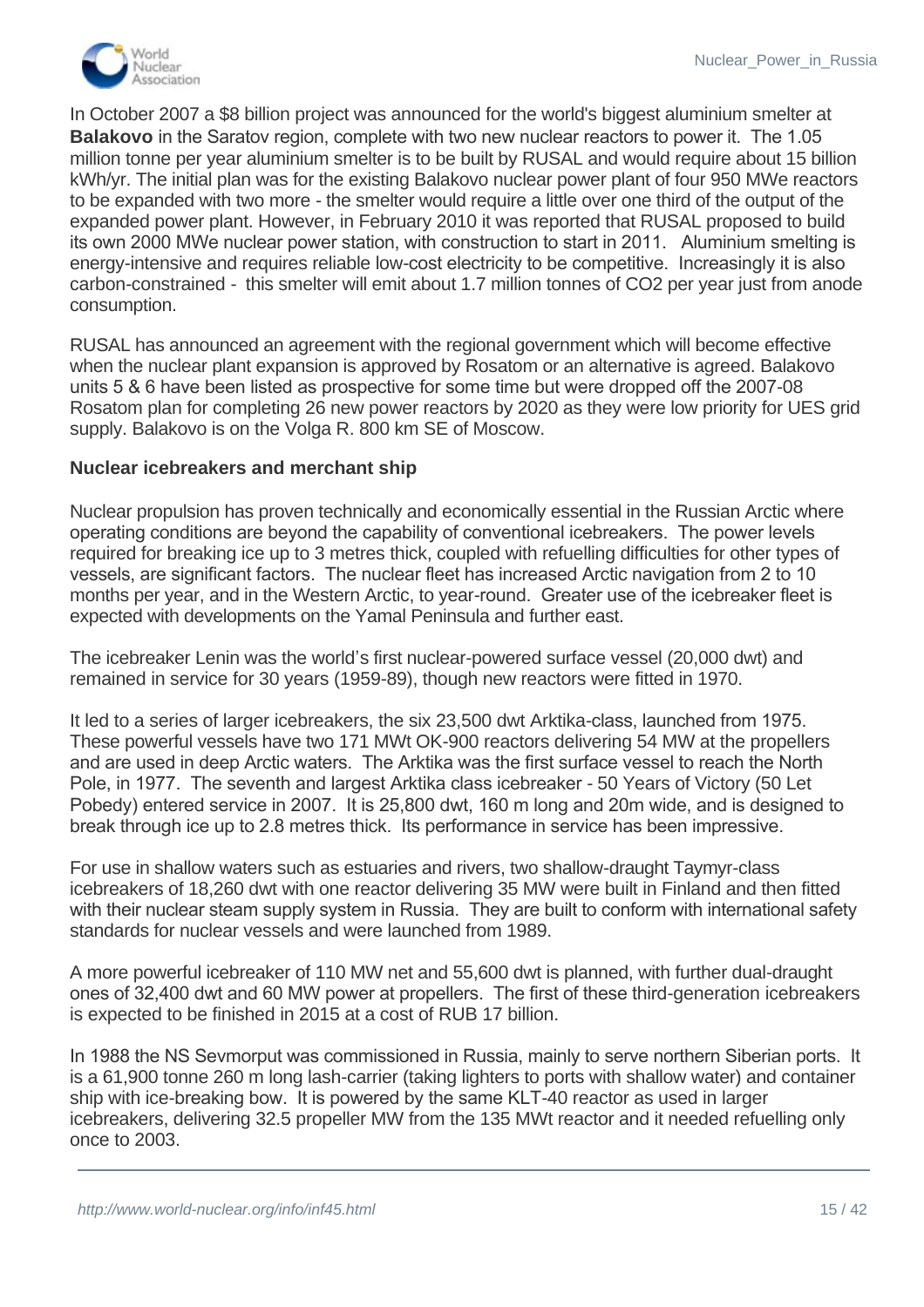In October 2007 a $8 billion project was announced for the world's biggest aluminium smelter at **Balakovo** in the Saratov region, complete with two new nuclear reactors to power it. The 1.05 million tonne per year aluminium smelter is to be built by RUSAL and would require about 15 billion kWh/yr. The initial plan was for the existing Balakovo nuclear power plant of four 950 MWe reactors to be expanded with two more - the smelter would require a little over one third of the output of the expanded power plant. However, in February 2010 it was reported that RUSAL proposed to build its own 2000 MWe nuclear power station, with construction to start in 2011. Aluminium smelting is energy-intensive and requires reliable low-cost electricity to be competitive. Increasingly it is also carbon-constrained - this smelter will emit about 1.7 million tonnes of $CO_2$ per year just from anode consumption.

RUSAL has announced an agreement with the regional government which will become effective when the nuclear plant expansion is approved by Rosatom or an alternative is agreed. Balakovo units 5 & 6 have been listed as prospective for some time but were dropped off the 2007-08 Rosatom plan for completing 26 new power reactors by 2020 as they were low priority for UES grid supply. Balakovo is on the Volga R. 800 km SE of Moscow.

**Nuclear icebreakers and merchant ship**

Nuclear propulsion has proven technically and economically essential in the Russian Arctic where operating conditions are beyond the capability of conventional icebreakers. The power levels required for breaking ice up to 3 metres thick, coupled with refuelling difficulties for other types of vessels, are significant factors. The nuclear fleet has increased Arctic navigation from 2 to 10 months per year, and in the Western Arctic, to year-round. Greater use of the icebreaker fleet is expected with developments on the Yamal Peninsula and further east.

The icebreaker Lenin was the world's first nuclear-powered surface vessel (20,000 dwt) and remained in service for 30 years (1959-89), though new reactors were fitted in 1970.

It led to a series of larger icebreakers, the six 23,500 dwt Arktika-class, launched from 1975. These powerful vessels have two 171 MWt OK-900 reactors delivering 54 MW at the propellers and are used in deep Arctic waters. The Arktika was the first surface vessel to reach the North Pole, in 1977. The seventh and largest Arktika class icebreaker - 50 Years of Victory (50 Let Pobedy) entered service in 2007. It is 25,800 dwt, 160 m long and 20m wide, and is designed to break through ice up to 2.8 metres thick. Its performance in service has been impressive.

For use in shallow waters such as estuaries and rivers, two shallow-draught Taymyr-class icebreakers of 18,260 dwt with one reactor delivering 35 MW were built in Finland and then fitted with their nuclear steam supply system in Russia. They are built to conform with international safety standards for nuclear vessels and were launched from 1989.

A more powerful icebreaker of 110 MW net and 55,600 dwt is planned, with further dual-draught ones of 32,400 dwt and 60 MW power at propellers. The first of these third-generation icebreakers is expected to be finished in 2015 at a cost of RUB 17 billion.

In 1988 the NS Sevmorput was commissioned in Russia, mainly to serve northern Siberian ports. It is a 61,900 tonne 260 m long lash-carrier (taking lighters to ports with shallow water) and container ship with ice-breaking bow. It is powered by the same KLT-40 reactor as used in larger icebreakers, delivering 32.5 propeller MW from the 135 MWt reactor and it needed refuelling only once to 2003.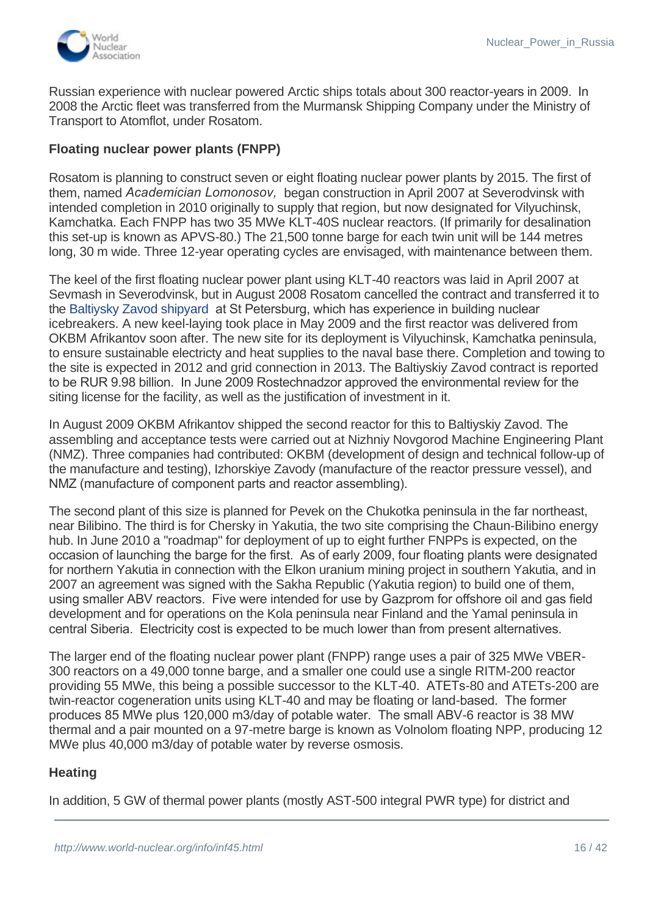Russian experience with nuclear powered Arctic ships totals about 300 reactor-years in 2009. In 2008 the Arctic fleet was transferred from the Murmansk Shipping Company under the Ministry of Transport to Atomflot, under Rosatom.

**Floating nuclear power plants (FNPP)**

Rosatom is planning to construct seven or eight floating nuclear power plants by 2015. The first of them, named *Academician Lomonosov,* began construction in April 2007 at Severodvinsk with intended completion in 2010 originally to supply that region, but now designated for Vilyuchinsk, Kamchatka. Each FNPP has two 35 MWe KLT-40S nuclear reactors. (If primarily for desalination this set-up is known as APVS-80.) The 21,500 tonne barge for each twin unit will be 144 metres long, 30 m wide. Three 12-year operating cycles are envisaged, with maintenance between them.

The keel of the first floating nuclear power plant using KLT-40 reactors was laid in April 2007 at Sevmash in Severodvinsk, but in August 2008 Rosatom cancelled the contract and transferred it to the Baltiysky Zavod shipyard at St Petersburg, which has experience in building nuclear icebreakers. A new keel-laying took place in May 2009 and the first reactor was delivered from OKBM Afrikantov soon after. The new site for its deployment is Vilyuchinsk, Kamchatka peninsula, to ensure sustainable electricty and heat supplies to the naval base there. Completion and towing to the site is expected in 2012 and grid connection in 2013. The Baltiyskiy Zavod contract is reported to be RUR 9.98 billion. In June 2009 Rostechnadzor approved the environmental review for the siting license for the facility, as well as the justification of investment in it.

In August 2009 OKBM Afrikantov shipped the second reactor for this to Baltiyskiy Zavod. The assembling and acceptance tests were carried out at Nizhniy Novgorod Machine Engineering Plant (NMZ). Three companies had contributed: OKBM (development of design and technical follow-up of the manufacture and testing), Izhorskiye Zavody (manufacture of the reactor pressure vessel), and NMZ (manufacture of component parts and reactor assembling).

The second plant of this size is planned for Pevek on the Chukotka peninsula in the far northeast, near Bilibino. The third is for Chersky in Yakutia, the two site comprising the Chaun-Bilibino energy hub. In June 2010 a "roadmap" for deployment of up to eight further FNPPs is expected, on the occasion of launching the barge for the first. As of early 2009, four floating plants were designated for northern Yakutia in connection with the Elkon uranium mining project in southern Yakutia, and in 2007 an agreement was signed with the Sakha Republic (Yakutia region) to build one of them, using smaller ABV reactors. Five were intended for use by Gazprom for offshore oil and gas field development and for operations on the Kola peninsula near Finland and the Yamal peninsula in central Siberia. Electricity cost is expected to be much lower than from present alternatives.

The larger end of the floating nuclear power plant (FNPP) range uses a pair of 325 MWe VBER-300 reactors on a 49,000 tonne barge, and a smaller one could use a single RITM-200 reactor providing 55 MWe, this being a possible successor to the KLT-40. ATETs-80 and ATETs-200 are twin-reactor cogeneration units using KLT-40 and may be floating or land-based. The former produces 85 MWe plus 120,000 m3/day of potable water. The small ABV-6 reactor is 38 MW thermal and a pair mounted on a 97-metre barge is known as Volnolom floating NPP, producing 12 MWe plus 40,000 m3/day of potable water by reverse osmosis.

**Heating**

In addition, 5 GW of thermal power plants (mostly AST-500 integral PWR type) for district and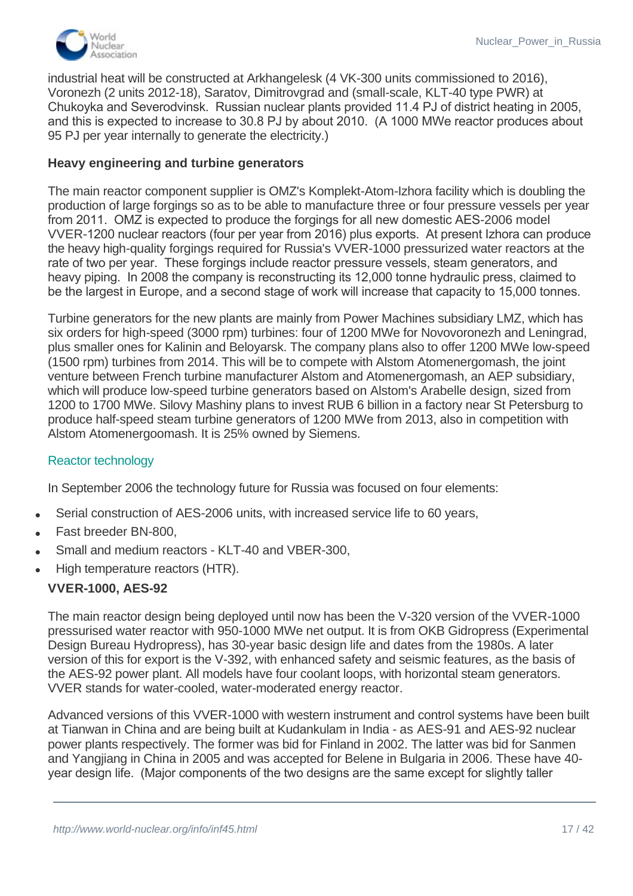industrial heat will be constructed at Arkhangelesk (4 VK-300 units commissioned to 2016), Voronezh (2 units 2012-18), Saratov, Dimitrovgrad and (small-scale, KLT-40 type PWR) at Chukoyka and Severodvinsk. Russian nuclear plants provided 11.4 PJ of district heating in 2005, and this is expected to increase to 30.8 PJ by about 2010. (A 1000 MWe reactor produces about 95 PJ per year internally to generate the electricity.)

**Heavy engineering and turbine generators**

The main reactor component supplier is OMZ's Komplekt-Atom-Izhora facility which is doubling the production of large forgings so as to be able to manufacture three or four pressure vessels per year from 2011. OMZ is expected to produce the forgings for all new domestic AES-2006 model VVER-1200 nuclear reactors (four per year from 2016) plus exports. At present Izhora can produce the heavy high-quality forgings required for Russia's VVER-1000 pressurized water reactors at the rate of two per year. These forgings include reactor pressure vessels, steam generators, and heavy piping. In 2008 the company is reconstructing its 12,000 tonne hydraulic press, claimed to be the largest in Europe, and a second stage of work will increase that capacity to 15,000 tonnes.

Turbine generators for the new plants are mainly from Power Machines subsidiary LMZ, which has six orders for high-speed (3000 rpm) turbines: four of 1200 MWe for Novovoronezh and Leningrad, plus smaller ones for Kalinin and Beloyarsk. The company plans also to offer 1200 MWe low-speed (1500 rpm) turbines from 2014. This will be to compete with Alstom Atomenergomash, the joint venture between French turbine manufacturer Alstom and Atomenergomash, an AEP subsidiary, which will produce low-speed turbine generators based on Alstom's Arabelle design, sized from 1200 to 1700 MWe. Silovy Mashiny plans to invest RUB 6 billion in a factory near St Petersburg to produce half-speed steam turbine generators of 1200 MWe from 2013, also in competition with Alstom Atomenergoomash. It is 25% owned by Siemens.

## Reactor technology

In September 2006 the technology future for Russia was focused on four elements:

- Serial construction of AES-2006 units, with increased service life to 60 years,
- Fast breeder BN-800,
- Small and medium reactors - KLT-40 and VBER-300,
- High temperature reactors (HTR).

**VVER-1000, AES-92**

The main reactor design being deployed until now has been the V-320 version of the VVER-1000 pressurised water reactor with 950-1000 MWe net output. It is from OKB Gidropress (Experimental Design Bureau Hydropress), has 30-year basic design life and dates from the 1980s. A later version of this for export is the V-392, with enhanced safety and seismic features, as the basis of the AES-92 power plant. All models have four coolant loops, with horizontal steam generators. VVER stands for water-cooled, water-moderated energy reactor.

Advanced versions of this VVER-1000 with western instrument and control systems have been built at Tianwan in China and are being built at Kudankulam in India - as AES-91 and AES-92 nuclear power plants respectively. The former was bid for Finland in 2002. The latter was bid for Sanmen and Yangjiang in China in 2005 and was accepted for Belene in Bulgaria in 2006. These have 40-year design life. (Major components of the two designs are the same except for slightly taller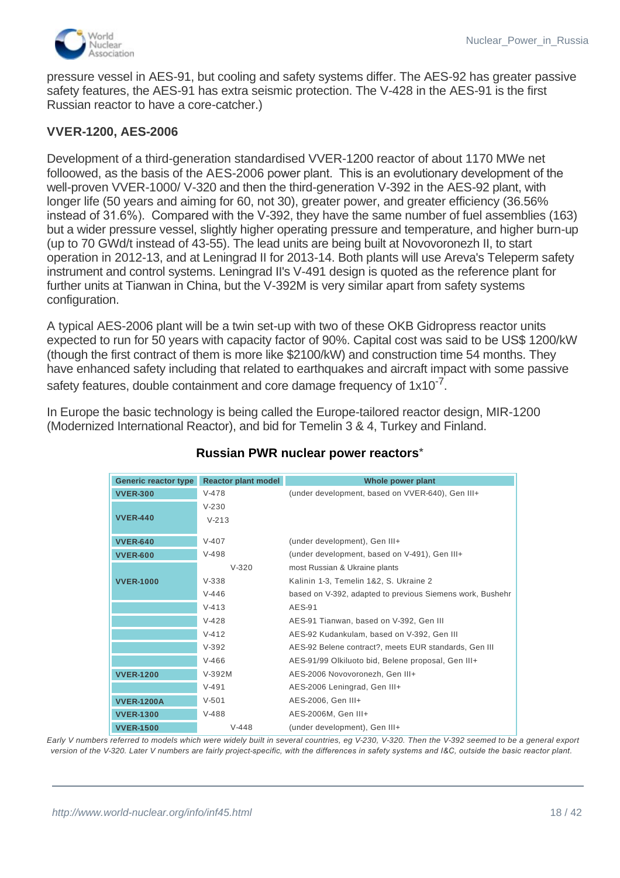pressure vessel in AES-91, but cooling and safety systems differ. The AES-92 has greater passive safety features, the AES-91 has extra seismic protection. The V-428 in the AES-91 is the first Russian reactor to have a core-catcher.)

### VVER-1200, AES-2006

Development of a third-generation standardised VVER-1200 reactor of about 1170 MWe net folloowed, as the basis of the AES-2006 power plant. This is an evolutionary development of the well-proven VVER-1000/ V-320 and then the third-generation V-392 in the AES-92 plant, with longer life (50 years and aiming for 60, not 30), greater power, and greater efficiency (36.56% instead of 31.6%). Compared with the V-392, they have the same number of fuel assemblies (163) but a wider pressure vessel, slightly higher operating pressure and temperature, and higher burn-up (up to 70 GWd/t instead of 43-55). The lead units are being built at Novovoronezh II, to start operation in 2012-13, and at Leningrad II for 2013-14. Both plants will use Areva's Teleperm safety instrument and control systems. Leningrad II's V-491 design is quoted as the reference plant for further units at Tianwan in China, but the V-392M is very similar apart from safety systems configuration.

A typical AES-2006 plant will be a twin set-up with two of these OKB Gidropress reactor units expected to run for 50 years with capacity factor of 90%. Capital cost was said to be US$ 1200/kW (though the first contract of them is more like $2100/kW) and construction time 54 months. They have enhanced safety including that related to earthquakes and aircraft impact with some passive safety features, double containment and core damage frequency of $1x10^{-7}$.

In Europe the basic technology is being called the Europe-tailored reactor design, MIR-1200 (Modernized International Reactor), and bid for Temelin 3 & 4, Turkey and Finland.

**Russian PWR nuclear power reactors***

| Generic reactor type | Reactor plant model | Whole power plant |
|---|---|---|
| **VVER-300** | V-478 | (under development, based on VVER-640), Gen III+ |
| **VVER-440** | V-230 | |
| | V-213 | |
| **VVER-640** | V-407 | (under development), Gen III+ |
| **VVER-600** | V-498 | (under development, based on V-491), Gen III+ |
| **VVER-1000** | V-320 | most Russian & Ukraine plants |
| | V-338 | Kalinin 1-3, Temelin 1&2, S. Ukraine 2 |
| | V-446 | based on V-392, adapted to previous Siemens work, Bushehr |
| | V-413 | AES-91 |
| | V-428 | AES-91 Tianwan, based on V-392, Gen III |
| | V-412 | AES-92 Kudankulam, based on V-392, Gen III |
| | V-392 | AES-92 Belene contract?, meets EUR standards, Gen III |
| | V-466 | AES-91/99 Olkiluoto bid, Belene proposal, Gen III+ |
| **VVER-1200** | V-392M | AES-2006 Novovoronezh, Gen III+ |
| | V-491 | AES-2006 Leningrad, Gen III+ |
| **VVER-1200A** | V-501 | AES-2006, Gen III+ |
| **VVER-1300** | V-488 | AES-2006M, Gen III+ |
| **VVER-1500** | V-448 | (under development), Gen III+ |

*Early V numbers referred to models which were widely built in several countries, eg V-230, V-320. Then the V-392 seemed to be a general export version of the V-320. Later V numbers are fairly project-specific, with the differences in safety systems and I&C, outside the basic reactor plant.*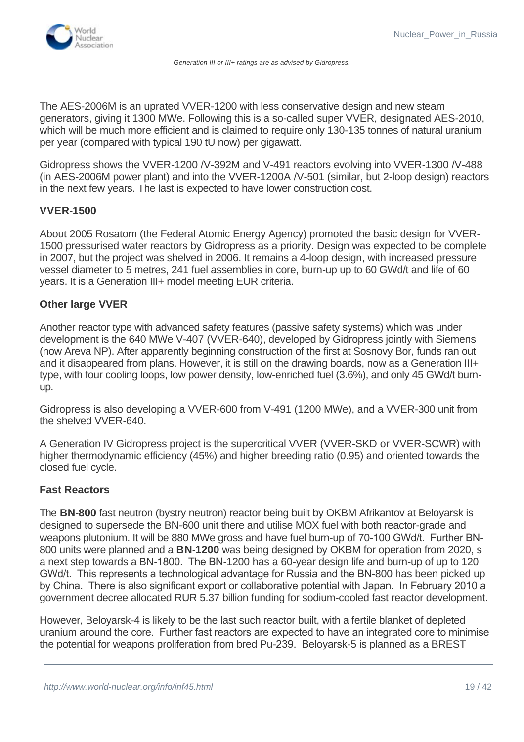*Generation III or III+ ratings are as advised by Gidropress.*

The AES-2006M is an uprated VVER-1200 with less conservative design and new steam generators, giving it 1300 MWe. Following this is a so-called super VVER, designated AES-2010, which will be much more efficient and is claimed to require only 130-135 tonnes of natural uranium per year (compared with typical 190 tU now) per gigawatt.

Gidropress shows the VVER-1200 /V-392M and V-491 reactors evolving into VVER-1300 /V-488 (in AES-2006M power plant) and into the VVER-1200A /V-501 (similar, but 2-loop design) reactors in the next few years. The last is expected to have lower construction cost.

### VVER-1500

About 2005 Rosatom (the Federal Atomic Energy Agency) promoted the basic design for VVER-1500 pressurised water reactors by Gidropress as a priority. Design was expected to be complete in 2007, but the project was shelved in 2006. It remains a 4-loop design, with increased pressure vessel diameter to 5 metres, 241 fuel assemblies in core, burn-up up to 60 GWd/t and life of 60 years. It is a Generation III+ model meeting EUR criteria.

### Other large VVER

Another reactor type with advanced safety features (passive safety systems) which was under development is the 640 MWe V-407 (VVER-640), developed by Gidropress jointly with Siemens (now Areva NP). After apparently beginning construction of the first at Sosnovy Bor, funds ran out and it disappeared from plans. However, it is still on the drawing boards, now as a Generation III+ type, with four cooling loops, low power density, low-enriched fuel (3.6%), and only 45 GWd/t burn-up.

Gidropress is also developing a VVER-600 from V-491 (1200 MWe), and a VVER-300 unit from the shelved VVER-640.

A Generation IV Gidropress project is the supercritical VVER (VVER-SKD or VVER-SCWR) with higher thermodynamic efficiency (45%) and higher breeding ratio (0.95) and oriented towards the closed fuel cycle.

### Fast Reactors

The **BN-800** fast neutron (bystry neutron) reactor being built by OKBM Afrikantov at Beloyarsk is designed to supersede the BN-600 unit there and utilise MOX fuel with both reactor-grade and weapons plutonium. It will be 880 MWe gross and have fuel burn-up of 70-100 GWd/t. Further BN-800 units were planned and a **BN-1200** was being designed by OKBM for operation from 2020, s a next step towards a BN-1800. The BN-1200 has a 60-year design life and burn-up of up to 120 GWd/t. This represents a technological advantage for Russia and the BN-800 has been picked up by China. There is also significant export or collaborative potential with Japan. In February 2010 a government decree allocated RUR 5.37 billion funding for sodium-cooled fast reactor development.

However, Beloyarsk-4 is likely to be the last such reactor built, with a fertile blanket of depleted uranium around the core. Further fast reactors are expected to have an integrated core to minimise the potential for weapons proliferation from bred Pu-239. Beloyarsk-5 is planned as a BREST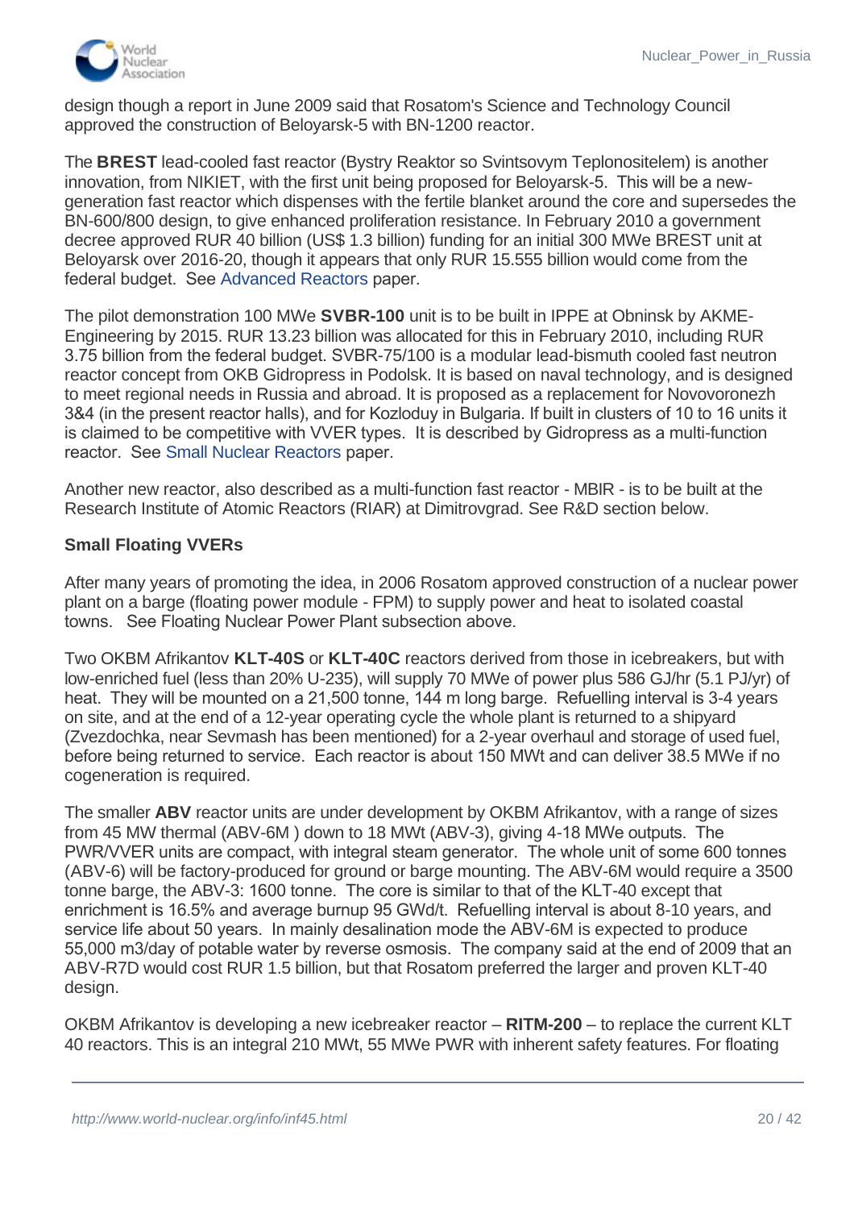design though a report in June 2009 said that Rosatom's Science and Technology Council approved the construction of Beloyarsk-5 with BN-1200 reactor.

The **BREST** lead-cooled fast reactor (Bystry Reaktor so Svintsovym Teplonositelem) is another innovation, from NIKIET, with the first unit being proposed for Beloyarsk-5. This will be a new-generation fast reactor which dispenses with the fertile blanket around the core and supersedes the BN-600/800 design, to give enhanced proliferation resistance. In February 2010 a government decree approved RUR 40 billion (US$ 1.3 billion) funding for an initial 300 MWe BREST unit at Beloyarsk over 2016-20, though it appears that only RUR 15.555 billion would come from the federal budget. See Advanced Reactors paper.

The pilot demonstration 100 MWe **SVBR-100** unit is to be built in IPPE at Obninsk by AKME-Engineering by 2015. RUR 13.23 billion was allocated for this in February 2010, including RUR 3.75 billion from the federal budget. SVBR-75/100 is a modular lead-bismuth cooled fast neutron reactor concept from OKB Gidropress in Podolsk. It is based on naval technology, and is designed to meet regional needs in Russia and abroad. It is proposed as a replacement for Novovoronezh 3&4 (in the present reactor halls), and for Kozloduy in Bulgaria. If built in clusters of 10 to 16 units it is claimed to be competitive with VVER types. It is described by Gidropress as a multi-function reactor. See Small Nuclear Reactors paper.

Another new reactor, also described as a multi-function fast reactor - MBIR - is to be built at the Research Institute of Atomic Reactors (RIAR) at Dimitrovgrad. See R&D section below.

### Small Floating VVERs

After many years of promoting the idea, in 2006 Rosatom approved construction of a nuclear power plant on a barge (floating power module - FPM) to supply power and heat to isolated coastal towns. See Floating Nuclear Power Plant subsection above.

Two OKBM Afrikantov **KLT-40S** or **KLT-40C** reactors derived from those in icebreakers, but with low-enriched fuel (less than 20% U-235), will supply 70 MWe of power plus 586 GJ/hr (5.1 PJ/yr) of heat. They will be mounted on a 21,500 tonne, 144 m long barge. Refuelling interval is 3-4 years on site, and at the end of a 12-year operating cycle the whole plant is returned to a shipyard (Zvezdochka, near Sevmash has been mentioned) for a 2-year overhaul and storage of used fuel, before being returned to service. Each reactor is about 150 MWt and can deliver 38.5 MWe if no cogeneration is required.

The smaller **ABV** reactor units are under development by OKBM Afrikantov, with a range of sizes from 45 MW thermal (ABV-6M ) down to 18 MWt (ABV-3), giving 4-18 MWe outputs. The PWR/VVER units are compact, with integral steam generator. The whole unit of some 600 tonnes (ABV-6) will be factory-produced for ground or barge mounting. The ABV-6M would require a 3500 tonne barge, the ABV-3: 1600 tonne. The core is similar to that of the KLT-40 except that enrichment is 16.5% and average burnup 95 GWd/t. Refuelling interval is about 8-10 years, and service life about 50 years. In mainly desalination mode the ABV-6M is expected to produce 55,000 m3/day of potable water by reverse osmosis. The company said at the end of 2009 that an ABV-R7D would cost RUR 1.5 billion, but that Rosatom preferred the larger and proven KLT-40 design.

OKBM Afrikantov is developing a new icebreaker reactor – **RITM-200** – to replace the current KLT 40 reactors. This is an integral 210 MWt, 55 MWe PWR with inherent safety features. For floating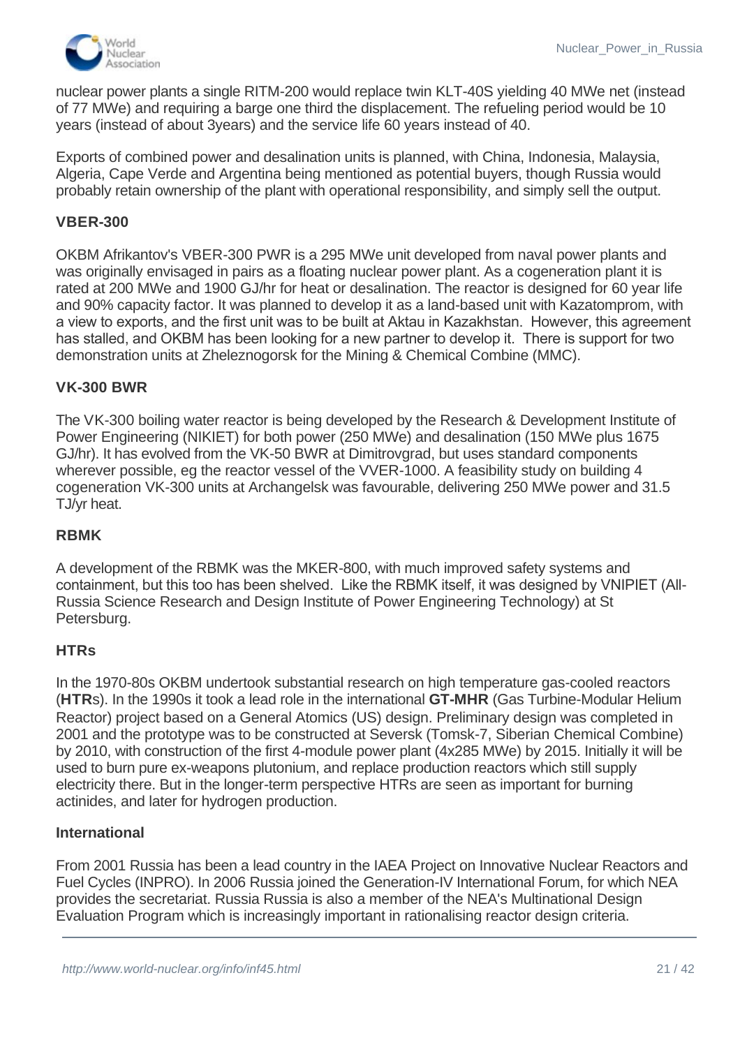nuclear power plants a single RITM-200 would replace twin KLT-40S yielding 40 MWe net (instead of 77 MWe) and requiring a barge one third the displacement. The refueling period would be 10 years (instead of about 3years) and the service life 60 years instead of 40.

Exports of combined power and desalination units is planned, with China, Indonesia, Malaysia, Algeria, Cape Verde and Argentina being mentioned as potential buyers, though Russia would probably retain ownership of the plant with operational responsibility, and simply sell the output.

#### VBER-300

OKBM Afrikantov's VBER-300 PWR is a 295 MWe unit developed from naval power plants and was originally envisaged in pairs as a floating nuclear power plant. As a cogeneration plant it is rated at 200 MWe and 1900 GJ/hr for heat or desalination. The reactor is designed for 60 year life and 90% capacity factor. It was planned to develop it as a land-based unit with Kazatomprom, with a view to exports, and the first unit was to be built at Aktau in Kazakhstan. However, this agreement has stalled, and OKBM has been looking for a new partner to develop it. There is support for two demonstration units at Zheleznogorsk for the Mining & Chemical Combine (MMC).

#### VK-300 BWR

The VK-300 boiling water reactor is being developed by the Research & Development Institute of Power Engineering (NIKIET) for both power (250 MWe) and desalination (150 MWe plus 1675 GJ/hr). It has evolved from the VK-50 BWR at Dimitrovgrad, but uses standard components wherever possible, eg the reactor vessel of the VVER-1000. A feasibility study on building 4 cogeneration VK-300 units at Archangelsk was favourable, delivering 250 MWe power and 31.5 TJ/yr heat.

#### RBMK

A development of the RBMK was the MKER-800, with much improved safety systems and containment, but this too has been shelved. Like the RBMK itself, it was designed by VNIPIET (All-Russia Science Research and Design Institute of Power Engineering Technology) at St Petersburg.

#### HTRs

In the 1970-80s OKBM undertook substantial research on high temperature gas-cooled reactors (**HTR**s). In the 1990s it took a lead role in the international **GT-MHR** (Gas Turbine-Modular Helium Reactor) project based on a General Atomics (US) design. Preliminary design was completed in 2001 and the prototype was to be constructed at Seversk (Tomsk-7, Siberian Chemical Combine) by 2010, with construction of the first 4-module power plant (4x285 MWe) by 2015. Initially it will be used to burn pure ex-weapons plutonium, and replace production reactors which still supply electricity there. But in the longer-term perspective HTRs are seen as important for burning actinides, and later for hydrogen production.

#### International

From 2001 Russia has been a lead country in the IAEA Project on Innovative Nuclear Reactors and Fuel Cycles (INPRO). In 2006 Russia joined the Generation-IV International Forum, for which NEA provides the secretariat. Russia Russia is also a member of the NEA's Multinational Design Evaluation Program which is increasingly important in rationalising reactor design criteria.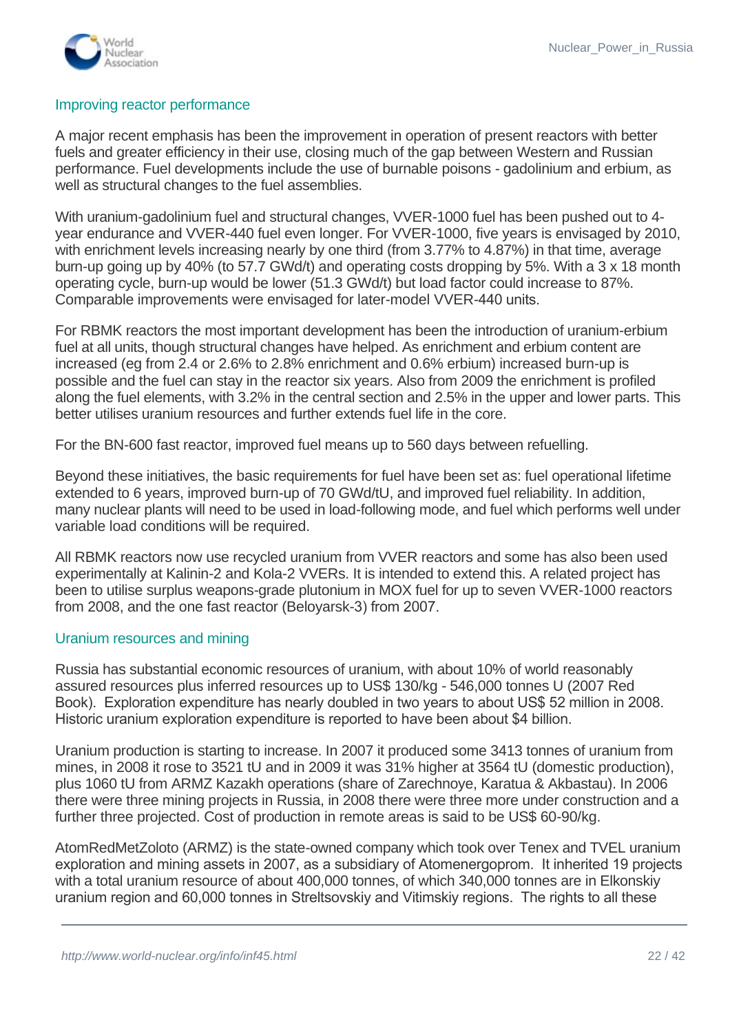## Improving reactor performance

A major recent emphasis has been the improvement in operation of present reactors with better fuels and greater efficiency in their use, closing much of the gap between Western and Russian performance. Fuel developments include the use of burnable poisons - gadolinium and erbium, as well as structural changes to the fuel assemblies.

With uranium-gadolinium fuel and structural changes, VVER-1000 fuel has been pushed out to 4-year endurance and VVER-440 fuel even longer. For VVER-1000, five years is envisaged by 2010, with enrichment levels increasing nearly by one third (from 3.77% to 4.87%) in that time, average burn-up going up by 40% (to 57.7 GWd/t) and operating costs dropping by 5%. With a 3 x 18 month operating cycle, burn-up would be lower (51.3 GWd/t) but load factor could increase to 87%. Comparable improvements were envisaged for later-model VVER-440 units.

For RBMK reactors the most important development has been the introduction of uranium-erbium fuel at all units, though structural changes have helped. As enrichment and erbium content are increased (eg from 2.4 or 2.6% to 2.8% enrichment and 0.6% erbium) increased burn-up is possible and the fuel can stay in the reactor six years. Also from 2009 the enrichment is profiled along the fuel elements, with 3.2% in the central section and 2.5% in the upper and lower parts. This better utilises uranium resources and further extends fuel life in the core.

For the BN-600 fast reactor, improved fuel means up to 560 days between refuelling.

Beyond these initiatives, the basic requirements for fuel have been set as: fuel operational lifetime extended to 6 years, improved burn-up of 70 GWd/tU, and improved fuel reliability. In addition, many nuclear plants will need to be used in load-following mode, and fuel which performs well under variable load conditions will be required.

All RBMK reactors now use recycled uranium from VVER reactors and some has also been used experimentally at Kalinin-2 and Kola-2 VVERs. It is intended to extend this. A related project has been to utilise surplus weapons-grade plutonium in MOX fuel for up to seven VVER-1000 reactors from 2008, and the one fast reactor (Beloyarsk-3) from 2007.

## Uranium resources and mining

Russia has substantial economic resources of uranium, with about 10% of world reasonably assured resources plus inferred resources up to US$ 130/kg - 546,000 tonnes U (2007 Red Book). Exploration expenditure has nearly doubled in two years to about US$ 52 million in 2008. Historic uranium exploration expenditure is reported to have been about $4 billion.

Uranium production is starting to increase. In 2007 it produced some 3413 tonnes of uranium from mines, in 2008 it rose to 3521 tU and in 2009 it was 31% higher at 3564 tU (domestic production), plus 1060 tU from ARMZ Kazakh operations (share of Zarechnoye, Karatua & Akbastau). In 2006 there were three mining projects in Russia, in 2008 there were three more under construction and a further three projected. Cost of production in remote areas is said to be US$ 60-90/kg.

AtomRedMetZoloto (ARMZ) is the state-owned company which took over Tenex and TVEL uranium exploration and mining assets in 2007, as a subsidiary of Atomenergoprom. It inherited 19 projects with a total uranium resource of about 400,000 tonnes, of which 340,000 tonnes are in Elkonskiy uranium region and 60,000 tonnes in Streltsovskiy and Vitimskiy regions. The rights to all these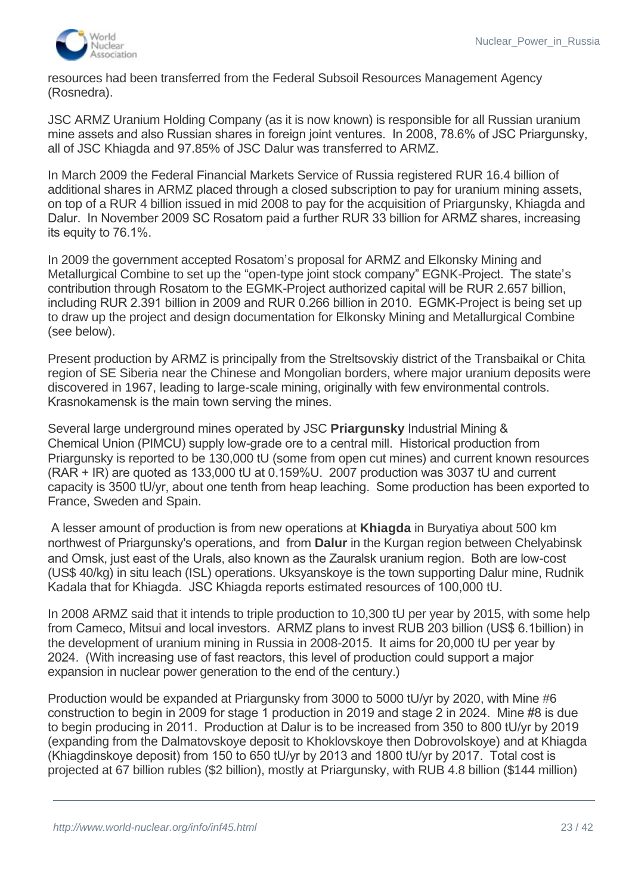resources had been transferred from the Federal Subsoil Resources Management Agency (Rosnedra).

JSC ARMZ Uranium Holding Company (as it is now known) is responsible for all Russian uranium mine assets and also Russian shares in foreign joint ventures. In 2008, 78.6% of JSC Priargunsky, all of JSC Khiagda and 97.85% of JSC Dalur was transferred to ARMZ.

In March 2009 the Federal Financial Markets Service of Russia registered RUR 16.4 billion of additional shares in ARMZ placed through a closed subscription to pay for uranium mining assets, on top of a RUR 4 billion issued in mid 2008 to pay for the acquisition of Priargunsky, Khiagda and Dalur. In November 2009 SC Rosatom paid a further RUR 33 billion for ARMZ shares, increasing its equity to 76.1%.

In 2009 the government accepted Rosatom's proposal for ARMZ and Elkonsky Mining and Metallurgical Combine to set up the "open-type joint stock company" EGNK-Project. The state's contribution through Rosatom to the EGMK-Project authorized capital will be RUR 2.657 billion, including RUR 2.391 billion in 2009 and RUR 0.266 billion in 2010. EGMK-Project is being set up to draw up the project and design documentation for Elkonsky Mining and Metallurgical Combine (see below).

Present production by ARMZ is principally from the Streltsovskiy district of the Transbaikal or Chita region of SE Siberia near the Chinese and Mongolian borders, where major uranium deposits were discovered in 1967, leading to large-scale mining, originally with few environmental controls. Krasnokamensk is the main town serving the mines.

Several large underground mines operated by JSC **Priargunsky** Industrial Mining & Chemical Union (PIMCU) supply low-grade ore to a central mill. Historical production from Priargunsky is reported to be 130,000 tU (some from open cut mines) and current known resources (RAR + IR) are quoted as 133,000 tU at 0.159%U. 2007 production was 3037 tU and current capacity is 3500 tU/yr, about one tenth from heap leaching. Some production has been exported to France, Sweden and Spain.

A lesser amount of production is from new operations at **Khiagda** in Buryatiya about 500 km northwest of Priargunsky's operations, and from **Dalur** in the Kurgan region between Chelyabinsk and Omsk, just east of the Urals, also known as the Zauralsk uranium region. Both are low-cost (US$ 40/kg) in situ leach (ISL) operations. Uksyanskoye is the town supporting Dalur mine, Rudnik Kadala that for Khiagda. JSC Khiagda reports estimated resources of 100,000 tU.

In 2008 ARMZ said that it intends to triple production to 10,300 tU per year by 2015, with some help from Cameco, Mitsui and local investors. ARMZ plans to invest RUB 203 billion (US$ 6.1billion) in the development of uranium mining in Russia in 2008-2015. It aims for 20,000 tU per year by 2024. (With increasing use of fast reactors, this level of production could support a major expansion in nuclear power generation to the end of the century.)

Production would be expanded at Priargunsky from 3000 to 5000 tU/yr by 2020, with Mine #6 construction to begin in 2009 for stage 1 production in 2019 and stage 2 in 2024. Mine #8 is due to begin producing in 2011. Production at Dalur is to be increased from 350 to 800 tU/yr by 2019 (expanding from the Dalmatovskoye deposit to Khoklovskoye then Dobrovolskoye) and at Khiagda (Khiagdinskoye deposit) from 150 to 650 tU/yr by 2013 and 1800 tU/yr by 2017. Total cost is projected at 67 billion rubles ($2 billion), mostly at Priargunsky, with RUB 4.8 billion ($144 million)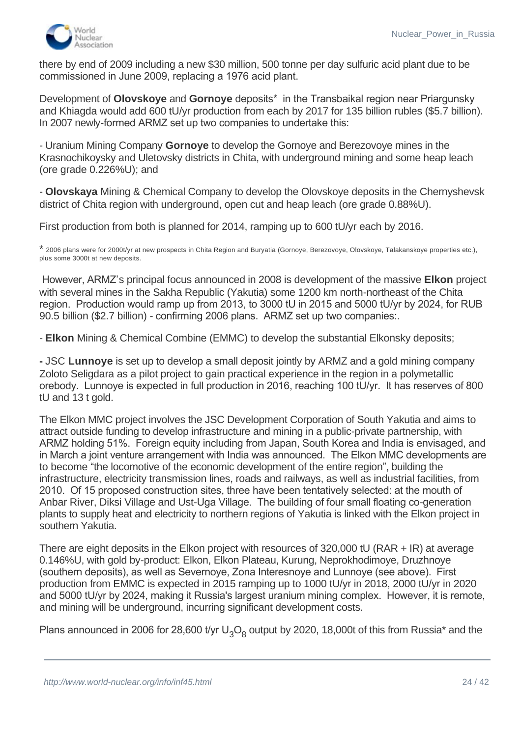there by end of 2009 including a new $30 million, 500 tonne per day sulfuric acid plant due to be commissioned in June 2009, replacing a 1976 acid plant.

Development of **Olovskoye** and **Gornoye** deposits* in the Transbaikal region near Priargunsky and Khiagda would add 600 tU/yr production from each by 2017 for 135 billion rubles ($5.7 billion). In 2007 newly-formed ARMZ set up two companies to undertake this:

- Uranium Mining Company **Gornoye** to develop the Gornoye and Berezovoye mines in the Krasnochikoysky and Uletovsky districts in Chita, with underground mining and some heap leach (ore grade 0.226%U); and

- **Olovskaya** Mining & Chemical Company to develop the Olovskoye deposits in the Chernyshevsk district of Chita region with underground, open cut and heap leach (ore grade 0.88%U).

First production from both is planned for 2014, ramping up to 600 tU/yr each by 2016.

* 2006 plans were for 2000t/yr at new prospects in Chita Region and Buryatia (Gornoye, Berezovoye, Olovskoye, Talakanskoye properties etc.), plus some 3000t at new deposits.

However, ARMZ's principal focus announced in 2008 is development of the massive **Elkon** project with several mines in the Sakha Republic (Yakutia) some 1200 km north-northeast of the Chita region. Production would ramp up from 2013, to 3000 tU in 2015 and 5000 tU/yr by 2024, for RUB 90.5 billion ($2.7 billion) - confirming 2006 plans. ARMZ set up two companies:.

- **Elkon** Mining & Chemical Combine (EMMC) to develop the substantial Elkonsky deposits;

**-** JSC **Lunnoye** is set up to develop a small deposit jointly by ARMZ and a gold mining company Zoloto Seligdara as a pilot project to gain practical experience in the region in a polymetallic orebody. Lunnoye is expected in full production in 2016, reaching 100 tU/yr. It has reserves of 800 tU and 13 t gold.

The Elkon MMC project involves the JSC Development Corporation of South Yakutia and aims to attract outside funding to develop infrastructure and mining in a public-private partnership, with ARMZ holding 51%. Foreign equity including from Japan, South Korea and India is envisaged, and in March a joint venture arrangement with India was announced. The Elkon MMC developments are to become "the locomotive of the economic development of the entire region", building the infrastructure, electricity transmission lines, roads and railways, as well as industrial facilities, from 2010. Of 15 proposed construction sites, three have been tentatively selected: at the mouth of Anbar River, Diksi Village and Ust-Uga Village. The building of four small floating co-generation plants to supply heat and electricity to northern regions of Yakutia is linked with the Elkon project in southern Yakutia.

There are eight deposits in the Elkon project with resources of 320,000 tU (RAR + IR) at average 0.146%U, with gold by-product: Elkon, Elkon Plateau, Kurung, Neprokhodimoye, Druzhnoye (southern deposits), as well as Severnoye, Zona Interesnoye and Lunnoye (see above). First production from EMMC is expected in 2015 ramping up to 1000 tU/yr in 2018, 2000 tU/yr in 2020 and 5000 tU/yr by 2024, making it Russia's largest uranium mining complex. However, it is remote, and mining will be underground, incurring significant development costs.

Plans announced in 2006 for 28,600 t/yr $U_3O_8$ output by 2020, 18,000t of this from Russia* and the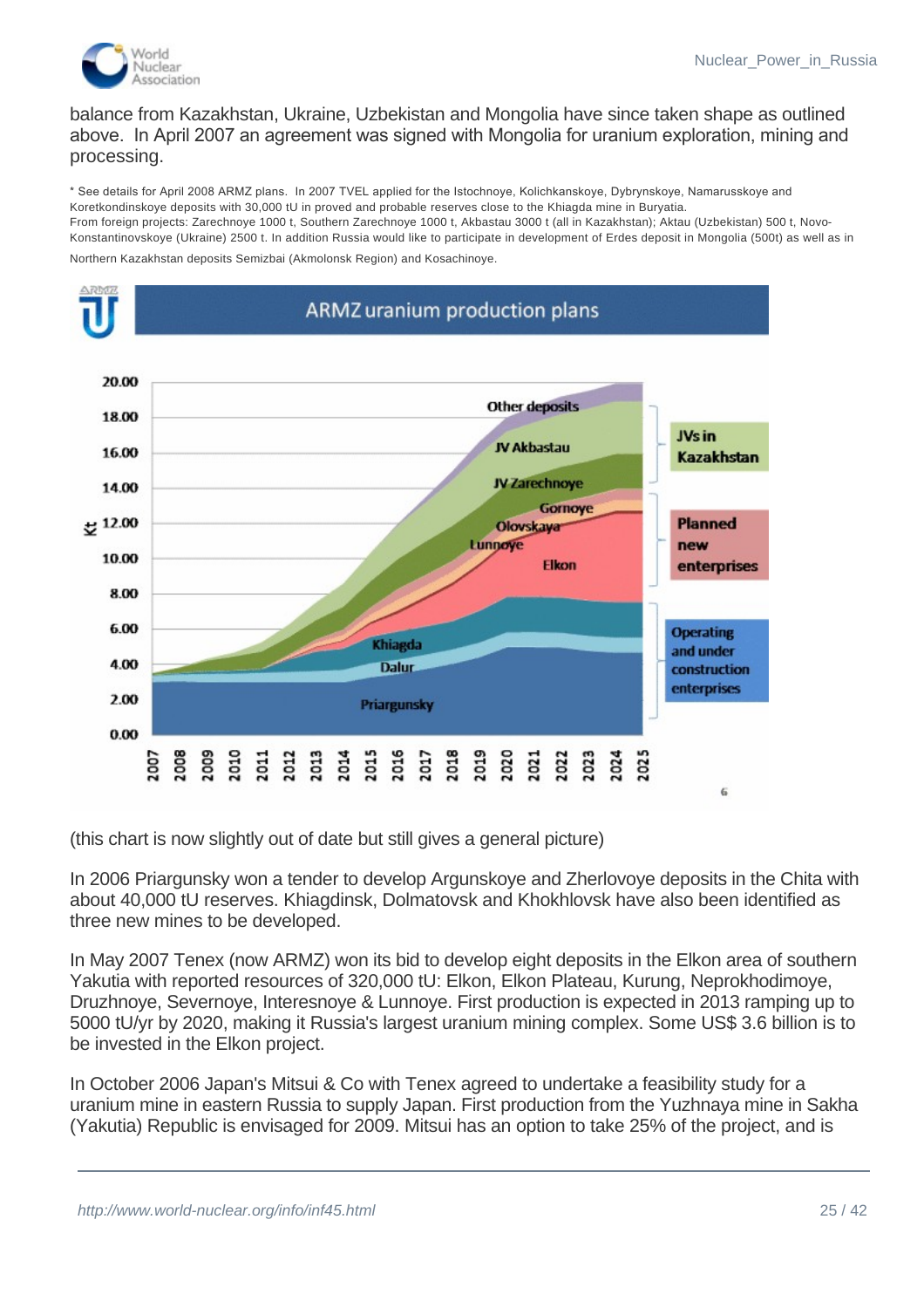balance from Kazakhstan, Ukraine, Uzbekistan and Mongolia have since taken shape as outlined above. In April 2007 an agreement was signed with Mongolia for uranium exploration, mining and processing.

* See details for April 2008 ARMZ plans. In 2007 TVEL applied for the Istochnoye, Kolichkanskoye, Dybrynskoye, Namarusskoye and Koretkondinskoye deposits with 30,000 tU in proved and probable reserves close to the Khiagda mine in Buryatia.
From foreign projects: Zarechnoye 1000 t, Southern Zarechnoye 1000 t, Akbastau 3000 t (all in Kazakhstan); Aktau (Uzbekistan) 500 t, Novo-Konstantinovskoye (Ukraine) 2500 t. In addition Russia would like to participate in development of Erdes deposit in Mongolia (500t) as well as in Northern Kazakhstan deposits Semizbai (Akmolonsk Region) and Kosachinoye.

(this chart is now slightly out of date but still gives a general picture)

In 2006 Priargunsky won a tender to develop Argunskoye and Zherlovoye deposits in the Chita with about 40,000 tU reserves. Khiagdinsk, Dolmatovsk and Khokhlovsk have also been identified as three new mines to be developed.

In May 2007 Tenex (now ARMZ) won its bid to develop eight deposits in the Elkon area of southern Yakutia with reported resources of 320,000 tU: Elkon, Elkon Plateau, Kurung, Neprokhodimoye, Druzhnoye, Severnoye, Interesnoye & Lunnoye. First production is expected in 2013 ramping up to 5000 tU/yr by 2020, making it Russia's largest uranium mining complex. Some US$ 3.6 billion is to be invested in the Elkon project.

In October 2006 Japan's Mitsui & Co with Tenex agreed to undertake a feasibility study for a uranium mine in eastern Russia to supply Japan. First production from the Yuzhnaya mine in Sakha (Yakutia) Republic is envisaged for 2009. Mitsui has an option to take 25% of the project, and is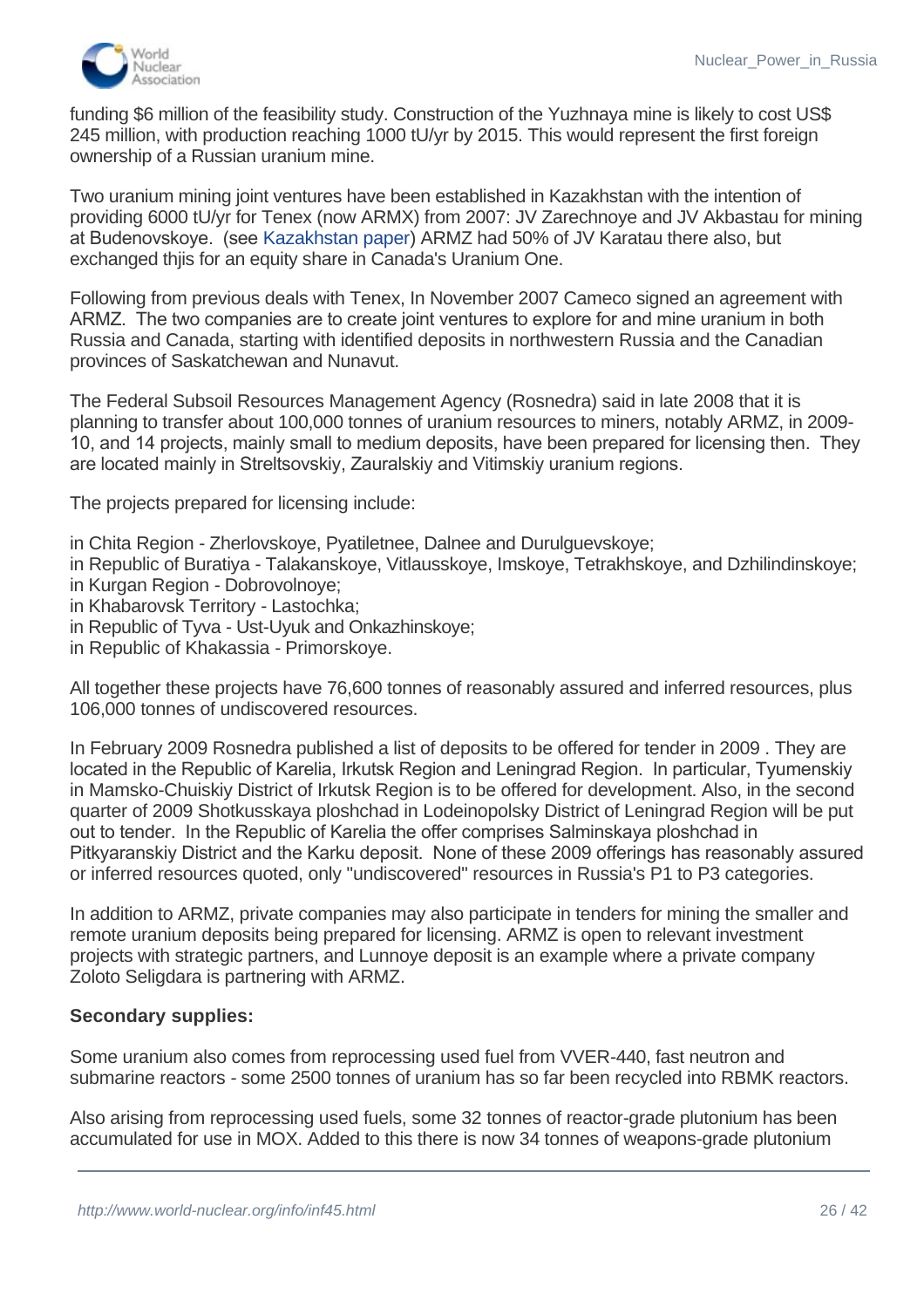funding $6 million of the feasibility study. Construction of the Yuzhnaya mine is likely to cost US$ 245 million, with production reaching 1000 tU/yr by 2015. This would represent the first foreign ownership of a Russian uranium mine.

Two uranium mining joint ventures have been established in Kazakhstan with the intention of providing 6000 tU/yr for Tenex (now ARMX) from 2007: JV Zarechnoye and JV Akbastau for mining at Budenovskoye. (see Kazakhstan paper) ARMZ had 50% of JV Karatau there also, but exchanged thjis for an equity share in Canada's Uranium One.

Following from previous deals with Tenex, In November 2007 Cameco signed an agreement with ARMZ. The two companies are to create joint ventures to explore for and mine uranium in both Russia and Canada, starting with identified deposits in northwestern Russia and the Canadian provinces of Saskatchewan and Nunavut.

The Federal Subsoil Resources Management Agency (Rosnedra) said in late 2008 that it is planning to transfer about 100,000 tonnes of uranium resources to miners, notably ARMZ, in 2009-10, and 14 projects, mainly small to medium deposits, have been prepared for licensing then. They are located mainly in Streltsovskiy, Zauralskiy and Vitimskiy uranium regions.

The projects prepared for licensing include:

in Chita Region - Zherlovskoye, Pyatiletnee, Dalnee and Durulguevskoye;
in Republic of Buratiya - Talakanskoye, Vitlausskoye, Imskoye, Tetrakhskoye, and Dzhilindinskoye;
in Kurgan Region - Dobrovolnoye;
in Khabarovsk Territory - Lastochka;
in Republic of Tyva - Ust-Uyuk and Onkazhinskoye;
in Republic of Khakassia - Primorskoye.

All together these projects have 76,600 tonnes of reasonably assured and inferred resources, plus 106,000 tonnes of undiscovered resources.

In February 2009 Rosnedra published a list of deposits to be offered for tender in 2009 . They are located in the Republic of Karelia, Irkutsk Region and Leningrad Region. In particular, Tyumenskiy in Mamsko-Chuiskiy District of Irkutsk Region is to be offered for development. Also, in the second quarter of 2009 Shotkusskaya ploshchad in Lodeinopolsky District of Leningrad Region will be put out to tender. In the Republic of Karelia the offer comprises Salminskaya ploshchad in Pitkyaranskiy District and the Karku deposit. None of these 2009 offerings has reasonably assured or inferred resources quoted, only "undiscovered" resources in Russia's P1 to P3 categories.

In addition to ARMZ, private companies may also participate in tenders for mining the smaller and remote uranium deposits being prepared for licensing. ARMZ is open to relevant investment projects with strategic partners, and Lunnoye deposit is an example where a private company Zoloto Seligdara is partnering with ARMZ.

**Secondary supplies:**

Some uranium also comes from reprocessing used fuel from VVER-440, fast neutron and submarine reactors - some 2500 tonnes of uranium has so far been recycled into RBMK reactors.

Also arising from reprocessing used fuels, some 32 tonnes of reactor-grade plutonium has been accumulated for use in MOX. Added to this there is now 34 tonnes of weapons-grade plutonium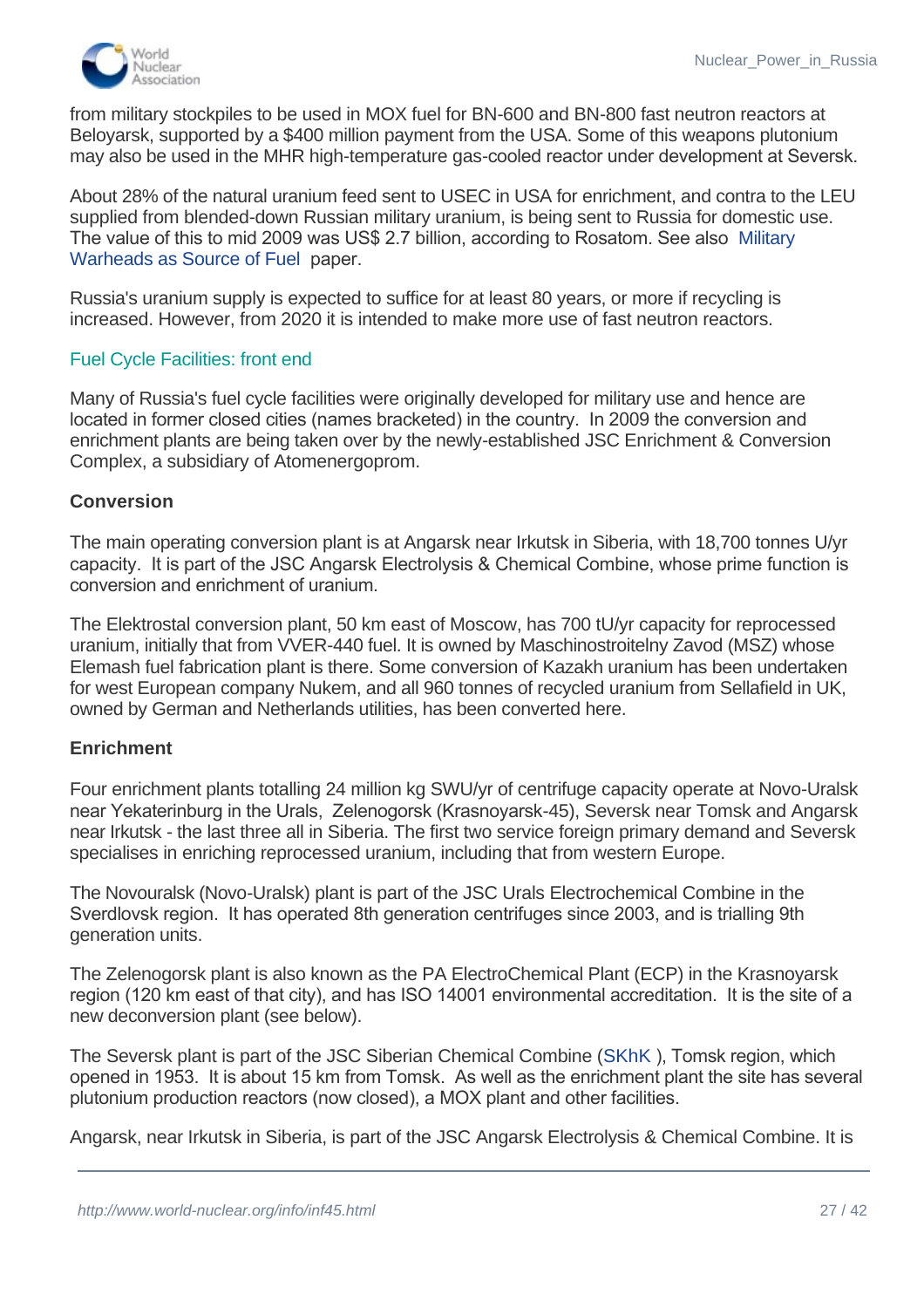from military stockpiles to be used in MOX fuel for BN-600 and BN-800 fast neutron reactors at Beloyarsk, supported by a $400 million payment from the USA. Some of this weapons plutonium may also be used in the MHR high-temperature gas-cooled reactor under development at Seversk.

About 28% of the natural uranium feed sent to USEC in USA for enrichment, and contra to the LEU supplied from blended-down Russian military uranium, is being sent to Russia for domestic use. The value of this to mid 2009 was US$ 2.7 billion, according to Rosatom. See also Military Warheads as Source of Fuel paper.

Russia's uranium supply is expected to suffice for at least 80 years, or more if recycling is increased. However, from 2020 it is intended to make more use of fast neutron reactors.

## Fuel Cycle Facilities: front end

Many of Russia's fuel cycle facilities were originally developed for military use and hence are located in former closed cities (names bracketed) in the country. In 2009 the conversion and enrichment plants are being taken over by the newly-established JSC Enrichment & Conversion Complex, a subsidiary of Atomenergoprom.

### Conversion

The main operating conversion plant is at Angarsk near Irkutsk in Siberia, with 18,700 tonnes U/yr capacity. It is part of the JSC Angarsk Electrolysis & Chemical Combine, whose prime function is conversion and enrichment of uranium.

The Elektrostal conversion plant, 50 km east of Moscow, has 700 tU/yr capacity for reprocessed uranium, initially that from VVER-440 fuel. It is owned by Maschinostroitelny Zavod (MSZ) whose Elemash fuel fabrication plant is there. Some conversion of Kazakh uranium has been undertaken for west European company Nukem, and all 960 tonnes of recycled uranium from Sellafield in UK, owned by German and Netherlands utilities, has been converted here.

### Enrichment

Four enrichment plants totalling 24 million kg SWU/yr of centrifuge capacity operate at Novo-Uralsk near Yekaterinburg in the Urals, Zelenogorsk (Krasnoyarsk-45), Seversk near Tomsk and Angarsk near Irkutsk - the last three all in Siberia. The first two service foreign primary demand and Seversk specialises in enriching reprocessed uranium, including that from western Europe.

The Novouralsk (Novo-Uralsk) plant is part of the JSC Urals Electrochemical Combine in the Sverdlovsk region. It has operated 8th generation centrifuges since 2003, and is trialling 9th generation units.

The Zelenogorsk plant is also known as the PA ElectroChemical Plant (ECP) in the Krasnoyarsk region (120 km east of that city), and has ISO 14001 environmental accreditation. It is the site of a new deconversion plant (see below).

The Seversk plant is part of the JSC Siberian Chemical Combine (SKhK ), Tomsk region, which opened in 1953. It is about 15 km from Tomsk. As well as the enrichment plant the site has several plutonium production reactors (now closed), a MOX plant and other facilities.

Angarsk, near Irkutsk in Siberia, is part of the JSC Angarsk Electrolysis & Chemical Combine. It is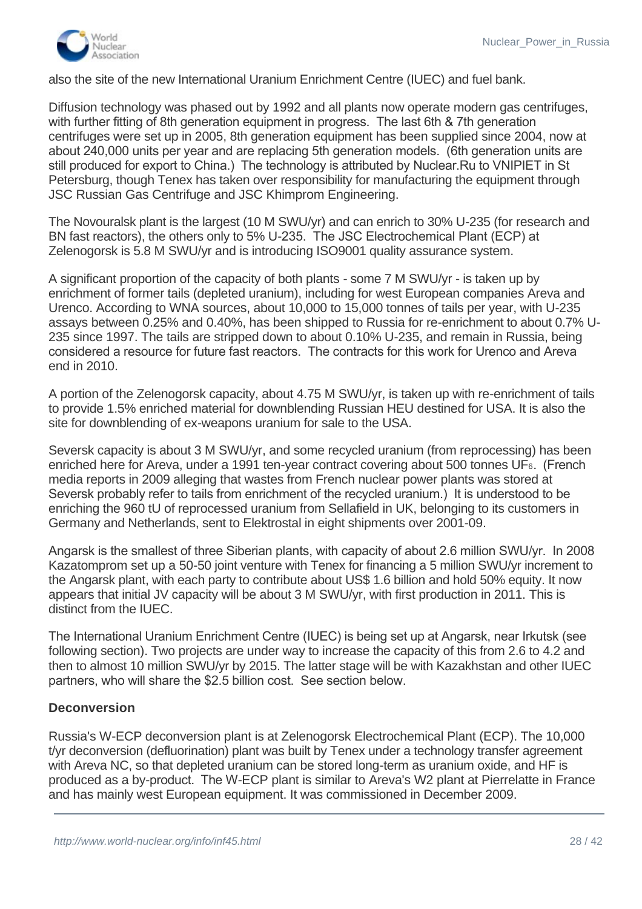also the site of the new International Uranium Enrichment Centre (IUEC) and fuel bank.

Diffusion technology was phased out by 1992 and all plants now operate modern gas centrifuges, with further fitting of 8th generation equipment in progress. The last 6th & 7th generation centrifuges were set up in 2005, 8th generation equipment has been supplied since 2004, now at about 240,000 units per year and are replacing 5th generation models. (6th generation units are still produced for export to China.) The technology is attributed by Nuclear.Ru to VNIPIET in St Petersburg, though Tenex has taken over responsibility for manufacturing the equipment through JSC Russian Gas Centrifuge and JSC Khimprom Engineering.

The Novouralsk plant is the largest (10 M SWU/yr) and can enrich to 30% U-235 (for research and BN fast reactors), the others only to 5% U-235. The JSC Electrochemical Plant (ECP) at Zelenogorsk is 5.8 M SWU/yr and is introducing ISO9001 quality assurance system.

A significant proportion of the capacity of both plants - some 7 M SWU/yr - is taken up by enrichment of former tails (depleted uranium), including for west European companies Areva and Urenco. According to WNA sources, about 10,000 to 15,000 tonnes of tails per year, with U-235 assays between 0.25% and 0.40%, has been shipped to Russia for re-enrichment to about 0.7% U-235 since 1997. The tails are stripped down to about 0.10% U-235, and remain in Russia, being considered a resource for future fast reactors. The contracts for this work for Urenco and Areva end in 2010.

A portion of the Zelenogorsk capacity, about 4.75 M SWU/yr, is taken up with re-enrichment of tails to provide 1.5% enriched material for downblending Russian HEU destined for USA. It is also the site for downblending of ex-weapons uranium for sale to the USA.

Seversk capacity is about 3 M SWU/yr, and some recycled uranium (from reprocessing) has been enriched here for Areva, under a 1991 ten-year contract covering about 500 tonnes $UF_6$. (French media reports in 2009 alleging that wastes from French nuclear power plants was stored at Seversk probably refer to tails from enrichment of the recycled uranium.) It is understood to be enriching the 960 tU of reprocessed uranium from Sellafield in UK, belonging to its customers in Germany and Netherlands, sent to Elektrostal in eight shipments over 2001-09.

Angarsk is the smallest of three Siberian plants, with capacity of about 2.6 million SWU/yr. In 2008 Kazatomprom set up a 50-50 joint venture with Tenex for financing a 5 million SWU/yr increment to the Angarsk plant, with each party to contribute about US$ 1.6 billion and hold 50% equity. It now appears that initial JV capacity will be about 3 M SWU/yr, with first production in 2011. This is distinct from the IUEC.

The International Uranium Enrichment Centre (IUEC) is being set up at Angarsk, near Irkutsk (see following section). Two projects are under way to increase the capacity of this from 2.6 to 4.2 and then to almost 10 million SWU/yr by 2015. The latter stage will be with Kazakhstan and other IUEC partners, who will share the $2.5 billion cost. See section below.

### Deconversion

Russia's W-ECP deconversion plant is at Zelenogorsk Electrochemical Plant (ECP). The 10,000 t/yr deconversion (defluorination) plant was built by Tenex under a technology transfer agreement with Areva NC, so that depleted uranium can be stored long-term as uranium oxide, and HF is produced as a by-product. The W-ECP plant is similar to Areva's W2 plant at Pierrelatte in France and has mainly west European equipment. It was commissioned in December 2009.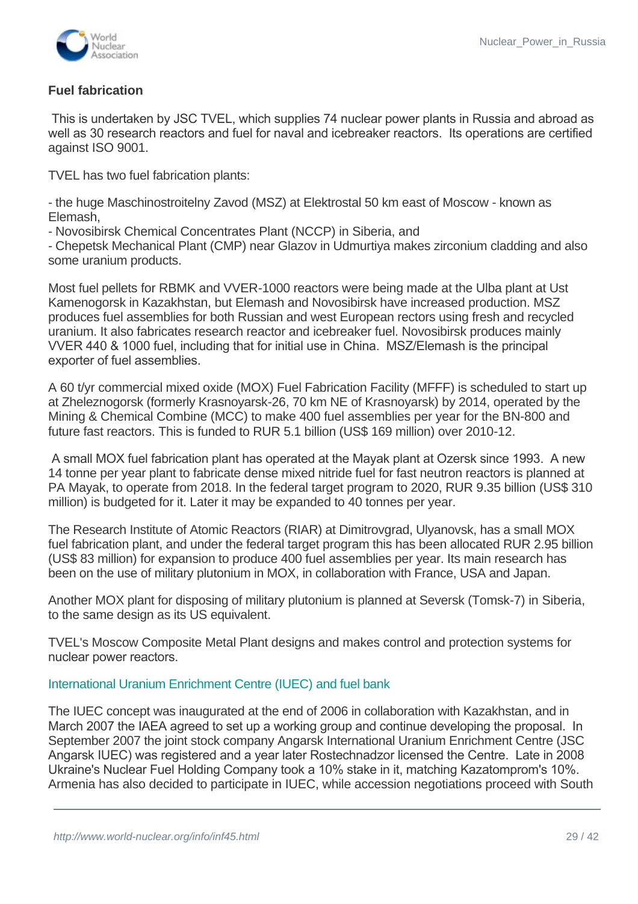**Fuel fabrication**

This is undertaken by JSC TVEL, which supplies 74 nuclear power plants in Russia and abroad as well as 30 research reactors and fuel for naval and icebreaker reactors. Its operations are certified against ISO 9001.

TVEL has two fuel fabrication plants:

- the huge Maschinostroitelny Zavod (MSZ) at Elektrostal 50 km east of Moscow - known as Elemash,
- Novosibirsk Chemical Concentrates Plant (NCCP) in Siberia, and
- Chepetsk Mechanical Plant (CMP) near Glazov in Udmurtiya makes zirconium cladding and also some uranium products.

Most fuel pellets for RBMK and VVER-1000 reactors were being made at the Ulba plant at Ust Kamenogorsk in Kazakhstan, but Elemash and Novosibirsk have increased production. MSZ produces fuel assemblies for both Russian and west European rectors using fresh and recycled uranium. It also fabricates research reactor and icebreaker fuel. Novosibirsk produces mainly VVER 440 & 1000 fuel, including that for initial use in China. MSZ/Elemash is the principal exporter of fuel assemblies.

A 60 t/yr commercial mixed oxide (MOX) Fuel Fabrication Facility (MFFF) is scheduled to start up at Zheleznogorsk (formerly Krasnoyarsk-26, 70 km NE of Krasnoyarsk) by 2014, operated by the Mining & Chemical Combine (MCC) to make 400 fuel assemblies per year for the BN-800 and future fast reactors. This is funded to RUR 5.1 billion (US$ 169 million) over 2010-12.

A small MOX fuel fabrication plant has operated at the Mayak plant at Ozersk since 1993. A new 14 tonne per year plant to fabricate dense mixed nitride fuel for fast neutron reactors is planned at PA Mayak, to operate from 2018. In the federal target program to 2020, RUR 9.35 billion (US$ 310 million) is budgeted for it. Later it may be expanded to 40 tonnes per year.

The Research Institute of Atomic Reactors (RIAR) at Dimitrovgrad, Ulyanovsk, has a small MOX fuel fabrication plant, and under the federal target program this has been allocated RUR 2.95 billion (US$ 83 million) for expansion to produce 400 fuel assemblies per year. Its main research has been on the use of military plutonium in MOX, in collaboration with France, USA and Japan.

Another MOX plant for disposing of military plutonium is planned at Seversk (Tomsk-7) in Siberia, to the same design as its US equivalent.

TVEL's Moscow Composite Metal Plant designs and makes control and protection systems for nuclear power reactors.

### International Uranium Enrichment Centre (IUEC) and fuel bank

The IUEC concept was inaugurated at the end of 2006 in collaboration with Kazakhstan, and in March 2007 the IAEA agreed to set up a working group and continue developing the proposal. In September 2007 the joint stock company Angarsk International Uranium Enrichment Centre (JSC Angarsk IUEC) was registered and a year later Rostechnadzor licensed the Centre. Late in 2008 Ukraine's Nuclear Fuel Holding Company took a 10% stake in it, matching Kazatomprom's 10%. Armenia has also decided to participate in IUEC, while accession negotiations proceed with South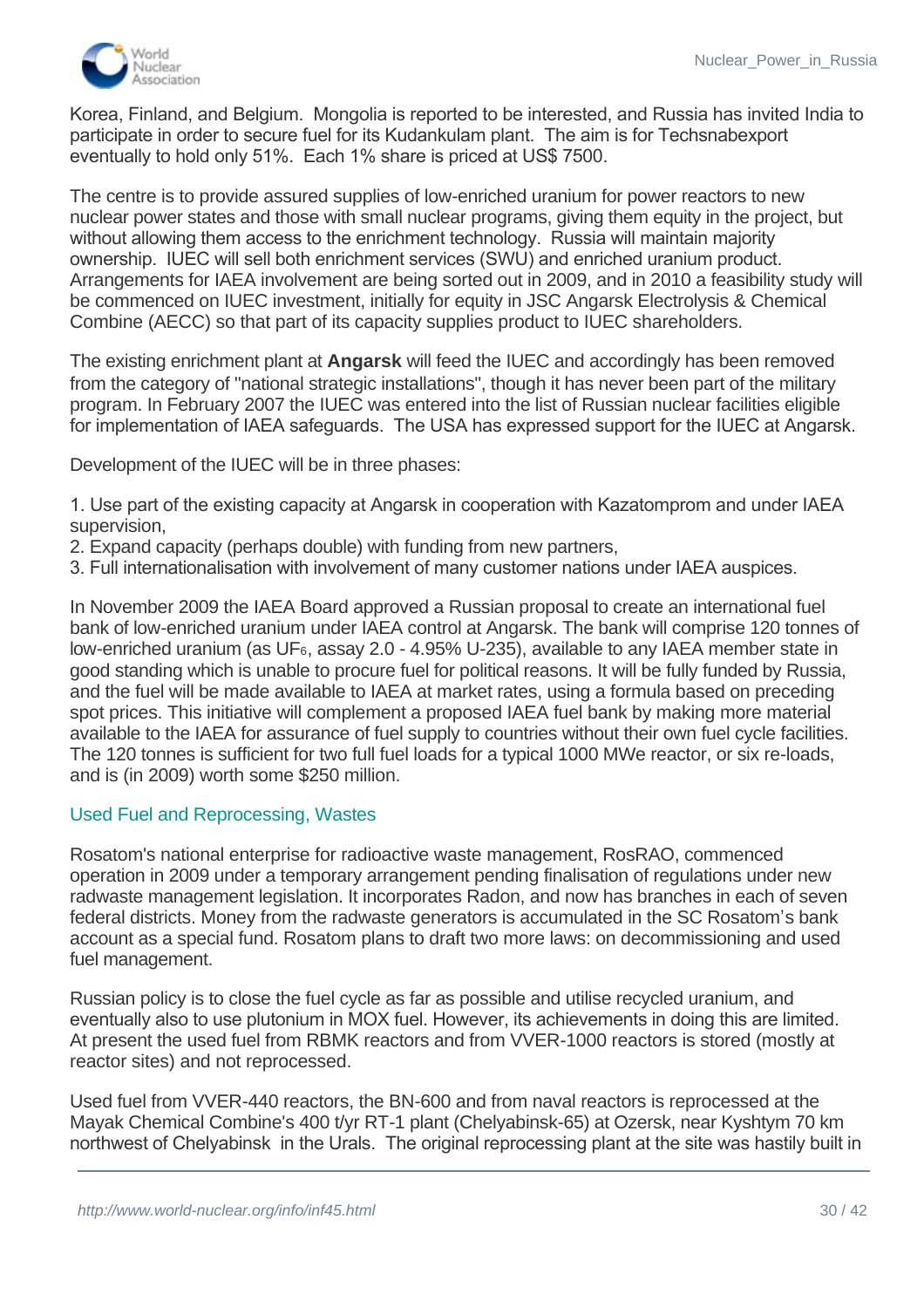Korea, Finland, and Belgium. Mongolia is reported to be interested, and Russia has invited India to participate in order to secure fuel for its Kudankulam plant. The aim is for Techsnabexport eventually to hold only 51%. Each 1% share is priced at US$ 7500.

The centre is to provide assured supplies of low-enriched uranium for power reactors to new nuclear power states and those with small nuclear programs, giving them equity in the project, but without allowing them access to the enrichment technology. Russia will maintain majority ownership. IUEC will sell both enrichment services (SWU) and enriched uranium product. Arrangements for IAEA involvement are being sorted out in 2009, and in 2010 a feasibility study will be commenced on IUEC investment, initially for equity in JSC Angarsk Electrolysis & Chemical Combine (AECC) so that part of its capacity supplies product to IUEC shareholders.

The existing enrichment plant at **Angarsk** will feed the IUEC and accordingly has been removed from the category of "national strategic installations", though it has never been part of the military program. In February 2007 the IUEC was entered into the list of Russian nuclear facilities eligible for implementation of IAEA safeguards. The USA has expressed support for the IUEC at Angarsk.

Development of the IUEC will be in three phases:

1. Use part of the existing capacity at Angarsk in cooperation with Kazatomprom and under IAEA supervision,
2. Expand capacity (perhaps double) with funding from new partners,
3. Full internationalisation with involvement of many customer nations under IAEA auspices.

In November 2009 the IAEA Board approved a Russian proposal to create an international fuel bank of low-enriched uranium under IAEA control at Angarsk. The bank will comprise 120 tonnes of low-enriched uranium (as $UF_6$, assay 2.0 - 4.95% U-235), available to any IAEA member state in good standing which is unable to procure fuel for political reasons. It will be fully funded by Russia, and the fuel will be made available to IAEA at market rates, using a formula based on preceding spot prices. This initiative will complement a proposed IAEA fuel bank by making more material available to the IAEA for assurance of fuel supply to countries without their own fuel cycle facilities. The 120 tonnes is sufficient for two full fuel loads for a typical 1000 MWe reactor, or six re-loads, and is (in 2009) worth some $250 million.

## Used Fuel and Reprocessing, Wastes

Rosatom's national enterprise for radioactive waste management, RosRAO, commenced operation in 2009 under a temporary arrangement pending finalisation of regulations under new radwaste management legislation. It incorporates Radon, and now has branches in each of seven federal districts. Money from the radwaste generators is accumulated in the SC Rosatom's bank account as a special fund. Rosatom plans to draft two more laws: on decommissioning and used fuel management.

Russian policy is to close the fuel cycle as far as possible and utilise recycled uranium, and eventually also to use plutonium in MOX fuel. However, its achievements in doing this are limited. At present the used fuel from RBMK reactors and from VVER-1000 reactors is stored (mostly at reactor sites) and not reprocessed.

Used fuel from VVER-440 reactors, the BN-600 and from naval reactors is reprocessed at the Mayak Chemical Combine's 400 t/yr RT-1 plant (Chelyabinsk-65) at Ozersk, near Kyshtym 70 km northwest of Chelyabinsk in the Urals. The original reprocessing plant at the site was hastily built in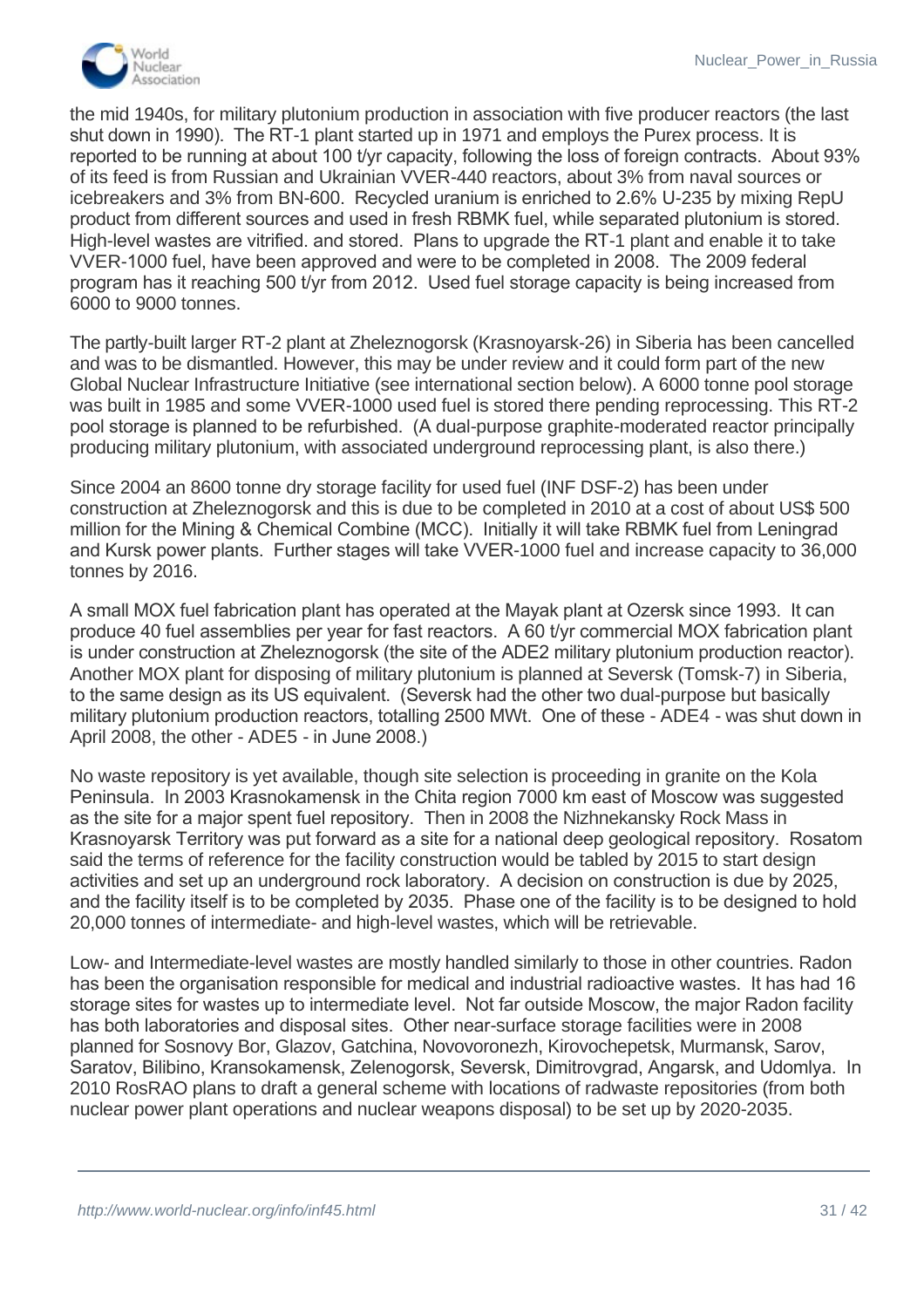the mid 1940s, for military plutonium production in association with five producer reactors (the last shut down in 1990). The RT-1 plant started up in 1971 and employs the Purex process. It is reported to be running at about 100 t/yr capacity, following the loss of foreign contracts. About 93% of its feed is from Russian and Ukrainian VVER-440 reactors, about 3% from naval sources or icebreakers and 3% from BN-600. Recycled uranium is enriched to 2.6% U-235 by mixing RepU product from different sources and used in fresh RBMK fuel, while separated plutonium is stored. High-level wastes are vitrified. and stored. Plans to upgrade the RT-1 plant and enable it to take VVER-1000 fuel, have been approved and were to be completed in 2008. The 2009 federal program has it reaching 500 t/yr from 2012. Used fuel storage capacity is being increased from 6000 to 9000 tonnes.

The partly-built larger RT-2 plant at Zheleznogorsk (Krasnoyarsk-26) in Siberia has been cancelled and was to be dismantled. However, this may be under review and it could form part of the new Global Nuclear Infrastructure Initiative (see international section below). A 6000 tonne pool storage was built in 1985 and some VVER-1000 used fuel is stored there pending reprocessing. This RT-2 pool storage is planned to be refurbished. (A dual-purpose graphite-moderated reactor principally producing military plutonium, with associated underground reprocessing plant, is also there.)

Since 2004 an 8600 tonne dry storage facility for used fuel (INF DSF-2) has been under construction at Zheleznogorsk and this is due to be completed in 2010 at a cost of about US$ 500 million for the Mining & Chemical Combine (MCC). Initially it will take RBMK fuel from Leningrad and Kursk power plants. Further stages will take VVER-1000 fuel and increase capacity to 36,000 tonnes by 2016.

A small MOX fuel fabrication plant has operated at the Mayak plant at Ozersk since 1993. It can produce 40 fuel assemblies per year for fast reactors. A 60 t/yr commercial MOX fabrication plant is under construction at Zheleznogorsk (the site of the ADE2 military plutonium production reactor). Another MOX plant for disposing of military plutonium is planned at Seversk (Tomsk-7) in Siberia, to the same design as its US equivalent. (Seversk had the other two dual-purpose but basically military plutonium production reactors, totalling 2500 MWt. One of these - ADE4 - was shut down in April 2008, the other - ADE5 - in June 2008.)

No waste repository is yet available, though site selection is proceeding in granite on the Kola Peninsula. In 2003 Krasnokamensk in the Chita region 7000 km east of Moscow was suggested as the site for a major spent fuel repository. Then in 2008 the Nizhnekansky Rock Mass in Krasnoyarsk Territory was put forward as a site for a national deep geological repository. Rosatom said the terms of reference for the facility construction would be tabled by 2015 to start design activities and set up an underground rock laboratory. A decision on construction is due by 2025, and the facility itself is to be completed by 2035. Phase one of the facility is to be designed to hold 20,000 tonnes of intermediate- and high-level wastes, which will be retrievable.

Low- and Intermediate-level wastes are mostly handled similarly to those in other countries. Radon has been the organisation responsible for medical and industrial radioactive wastes. It has had 16 storage sites for wastes up to intermediate level. Not far outside Moscow, the major Radon facility has both laboratories and disposal sites. Other near-surface storage facilities were in 2008 planned for Sosnovy Bor, Glazov, Gatchina, Novovoronezh, Kirovochepetsk, Murmansk, Sarov, Saratov, Bilibino, Kransokamensk, Zelenogorsk, Seversk, Dimitrovgrad, Angarsk, and Udomlya. In 2010 RosRAO plans to draft a general scheme with locations of radwaste repositories (from both nuclear power plant operations and nuclear weapons disposal) to be set up by 2020-2035.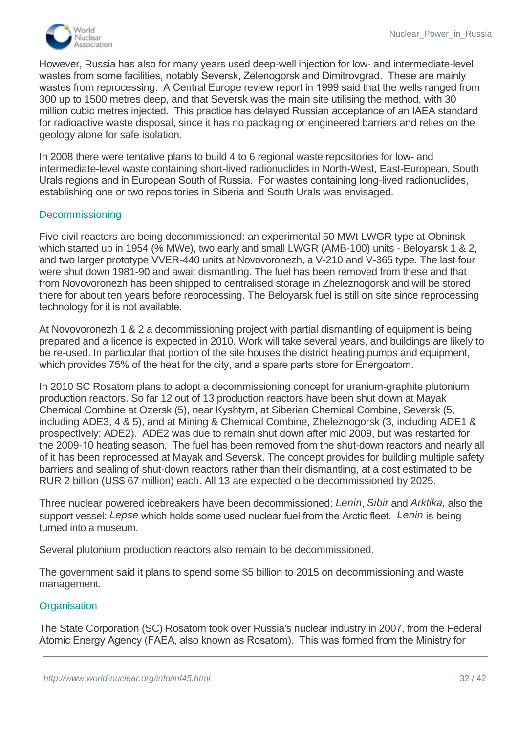However, Russia has also for many years used deep-well injection for low- and intermediate-level wastes from some facilities, notably Seversk, Zelenogorsk and Dimitrovgrad. These are mainly wastes from reprocessing. A Central Europe review report in 1999 said that the wells ranged from 300 up to 1500 metres deep, and that Seversk was the main site utilising the method, with 30 million cubic metres injected. This practice has delayed Russian acceptance of an IAEA standard for radioactive waste disposal, since it has no packaging or engineered barriers and relies on the geology alone for safe isolation.

In 2008 there were tentative plans to build 4 to 6 regional waste repositories for low- and intermediate-level waste containing short-lived radionuclides in North-West, East-European, South Urals regions and in European South of Russia. For wastes containing long-lived radionuclides, establishing one or two repositories in Siberia and South Urals was envisaged.

## Decommissioning

Five civil reactors are being decommissioned: an experimental 50 MWt LWGR type at Obninsk which started up in 1954 (% MWe), two early and small LWGR (AMB-100) units - Beloyarsk 1 & 2, and two larger prototype VVER-440 units at Novovoronezh, a V-210 and V-365 type. The last four were shut down 1981-90 and await dismantling. The fuel has been removed from these and that from Novovoronezh has been shipped to centralised storage in Zheleznogorsk and will be stored there for about ten years before reprocessing. The Beloyarsk fuel is still on site since reprocessing technology for it is not available.

At Novovoronezh 1 & 2 a decommissioning project with partial dismantling of equipment is being prepared and a licence is expected in 2010. Work will take several years, and buildings are likely to be re-used. In particular that portion of the site houses the district heating pumps and equipment, which provides 75% of the heat for the city, and a spare parts store for Energoatom.

In 2010 SC Rosatom plans to adopt a decommissioning concept for uranium-graphite plutonium production reactors. So far 12 out of 13 production reactors have been shut down at Mayak Chemical Combine at Ozersk (5), near Kyshtym, at Siberian Chemical Combine, Seversk (5, including ADE3, 4 & 5), and at Mining & Chemical Combine, Zheleznogorsk (3, including ADE1 & prospectively: ADE2). ADE2 was due to remain shut down after mid 2009, but was restarted for the 2009-10 heating season. The fuel has been removed from the shut-down reactors and nearly all of it has been reprocessed at Mayak and Seversk. The concept provides for building multiple safety barriers and sealing of shut-down reactors rather than their dismantling, at a cost estimated to be RUR 2 billion (US$ 67 million) each. All 13 are expected o be decommissioned by 2025.

Three nuclear powered icebreakers have been decommissioned: *Lenin*, *Sibir* and *Arktika,* also the support vessel: *Lepse* which holds some used nuclear fuel from the Arctic fleet. *Lenin* is being turned into a museum.

Several plutonium production reactors also remain to be decommissioned.

The government said it plans to spend some $5 billion to 2015 on decommissioning and waste management.

## Organisation

The State Corporation (SC) Rosatom took over Russia's nuclear industry in 2007, from the Federal Atomic Energy Agency (FAEA, also known as Rosatom). This was formed from the Ministry for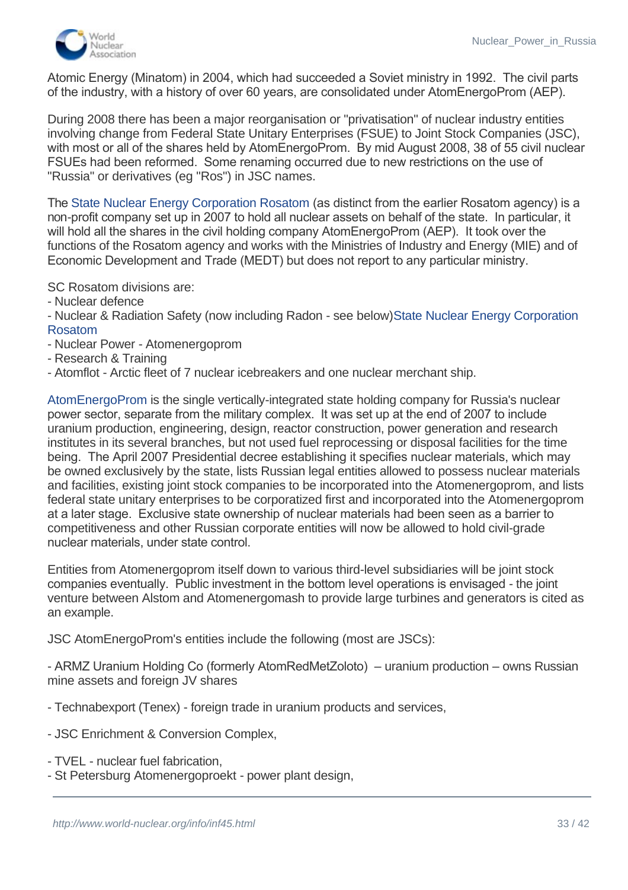Atomic Energy (Minatom) in 2004, which had succeeded a Soviet ministry in 1992. The civil parts of the industry, with a history of over 60 years, are consolidated under AtomEnergoProm (AEP).

During 2008 there has been a major reorganisation or "privatisation" of nuclear industry entities involving change from Federal State Unitary Enterprises (FSUE) to Joint Stock Companies (JSC), with most or all of the shares held by AtomEnergoProm. By mid August 2008, 38 of 55 civil nuclear FSUEs had been reformed. Some renaming occurred due to new restrictions on the use of "Russia" or derivatives (eg "Ros") in JSC names.

The State Nuclear Energy Corporation Rosatom (as distinct from the earlier Rosatom agency) is a non-profit company set up in 2007 to hold all nuclear assets on behalf of the state. In particular, it will hold all the shares in the civil holding company AtomEnergoProm (AEP). It took over the functions of the Rosatom agency and works with the Ministries of Industry and Energy (MIE) and of Economic Development and Trade (MEDT) but does not report to any particular ministry.

SC Rosatom divisions are:
- Nuclear defence
- Nuclear & Radiation Safety (now including Radon - see below)State Nuclear Energy Corporation Rosatom
- Nuclear Power - Atomenergoprom
- Research & Training
- Atomflot - Arctic fleet of 7 nuclear icebreakers and one nuclear merchant ship.

AtomEnergoProm is the single vertically-integrated state holding company for Russia's nuclear power sector, separate from the military complex. It was set up at the end of 2007 to include uranium production, engineering, design, reactor construction, power generation and research institutes in its several branches, but not used fuel reprocessing or disposal facilities for the time being. The April 2007 Presidential decree establishing it specifies nuclear materials, which may be owned exclusively by the state, lists Russian legal entities allowed to possess nuclear materials and facilities, existing joint stock companies to be incorporated into the Atomenergoprom, and lists federal state unitary enterprises to be corporatized first and incorporated into the Atomenergoprom at a later stage. Exclusive state ownership of nuclear materials had been seen as a barrier to competitiveness and other Russian corporate entities will now be allowed to hold civil-grade nuclear materials, under state control.

Entities from Atomenergoprom itself down to various third-level subsidiaries will be joint stock companies eventually. Public investment in the bottom level operations is envisaged - the joint venture between Alstom and Atomenergomash to provide large turbines and generators is cited as an example.

JSC AtomEnergoProm's entities include the following (most are JSCs):

- ARMZ Uranium Holding Co (formerly AtomRedMetZoloto) – uranium production – owns Russian mine assets and foreign JV shares

- Technabexport (Tenex) - foreign trade in uranium products and services,

- JSC Enrichment & Conversion Complex,

- TVEL - nuclear fuel fabrication,
- St Petersburg Atomenergoproekt - power plant design,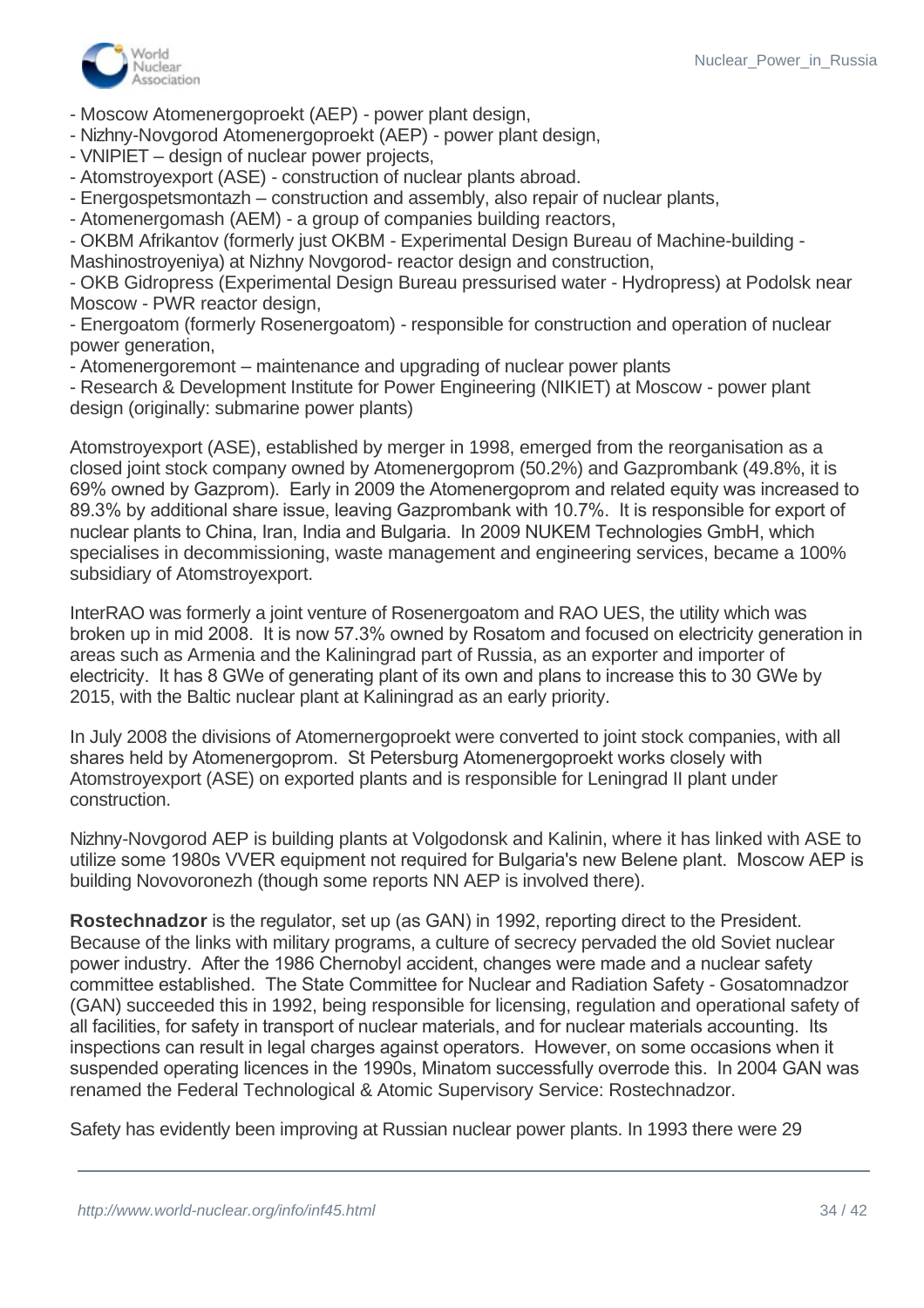- Moscow Atomenergoproekt (AEP) - power plant design,
- Nizhny-Novgorod Atomenergoproekt (AEP) - power plant design,
- VNIPIET – design of nuclear power projects,
- Atomstroyexport (ASE) - construction of nuclear plants abroad.
- Energospetsmontazh – construction and assembly, also repair of nuclear plants,
- Atomenergomash (AEM) - a group of companies building reactors,
- OKBM Afrikantov (formerly just OKBM - Experimental Design Bureau of Machine-building - Mashinostroyeniya) at Nizhny Novgorod- reactor design and construction,
- OKB Gidropress (Experimental Design Bureau pressurised water - Hydropress) at Podolsk near Moscow - PWR reactor design,
- Energoatom (formerly Rosenergoatom) - responsible for construction and operation of nuclear power generation,
- Atomenergoremont – maintenance and upgrading of nuclear power plants
- Research & Development Institute for Power Engineering (NIKIET) at Moscow - power plant design (originally: submarine power plants)

Atomstroyexport (ASE), established by merger in 1998, emerged from the reorganisation as a closed joint stock company owned by Atomenergoprom (50.2%) and Gazprombank (49.8%, it is 69% owned by Gazprom). Early in 2009 the Atomenergoprom and related equity was increased to 89.3% by additional share issue, leaving Gazprombank with 10.7%. It is responsible for export of nuclear plants to China, Iran, India and Bulgaria. In 2009 NUKEM Technologies GmbH, which specialises in decommissioning, waste management and engineering services, became a 100% subsidiary of Atomstroyexport.

InterRAO was formerly a joint venture of Rosenergoatom and RAO UES, the utility which was broken up in mid 2008. It is now 57.3% owned by Rosatom and focused on electricity generation in areas such as Armenia and the Kaliningrad part of Russia, as an exporter and importer of electricity. It has 8 GWe of generating plant of its own and plans to increase this to 30 GWe by 2015, with the Baltic nuclear plant at Kaliningrad as an early priority.

In July 2008 the divisions of Atomernergoproekt were converted to joint stock companies, with all shares held by Atomenergoprom. St Petersburg Atomenergoproekt works closely with Atomstroyexport (ASE) on exported plants and is responsible for Leningrad II plant under construction.

Nizhny-Novgorod AEP is building plants at Volgodonsk and Kalinin, where it has linked with ASE to utilize some 1980s VVER equipment not required for Bulgaria's new Belene plant. Moscow AEP is building Novovoronezh (though some reports NN AEP is involved there).

**Rostechnadzor** is the regulator, set up (as GAN) in 1992, reporting direct to the President. Because of the links with military programs, a culture of secrecy pervaded the old Soviet nuclear power industry. After the 1986 Chernobyl accident, changes were made and a nuclear safety committee established. The State Committee for Nuclear and Radiation Safety - Gosatomnadzor (GAN) succeeded this in 1992, being responsible for licensing, regulation and operational safety of all facilities, for safety in transport of nuclear materials, and for nuclear materials accounting. Its inspections can result in legal charges against operators. However, on some occasions when it suspended operating licences in the 1990s, Minatom successfully overrode this. In 2004 GAN was renamed the Federal Technological & Atomic Supervisory Service: Rostechnadzor.

Safety has evidently been improving at Russian nuclear power plants. In 1993 there were 29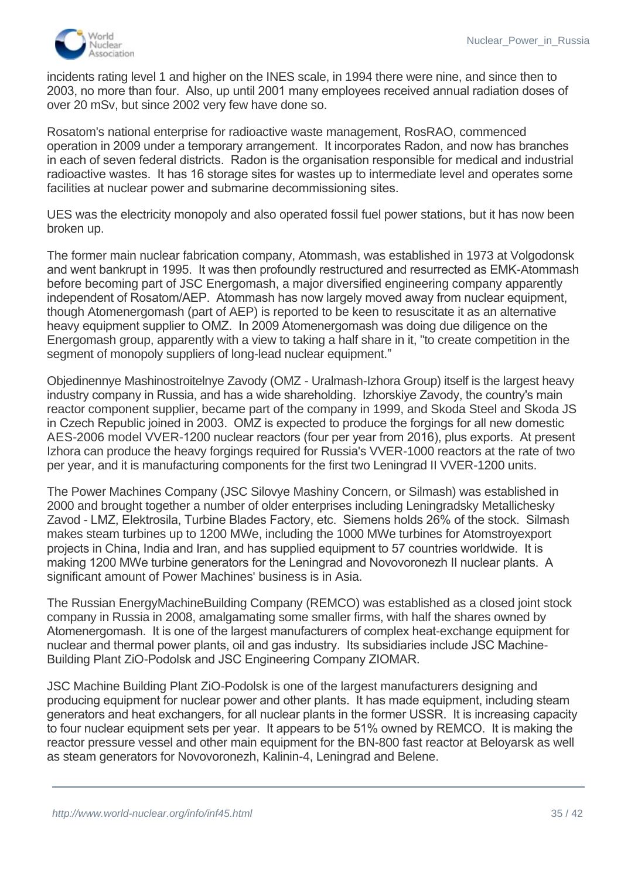incidents rating level 1 and higher on the INES scale, in 1994 there were nine, and since then to 2003, no more than four. Also, up until 2001 many employees received annual radiation doses of over 20 mSv, but since 2002 very few have done so.

Rosatom's national enterprise for radioactive waste management, RosRAO, commenced operation in 2009 under a temporary arrangement. It incorporates Radon, and now has branches in each of seven federal districts. Radon is the organisation responsible for medical and industrial radioactive wastes. It has 16 storage sites for wastes up to intermediate level and operates some facilities at nuclear power and submarine decommissioning sites.

UES was the electricity monopoly and also operated fossil fuel power stations, but it has now been broken up.

The former main nuclear fabrication company, Atommash, was established in 1973 at Volgodonsk and went bankrupt in 1995. It was then profoundly restructured and resurrected as EMK-Atommash before becoming part of JSC Energomash, a major diversified engineering company apparently independent of Rosatom/AEP. Atommash has now largely moved away from nuclear equipment, though Atomenergomash (part of AEP) is reported to be keen to resuscitate it as an alternative heavy equipment supplier to OMZ. In 2009 Atomenergomash was doing due diligence on the Energomash group, apparently with a view to taking a half share in it, "to create competition in the segment of monopoly suppliers of long-lead nuclear equipment."

Objedinennye Mashinostroitelnye Zavody (OMZ - Uralmash-Izhora Group) itself is the largest heavy industry company in Russia, and has a wide shareholding. Izhorskiye Zavody, the country's main reactor component supplier, became part of the company in 1999, and Skoda Steel and Skoda JS in Czech Republic joined in 2003. OMZ is expected to produce the forgings for all new domestic AES-2006 model VVER-1200 nuclear reactors (four per year from 2016), plus exports. At present Izhora can produce the heavy forgings required for Russia's VVER-1000 reactors at the rate of two per year, and it is manufacturing components for the first two Leningrad II VVER-1200 units.

The Power Machines Company (JSC Silovye Mashiny Concern, or Silmash) was established in 2000 and brought together a number of older enterprises including Leningradsky Metallichesky Zavod - LMZ, Elektrosila, Turbine Blades Factory, etc. Siemens holds 26% of the stock. Silmash makes steam turbines up to 1200 MWe, including the 1000 MWe turbines for Atomstroyexport projects in China, India and Iran, and has supplied equipment to 57 countries worldwide. It is making 1200 MWe turbine generators for the Leningrad and Novovoronezh II nuclear plants. A significant amount of Power Machines' business is in Asia.

The Russian EnergyMachineBuilding Company (REMCO) was established as a closed joint stock company in Russia in 2008, amalgamating some smaller firms, with half the shares owned by Atomenergomash. It is one of the largest manufacturers of complex heat-exchange equipment for nuclear and thermal power plants, oil and gas industry. Its subsidiaries include JSC Machine-Building Plant ZiO-Podolsk and JSC Engineering Company ZIOMAR.

JSC Machine Building Plant ZiO-Podolsk is one of the largest manufacturers designing and producing equipment for nuclear power and other plants. It has made equipment, including steam generators and heat exchangers, for all nuclear plants in the former USSR. It is increasing capacity to four nuclear equipment sets per year. It appears to be 51% owned by REMCO. It is making the reactor pressure vessel and other main equipment for the BN-800 fast reactor at Beloyarsk as well as steam generators for Novovoronezh, Kalinin-4, Leningrad and Belene.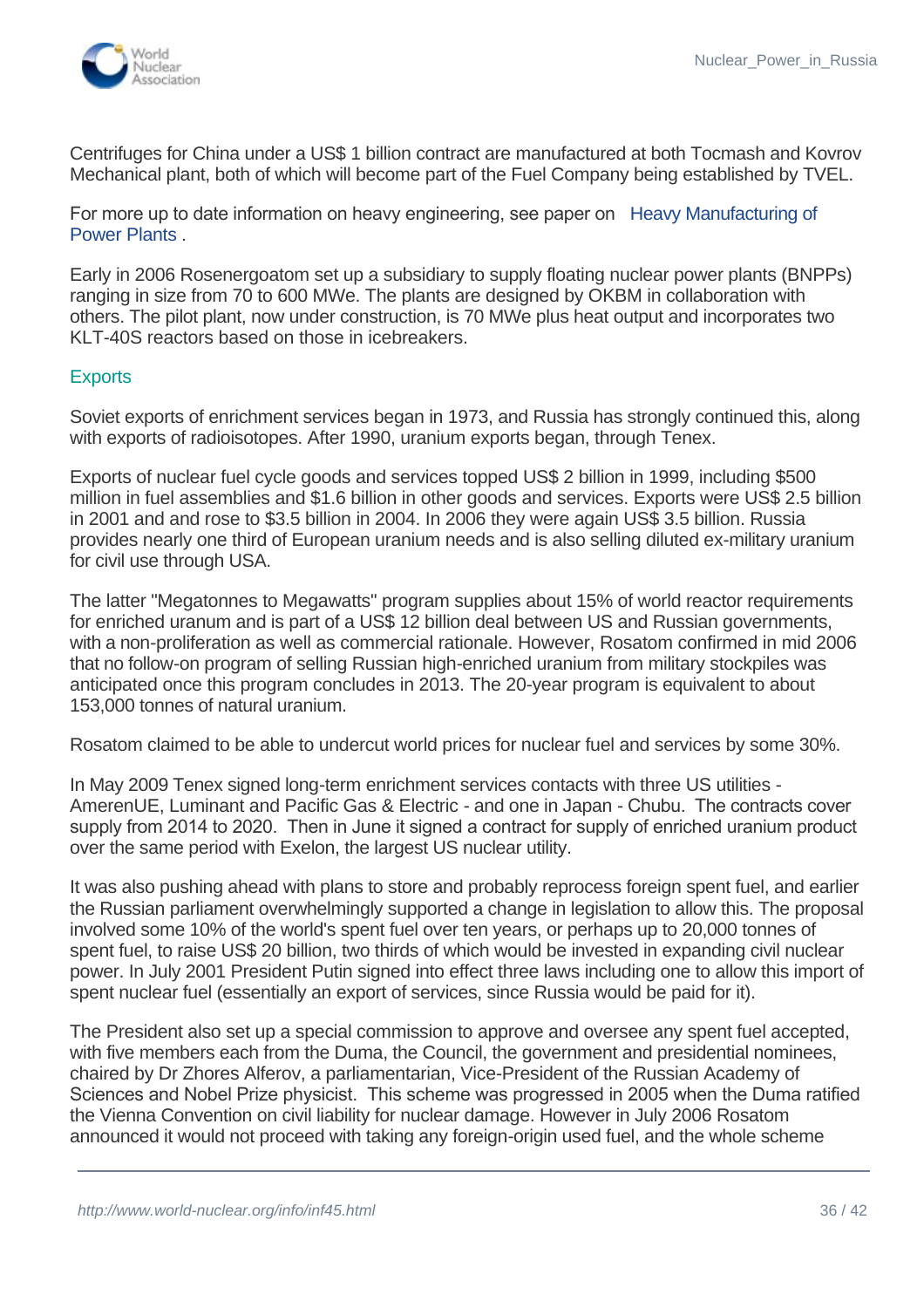Centrifuges for China under a US$ 1 billion contract are manufactured at both Tocmash and Kovrov Mechanical plant, both of which will become part of the Fuel Company being established by TVEL.

For more up to date information on heavy engineering, see paper on Heavy Manufacturing of Power Plants .

Early in 2006 Rosenergoatom set up a subsidiary to supply floating nuclear power plants (BNPPs) ranging in size from 70 to 600 MWe. The plants are designed by OKBM in collaboration with others. The pilot plant, now under construction, is 70 MWe plus heat output and incorporates two KLT-40S reactors based on those in icebreakers.

## Exports

Soviet exports of enrichment services began in 1973, and Russia has strongly continued this, along with exports of radioisotopes. After 1990, uranium exports began, through Tenex.

Exports of nuclear fuel cycle goods and services topped US$ 2 billion in 1999, including $500 million in fuel assemblies and $1.6 billion in other goods and services. Exports were US$ 2.5 billion in 2001 and and rose to $3.5 billion in 2004. In 2006 they were again US$ 3.5 billion. Russia provides nearly one third of European uranium needs and is also selling diluted ex-military uranium for civil use through USA.

The latter "Megatonnes to Megawatts" program supplies about 15% of world reactor requirements for enriched uranum and is part of a US$ 12 billion deal between US and Russian governments, with a non-proliferation as well as commercial rationale. However, Rosatom confirmed in mid 2006 that no follow-on program of selling Russian high-enriched uranium from military stockpiles was anticipated once this program concludes in 2013. The 20-year program is equivalent to about 153,000 tonnes of natural uranium.

Rosatom claimed to be able to undercut world prices for nuclear fuel and services by some 30%.

In May 2009 Tenex signed long-term enrichment services contacts with three US utilities - AmerenUE, Luminant and Pacific Gas & Electric - and one in Japan - Chubu. The contracts cover supply from 2014 to 2020. Then in June it signed a contract for supply of enriched uranium product over the same period with Exelon, the largest US nuclear utility.

It was also pushing ahead with plans to store and probably reprocess foreign spent fuel, and earlier the Russian parliament overwhelmingly supported a change in legislation to allow this. The proposal involved some 10% of the world's spent fuel over ten years, or perhaps up to 20,000 tonnes of spent fuel, to raise US$ 20 billion, two thirds of which would be invested in expanding civil nuclear power. In July 2001 President Putin signed into effect three laws including one to allow this import of spent nuclear fuel (essentially an export of services, since Russia would be paid for it).

The President also set up a special commission to approve and oversee any spent fuel accepted, with five members each from the Duma, the Council, the government and presidential nominees, chaired by Dr Zhores Alferov, a parliamentarian, Vice-President of the Russian Academy of Sciences and Nobel Prize physicist. This scheme was progressed in 2005 when the Duma ratified the Vienna Convention on civil liability for nuclear damage. However in July 2006 Rosatom announced it would not proceed with taking any foreign-origin used fuel, and the whole scheme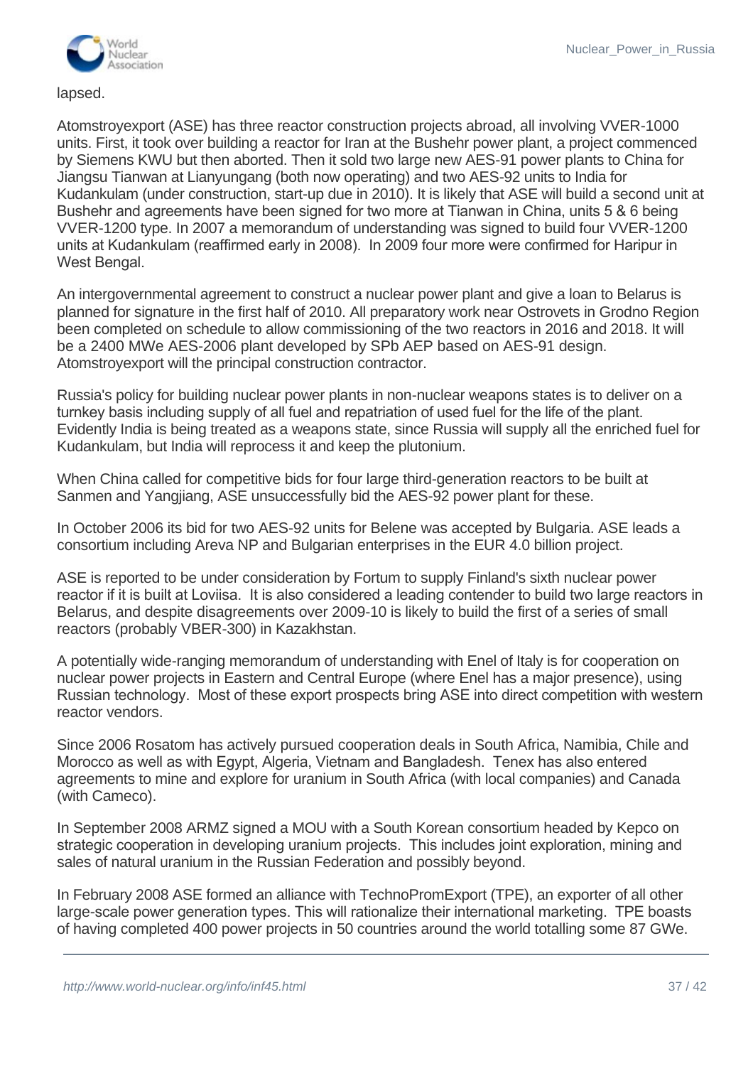lapsed.

Atomstroyexport (ASE) has three reactor construction projects abroad, all involving VVER-1000 units. First, it took over building a reactor for Iran at the Bushehr power plant, a project commenced by Siemens KWU but then aborted. Then it sold two large new AES-91 power plants to China for Jiangsu Tianwan at Lianyungang (both now operating) and two AES-92 units to India for Kudankulam (under construction, start-up due in 2010). It is likely that ASE will build a second unit at Bushehr and agreements have been signed for two more at Tianwan in China, units 5 & 6 being VVER-1200 type. In 2007 a memorandum of understanding was signed to build four VVER-1200 units at Kudankulam (reaffirmed early in 2008). In 2009 four more were confirmed for Haripur in West Bengal.

An intergovernmental agreement to construct a nuclear power plant and give a loan to Belarus is planned for signature in the first half of 2010. All preparatory work near Ostrovets in Grodno Region been completed on schedule to allow commissioning of the two reactors in 2016 and 2018. It will be a 2400 MWe AES-2006 plant developed by SPb AEP based on AES-91 design. Atomstroyexport will the principal construction contractor.

Russia's policy for building nuclear power plants in non-nuclear weapons states is to deliver on a turnkey basis including supply of all fuel and repatriation of used fuel for the life of the plant. Evidently India is being treated as a weapons state, since Russia will supply all the enriched fuel for Kudankulam, but India will reprocess it and keep the plutonium.

When China called for competitive bids for four large third-generation reactors to be built at Sanmen and Yangjiang, ASE unsuccessfully bid the AES-92 power plant for these.

In October 2006 its bid for two AES-92 units for Belene was accepted by Bulgaria. ASE leads a consortium including Areva NP and Bulgarian enterprises in the EUR 4.0 billion project.

ASE is reported to be under consideration by Fortum to supply Finland's sixth nuclear power reactor if it is built at Loviisa. It is also considered a leading contender to build two large reactors in Belarus, and despite disagreements over 2009-10 is likely to build the first of a series of small reactors (probably VBER-300) in Kazakhstan.

A potentially wide-ranging memorandum of understanding with Enel of Italy is for cooperation on nuclear power projects in Eastern and Central Europe (where Enel has a major presence), using Russian technology. Most of these export prospects bring ASE into direct competition with western reactor vendors.

Since 2006 Rosatom has actively pursued cooperation deals in South Africa, Namibia, Chile and Morocco as well as with Egypt, Algeria, Vietnam and Bangladesh. Tenex has also entered agreements to mine and explore for uranium in South Africa (with local companies) and Canada (with Cameco).

In September 2008 ARMZ signed a MOU with a South Korean consortium headed by Kepco on strategic cooperation in developing uranium projects. This includes joint exploration, mining and sales of natural uranium in the Russian Federation and possibly beyond.

In February 2008 ASE formed an alliance with TechnoPromExport (TPE), an exporter of all other large-scale power generation types. This will rationalize their international marketing. TPE boasts of having completed 400 power projects in 50 countries around the world totalling some 87 GWe.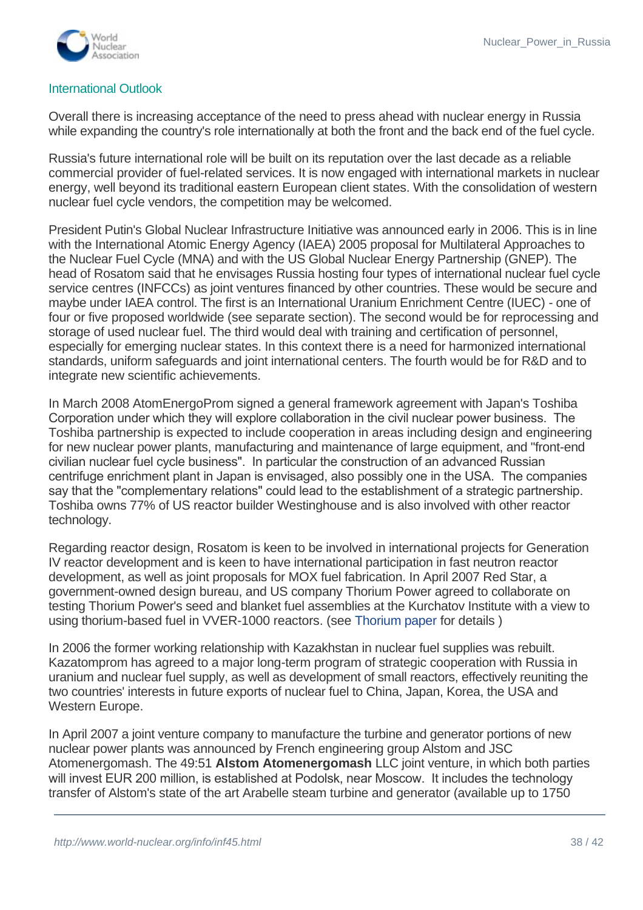## International Outlook

Overall there is increasing acceptance of the need to press ahead with nuclear energy in Russia while expanding the country's role internationally at both the front and the back end of the fuel cycle.

Russia's future international role will be built on its reputation over the last decade as a reliable commercial provider of fuel-related services. It is now engaged with international markets in nuclear energy, well beyond its traditional eastern European client states. With the consolidation of western nuclear fuel cycle vendors, the competition may be welcomed.

President Putin's Global Nuclear Infrastructure Initiative was announced early in 2006. This is in line with the International Atomic Energy Agency (IAEA) 2005 proposal for Multilateral Approaches to the Nuclear Fuel Cycle (MNA) and with the US Global Nuclear Energy Partnership (GNEP). The head of Rosatom said that he envisages Russia hosting four types of international nuclear fuel cycle service centres (INFCCs) as joint ventures financed by other countries. These would be secure and maybe under IAEA control. The first is an International Uranium Enrichment Centre (IUEC) - one of four or five proposed worldwide (see separate section). The second would be for reprocessing and storage of used nuclear fuel. The third would deal with training and certification of personnel, especially for emerging nuclear states. In this context there is a need for harmonized international standards, uniform safeguards and joint international centers. The fourth would be for R&D and to integrate new scientific achievements.

In March 2008 AtomEnergoProm signed a general framework agreement with Japan's Toshiba Corporation under which they will explore collaboration in the civil nuclear power business. The Toshiba partnership is expected to include cooperation in areas including design and engineering for new nuclear power plants, manufacturing and maintenance of large equipment, and "front-end civilian nuclear fuel cycle business". In particular the construction of an advanced Russian centrifuge enrichment plant in Japan is envisaged, also possibly one in the USA. The companies say that the "complementary relations" could lead to the establishment of a strategic partnership. Toshiba owns 77% of US reactor builder Westinghouse and is also involved with other reactor technology.

Regarding reactor design, Rosatom is keen to be involved in international projects for Generation IV reactor development and is keen to have international participation in fast neutron reactor development, as well as joint proposals for MOX fuel fabrication. In April 2007 Red Star, a government-owned design bureau, and US company Thorium Power agreed to collaborate on testing Thorium Power's seed and blanket fuel assemblies at the Kurchatov Institute with a view to using thorium-based fuel in VVER-1000 reactors. (see Thorium paper for details )

In 2006 the former working relationship with Kazakhstan in nuclear fuel supplies was rebuilt. Kazatomprom has agreed to a major long-term program of strategic cooperation with Russia in uranium and nuclear fuel supply, as well as development of small reactors, effectively reuniting the two countries' interests in future exports of nuclear fuel to China, Japan, Korea, the USA and Western Europe.

In April 2007 a joint venture company to manufacture the turbine and generator portions of new nuclear power plants was announced by French engineering group Alstom and JSC Atomenergomash. The 49:51 **Alstom Atomenergomash** LLC joint venture, in which both parties will invest EUR 200 million, is established at Podolsk, near Moscow. It includes the technology transfer of Alstom's state of the art Arabelle steam turbine and generator (available up to 1750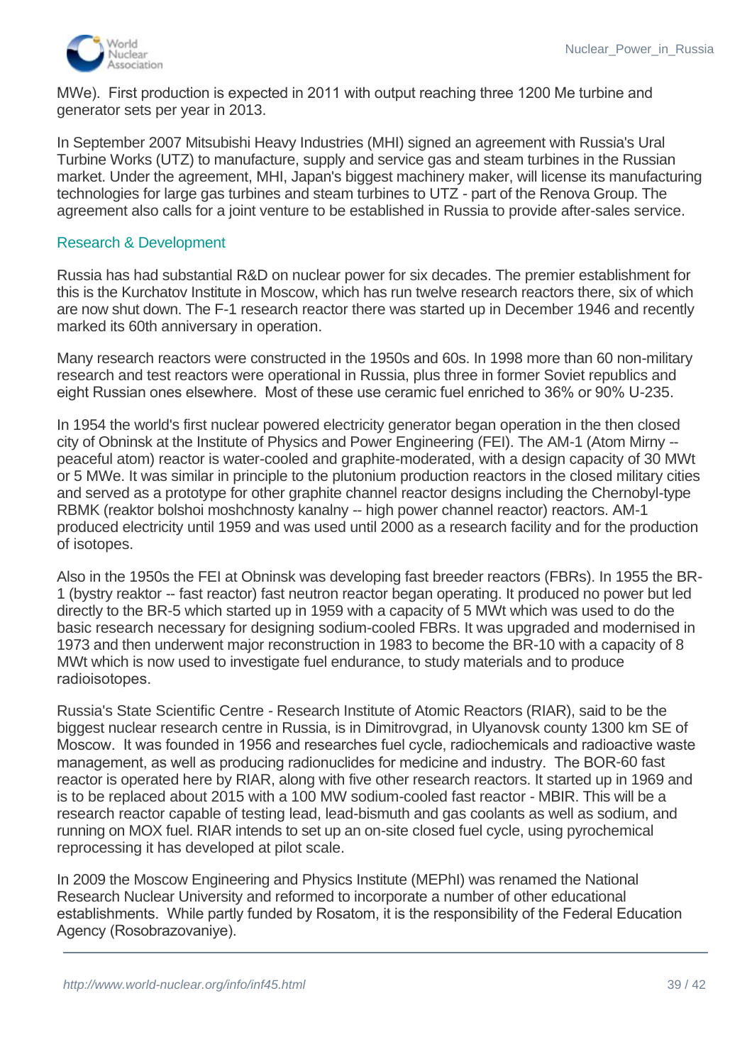MWe). First production is expected in 2011 with output reaching three 1200 Me turbine and generator sets per year in 2013.

In September 2007 Mitsubishi Heavy Industries (MHI) signed an agreement with Russia's Ural Turbine Works (UTZ) to manufacture, supply and service gas and steam turbines in the Russian market. Under the agreement, MHI, Japan's biggest machinery maker, will license its manufacturing technologies for large gas turbines and steam turbines to UTZ - part of the Renova Group. The agreement also calls for a joint venture to be established in Russia to provide after-sales service.

## Research & Development

Russia has had substantial R&D on nuclear power for six decades. The premier establishment for this is the Kurchatov Institute in Moscow, which has run twelve research reactors there, six of which are now shut down. The F-1 research reactor there was started up in December 1946 and recently marked its 60th anniversary in operation.

Many research reactors were constructed in the 1950s and 60s. In 1998 more than 60 non-military research and test reactors were operational in Russia, plus three in former Soviet republics and eight Russian ones elsewhere. Most of these use ceramic fuel enriched to 36% or 90% U-235.

In 1954 the world's first nuclear powered electricity generator began operation in the then closed city of Obninsk at the Institute of Physics and Power Engineering (FEI). The AM-1 (Atom Mirny -- peaceful atom) reactor is water-cooled and graphite-moderated, with a design capacity of 30 MWt or 5 MWe. It was similar in principle to the plutonium production reactors in the closed military cities and served as a prototype for other graphite channel reactor designs including the Chernobyl-type RBMK (reaktor bolshoi moshchnosty kanalny -- high power channel reactor) reactors. AM-1 produced electricity until 1959 and was used until 2000 as a research facility and for the production of isotopes.

Also in the 1950s the FEI at Obninsk was developing fast breeder reactors (FBRs). In 1955 the BR-1 (bystry reaktor -- fast reactor) fast neutron reactor began operating. It produced no power but led directly to the BR-5 which started up in 1959 with a capacity of 5 MWt which was used to do the basic research necessary for designing sodium-cooled FBRs. It was upgraded and modernised in 1973 and then underwent major reconstruction in 1983 to become the BR-10 with a capacity of 8 MWt which is now used to investigate fuel endurance, to study materials and to produce radioisotopes.

Russia's State Scientific Centre - Research Institute of Atomic Reactors (RIAR), said to be the biggest nuclear research centre in Russia, is in Dimitrovgrad, in Ulyanovsk county 1300 km SE of Moscow. It was founded in 1956 and researches fuel cycle, radiochemicals and radioactive waste management, as well as producing radionuclides for medicine and industry. The BOR-60 fast reactor is operated here by RIAR, along with five other research reactors. It started up in 1969 and is to be replaced about 2015 with a 100 MW sodium-cooled fast reactor - MBIR. This will be a research reactor capable of testing lead, lead-bismuth and gas coolants as well as sodium, and running on MOX fuel. RIAR intends to set up an on-site closed fuel cycle, using pyrochemical reprocessing it has developed at pilot scale.

In 2009 the Moscow Engineering and Physics Institute (MEPhI) was renamed the National Research Nuclear University and reformed to incorporate a number of other educational establishments. While partly funded by Rosatom, it is the responsibility of the Federal Education Agency (Rosobrazovaniye).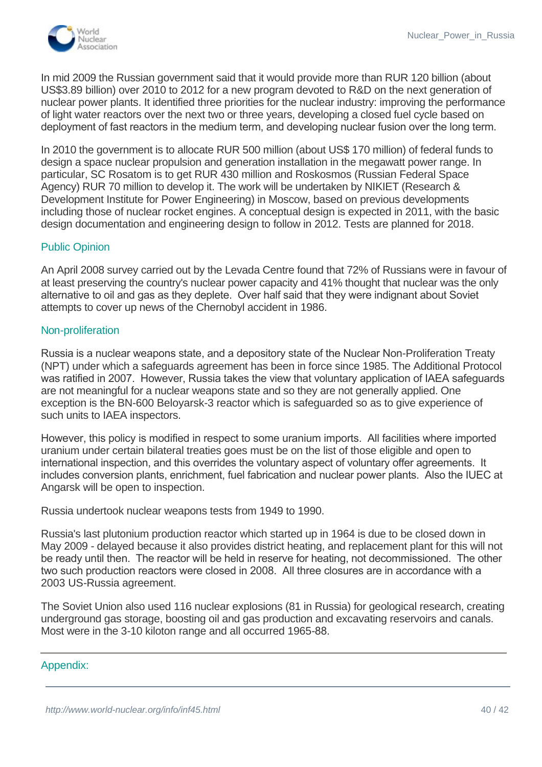In mid 2009 the Russian government said that it would provide more than RUR 120 billion (about US$3.89 billion) over 2010 to 2012 for a new program devoted to R&D on the next generation of nuclear power plants. It identified three priorities for the nuclear industry: improving the performance of light water reactors over the next two or three years, developing a closed fuel cycle based on deployment of fast reactors in the medium term, and developing nuclear fusion over the long term.

In 2010 the government is to allocate RUR 500 million (about US$ 170 million) of federal funds to design a space nuclear propulsion and generation installation in the megawatt power range. In particular, SC Rosatom is to get RUR 430 million and Roskosmos (Russian Federal Space Agency) RUR 70 million to develop it. The work will be undertaken by NIKIET (Research & Development Institute for Power Engineering) in Moscow, based on previous developments including those of nuclear rocket engines. A conceptual design is expected in 2011, with the basic design documentation and engineering design to follow in 2012. Tests are planned for 2018.

## Public Opinion

An April 2008 survey carried out by the Levada Centre found that 72% of Russians were in favour of at least preserving the country's nuclear power capacity and 41% thought that nuclear was the only alternative to oil and gas as they deplete. Over half said that they were indignant about Soviet attempts to cover up news of the Chernobyl accident in 1986.

## Non-proliferation

Russia is a nuclear weapons state, and a depository state of the Nuclear Non-Proliferation Treaty (NPT) under which a safeguards agreement has been in force since 1985. The Additional Protocol was ratified in 2007. However, Russia takes the view that voluntary application of IAEA safeguards are not meaningful for a nuclear weapons state and so they are not generally applied. One exception is the BN-600 Beloyarsk-3 reactor which is safeguarded so as to give experience of such units to IAEA inspectors.

However, this policy is modified in respect to some uranium imports. All facilities where imported uranium under certain bilateral treaties goes must be on the list of those eligible and open to international inspection, and this overrides the voluntary aspect of voluntary offer agreements. It includes conversion plants, enrichment, fuel fabrication and nuclear power plants. Also the IUEC at Angarsk will be open to inspection.

Russia undertook nuclear weapons tests from 1949 to 1990.

Russia's last plutonium production reactor which started up in 1964 is due to be closed down in May 2009 - delayed because it also provides district heating, and replacement plant for this will not be ready until then. The reactor will be held in reserve for heating, not decommissioned. The other two such production reactors were closed in 2008. All three closures are in accordance with a 2003 US-Russia agreement.

The Soviet Union also used 116 nuclear explosions (81 in Russia) for geological research, creating underground gas storage, boosting oil and gas production and excavating reservoirs and canals. Most were in the 3-10 kiloton range and all occurred 1965-88.

---

## Appendix: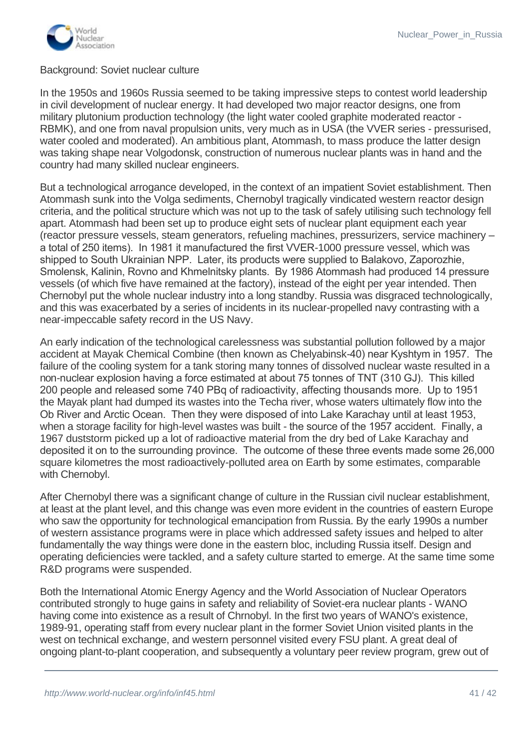Background: Soviet nuclear culture

In the 1950s and 1960s Russia seemed to be taking impressive steps to contest world leadership in civil development of nuclear energy. It had developed two major reactor designs, one from military plutonium production technology (the light water cooled graphite moderated reactor - RBMK), and one from naval propulsion units, very much as in USA (the VVER series - pressurised, water cooled and moderated). An ambitious plant, Atommash, to mass produce the latter design was taking shape near Volgodonsk, construction of numerous nuclear plants was in hand and the country had many skilled nuclear engineers.

But a technological arrogance developed, in the context of an impatient Soviet establishment. Then Atommash sunk into the Volga sediments, Chernobyl tragically vindicated western reactor design criteria, and the political structure which was not up to the task of safely utilising such technology fell apart. Atommash had been set up to produce eight sets of nuclear plant equipment each year (reactor pressure vessels, steam generators, refueling machines, pressurizers, service machinery – a total of 250 items). In 1981 it manufactured the first VVER-1000 pressure vessel, which was shipped to South Ukrainian NPP. Later, its products were supplied to Balakovo, Zaporozhie, Smolensk, Kalinin, Rovno and Khmelnitsky plants. By 1986 Atommash had produced 14 pressure vessels (of which five have remained at the factory), instead of the eight per year intended. Then Chernobyl put the whole nuclear industry into a long standby. Russia was disgraced technologically, and this was exacerbated by a series of incidents in its nuclear-propelled navy contrasting with a near-impeccable safety record in the US Navy.

An early indication of the technological carelessness was substantial pollution followed by a major accident at Mayak Chemical Combine (then known as Chelyabinsk-40) near Kyshtym in 1957. The failure of the cooling system for a tank storing many tonnes of dissolved nuclear waste resulted in a non-nuclear explosion having a force estimated at about 75 tonnes of TNT (310 GJ). This killed 200 people and released some 740 PBq of radioactivity, affecting thousands more. Up to 1951 the Mayak plant had dumped its wastes into the Techa river, whose waters ultimately flow into the Ob River and Arctic Ocean. Then they were disposed of into Lake Karachay until at least 1953, when a storage facility for high-level wastes was built - the source of the 1957 accident. Finally, a 1967 duststorm picked up a lot of radioactive material from the dry bed of Lake Karachay and deposited it on to the surrounding province. The outcome of these three events made some 26,000 square kilometres the most radioactively-polluted area on Earth by some estimates, comparable with Chernobyl.

After Chernobyl there was a significant change of culture in the Russian civil nuclear establishment, at least at the plant level, and this change was even more evident in the countries of eastern Europe who saw the opportunity for technological emancipation from Russia. By the early 1990s a number of western assistance programs were in place which addressed safety issues and helped to alter fundamentally the way things were done in the eastern bloc, including Russia itself. Design and operating deficiencies were tackled, and a safety culture started to emerge. At the same time some R&D programs were suspended.

Both the International Atomic Energy Agency and the World Association of Nuclear Operators contributed strongly to huge gains in safety and reliability of Soviet-era nuclear plants - WANO having come into existence as a result of Chrnobyl. In the first two years of WANO's existence, 1989-91, operating staff from every nuclear plant in the former Soviet Union visited plants in the west on technical exchange, and western personnel visited every FSU plant. A great deal of ongoing plant-to-plant cooperation, and subsequently a voluntary peer review program, grew out of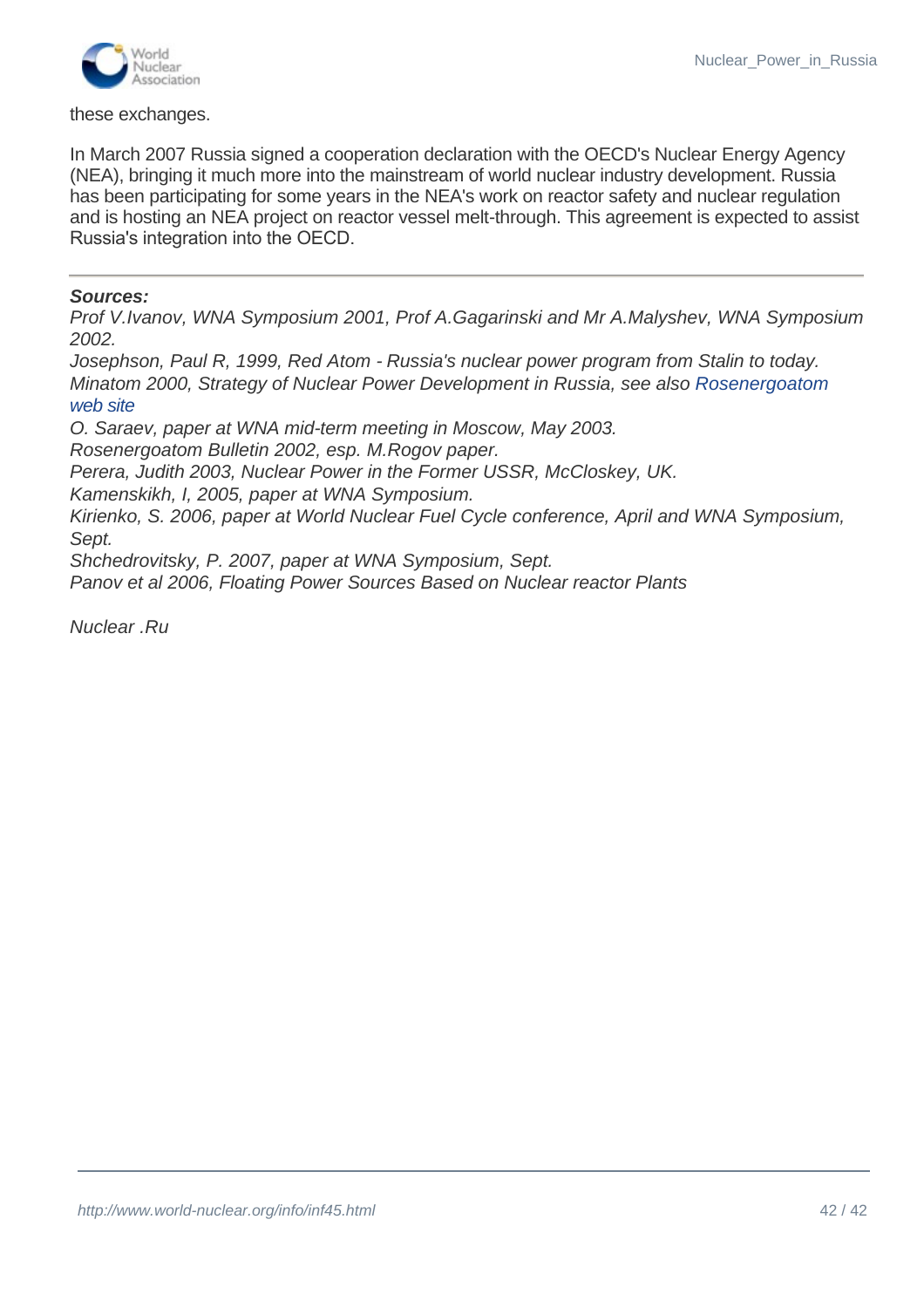these exchanges.

In March 2007 Russia signed a cooperation declaration with the OECD's Nuclear Energy Agency (NEA), bringing it much more into the mainstream of world nuclear industry development. Russia has been participating for some years in the NEA's work on reactor safety and nuclear regulation and is hosting an NEA project on reactor vessel melt-through. This agreement is expected to assist Russia's integration into the OECD.

---

***Sources:***

*Prof V.Ivanov, WNA Symposium 2001, Prof A.Gagarinski and Mr A.Malyshev, WNA Symposium 2002.*

*Josephson, Paul R, 1999, Red Atom - Russia's nuclear power program from Stalin to today.*

*Minatom 2000, Strategy of Nuclear Power Development in Russia, see also Rosenergoatom web site*

*O. Saraev, paper at WNA mid-term meeting in Moscow, May 2003.*

*Rosenergoatom Bulletin 2002, esp. M.Rogov paper.*

*Perera, Judith 2003, Nuclear Power in the Former USSR, McCloskey, UK.*

*Kamenskikh, I, 2005, paper at WNA Symposium.*

*Kirienko, S. 2006, paper at World Nuclear Fuel Cycle conference, April and WNA Symposium, Sept.*

*Shchedrovitsky, P. 2007, paper at WNA Symposium, Sept.*

*Panov et al 2006, Floating Power Sources Based on Nuclear reactor Plants*

*Nuclear .Ru*